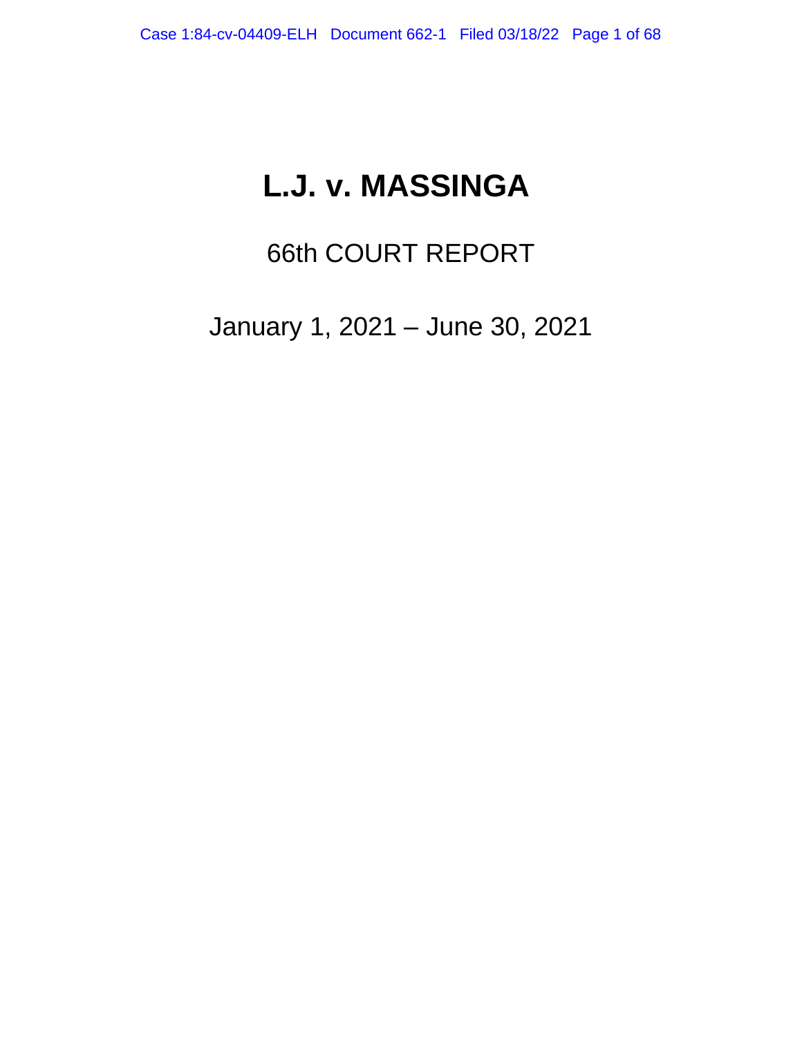# L.J. v. MASSINGA

## 66th COURT REPORT

## January 1, 2021 – June 30, 2021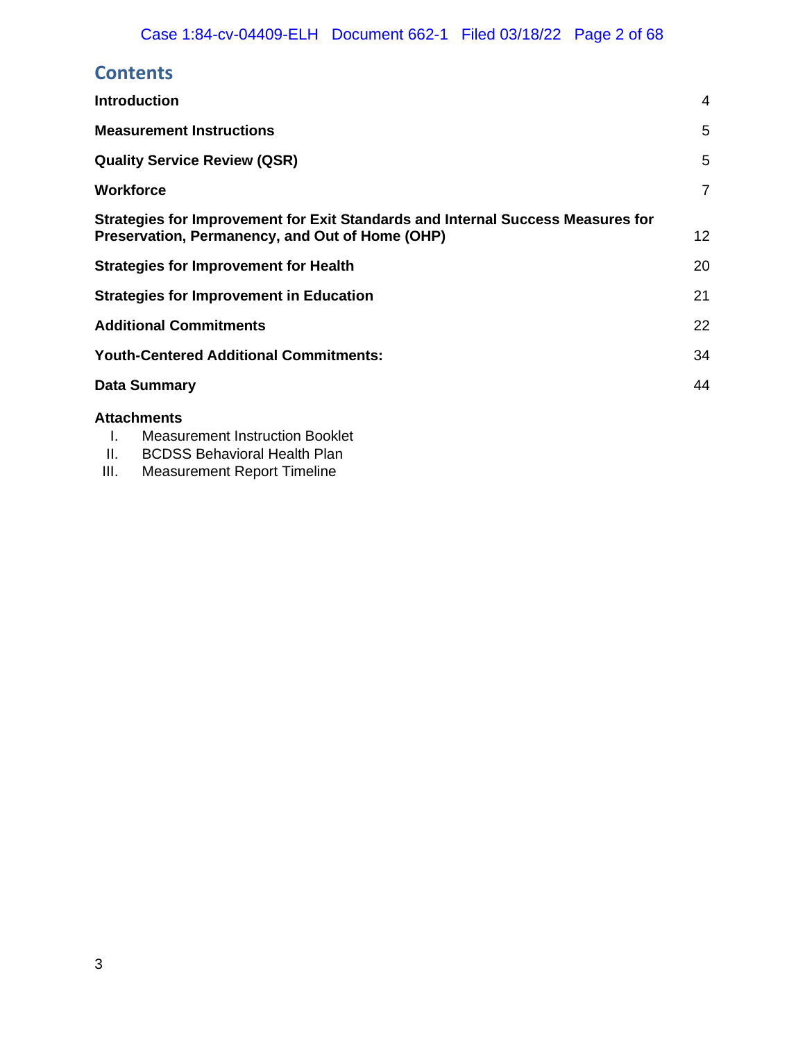## Contents

| | |
|---|---|
| **Introduction** | 4 |
| **Measurement Instructions** | 5 |
| **Quality Service Review (QSR)** | 5 |
| **Workforce** | 7 |
| **Strategies for Improvement for Exit Standards and Internal Success Measures for Preservation, Permanency, and Out of Home (OHP)** | 12 |
| **Strategies for Improvement for Health** | 20 |
| **Strategies for Improvement in Education** | 21 |
| **Additional Commitments** | 22 |
| **Youth-Centered Additional Commitments:** | 34 |
| **Data Summary** | 44 |

**Attachments**

I. Measurement Instruction Booklet
II. BCDSS Behavioral Health Plan
III. Measurement Report Timeline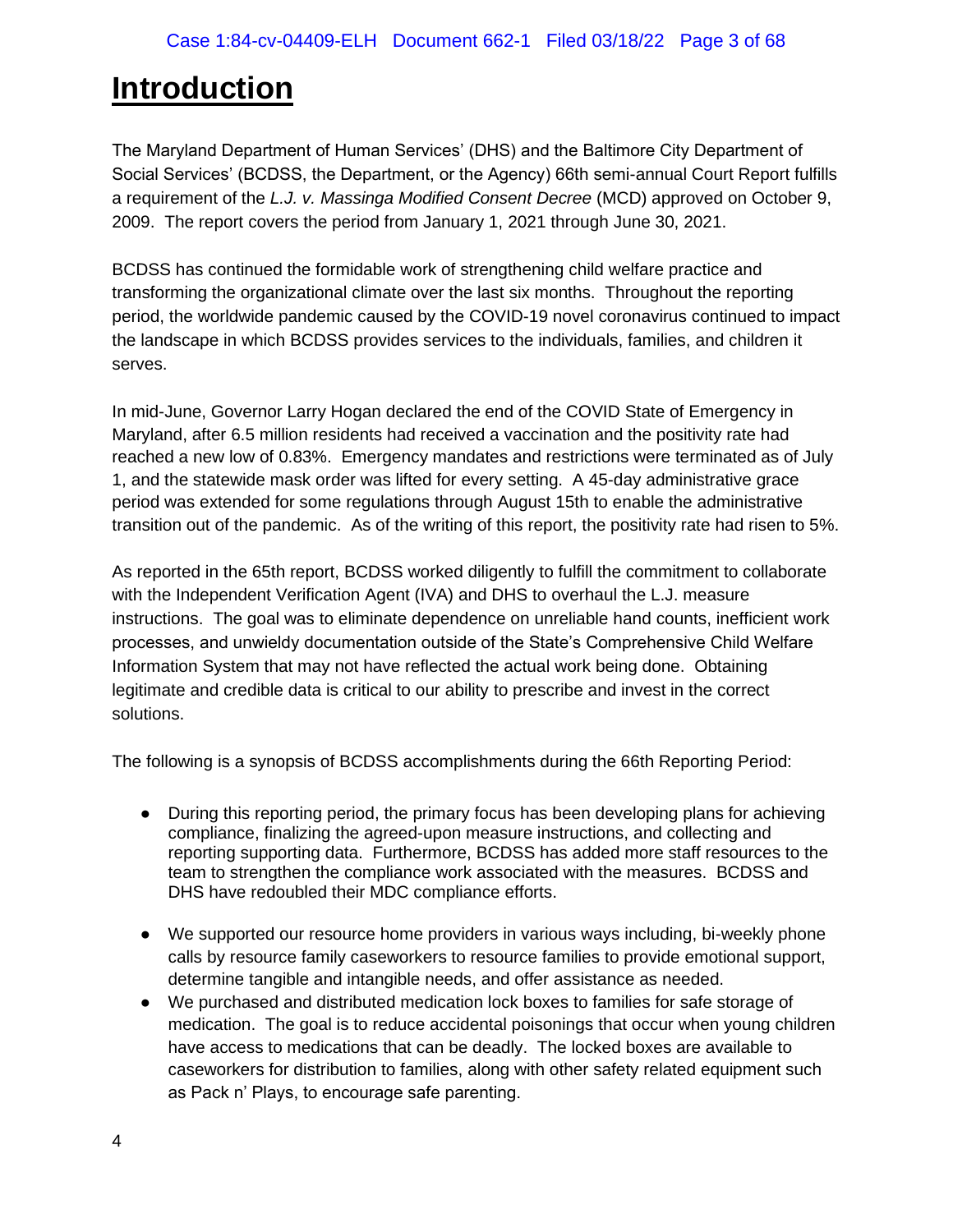# Introduction

The Maryland Department of Human Services' (DHS) and the Baltimore City Department of Social Services' (BCDSS, the Department, or the Agency) 66th semi-annual Court Report fulfills a requirement of the *L.J. v. Massinga Modified Consent Decree* (MCD) approved on October 9, 2009. The report covers the period from January 1, 2021 through June 30, 2021.

BCDSS has continued the formidable work of strengthening child welfare practice and transforming the organizational climate over the last six months. Throughout the reporting period, the worldwide pandemic caused by the COVID-19 novel coronavirus continued to impact the landscape in which BCDSS provides services to the individuals, families, and children it serves.

In mid-June, Governor Larry Hogan declared the end of the COVID State of Emergency in Maryland, after 6.5 million residents had received a vaccination and the positivity rate had reached a new low of 0.83%. Emergency mandates and restrictions were terminated as of July 1, and the statewide mask order was lifted for every setting. A 45-day administrative grace period was extended for some regulations through August 15th to enable the administrative transition out of the pandemic. As of the writing of this report, the positivity rate had risen to 5%.

As reported in the 65th report, BCDSS worked diligently to fulfill the commitment to collaborate with the Independent Verification Agent (IVA) and DHS to overhaul the L.J. measure instructions. The goal was to eliminate dependence on unreliable hand counts, inefficient work processes, and unwieldy documentation outside of the State's Comprehensive Child Welfare Information System that may not have reflected the actual work being done. Obtaining legitimate and credible data is critical to our ability to prescribe and invest in the correct solutions.

The following is a synopsis of BCDSS accomplishments during the 66th Reporting Period:

- During this reporting period, the primary focus has been developing plans for achieving compliance, finalizing the agreed-upon measure instructions, and collecting and reporting supporting data. Furthermore, BCDSS has added more staff resources to the team to strengthen the compliance work associated with the measures. BCDSS and DHS have redoubled their MDC compliance efforts.
- We supported our resource home providers in various ways including, bi-weekly phone calls by resource family caseworkers to resource families to provide emotional support, determine tangible and intangible needs, and offer assistance as needed.
- We purchased and distributed medication lock boxes to families for safe storage of medication. The goal is to reduce accidental poisonings that occur when young children have access to medications that can be deadly. The locked boxes are available to caseworkers for distribution to families, along with other safety related equipment such as Pack n' Plays, to encourage safe parenting.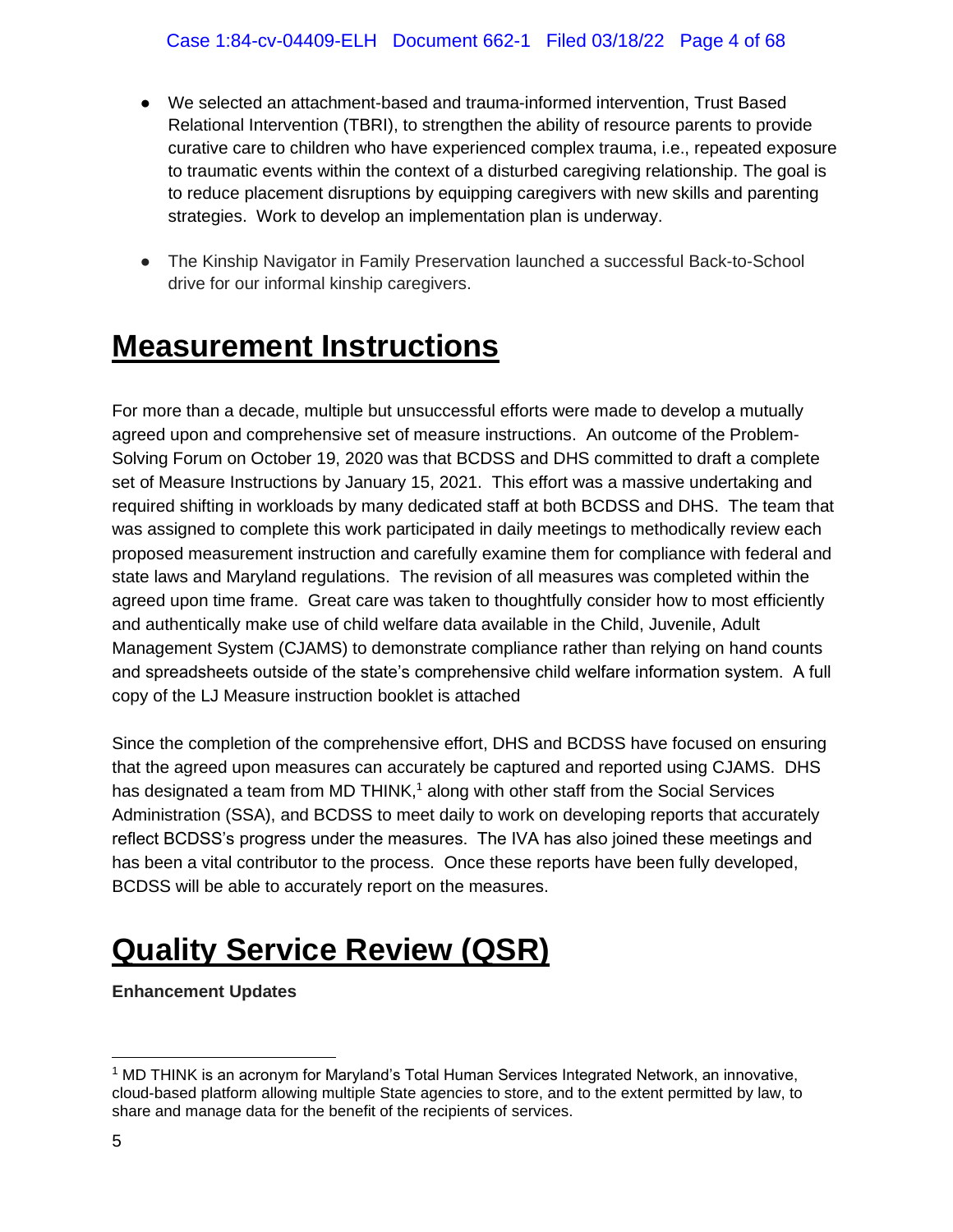- We selected an attachment-based and trauma-informed intervention, Trust Based Relational Intervention (TBRI), to strengthen the ability of resource parents to provide curative care to children who have experienced complex trauma, i.e., repeated exposure to traumatic events within the context of a disturbed caregiving relationship. The goal is to reduce placement disruptions by equipping caregivers with new skills and parenting strategies. Work to develop an implementation plan is underway.

- The Kinship Navigator in Family Preservation launched a successful Back-to-School drive for our informal kinship caregivers.

# Measurement Instructions

For more than a decade, multiple but unsuccessful efforts were made to develop a mutually agreed upon and comprehensive set of measure instructions. An outcome of the Problem-Solving Forum on October 19, 2020 was that BCDSS and DHS committed to draft a complete set of Measure Instructions by January 15, 2021. This effort was a massive undertaking and required shifting in workloads by many dedicated staff at both BCDSS and DHS. The team that was assigned to complete this work participated in daily meetings to methodically review each proposed measurement instruction and carefully examine them for compliance with federal and state laws and Maryland regulations. The revision of all measures was completed within the agreed upon time frame. Great care was taken to thoughtfully consider how to most efficiently and authentically make use of child welfare data available in the Child, Juvenile, Adult Management System (CJAMS) to demonstrate compliance rather than relying on hand counts and spreadsheets outside of the state's comprehensive child welfare information system. A full copy of the LJ Measure instruction booklet is attached

Since the completion of the comprehensive effort, DHS and BCDSS have focused on ensuring that the agreed upon measures can accurately be captured and reported using CJAMS. DHS has designated a team from MD THINK,[1] along with other staff from the Social Services Administration (SSA), and BCDSS to meet daily to work on developing reports that accurately reflect BCDSS's progress under the measures. The IVA has also joined these meetings and has been a vital contributor to the process. Once these reports have been fully developed, BCDSS will be able to accurately report on the measures.

# Quality Service Review (QSR)

**Enhancement Updates**

[1] MD THINK is an acronym for Maryland's Total Human Services Integrated Network, an innovative, cloud-based platform allowing multiple State agencies to store, and to the extent permitted by law, to share and manage data for the benefit of the recipients of services.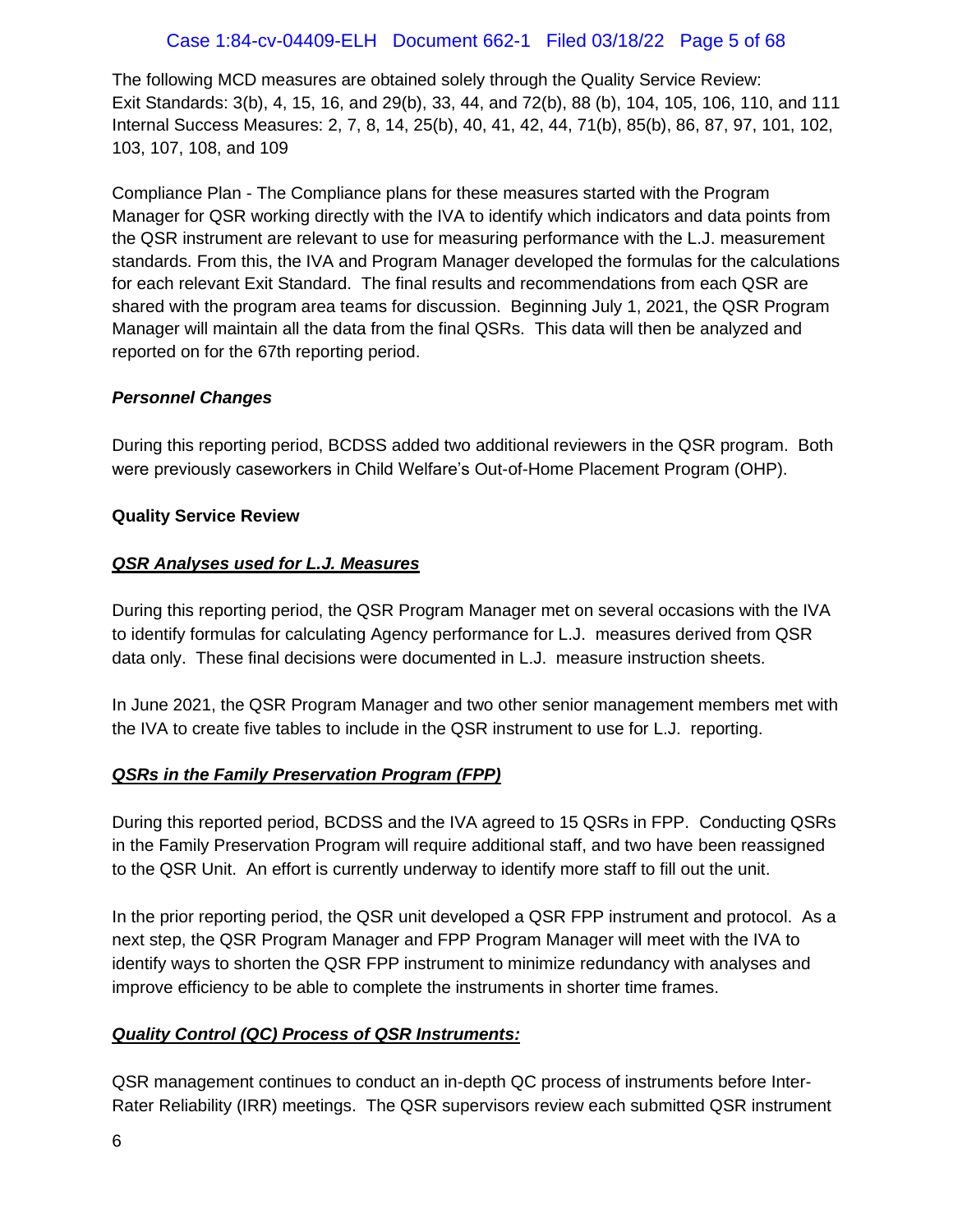The following MCD measures are obtained solely through the Quality Service Review:
Exit Standards: 3(b), 4, 15, 16, and 29(b), 33, 44, and 72(b), 88 (b), 104, 105, 106, 110, and 111
Internal Success Measures: 2, 7, 8, 14, 25(b), 40, 41, 42, 44, 71(b), 85(b), 86, 87, 97, 101, 102, 103, 107, 108, and 109

Compliance Plan - The Compliance plans for these measures started with the Program Manager for QSR working directly with the IVA to identify which indicators and data points from the QSR instrument are relevant to use for measuring performance with the L.J. measurement standards. From this, the IVA and Program Manager developed the formulas for the calculations for each relevant Exit Standard. The final results and recommendations from each QSR are shared with the program area teams for discussion. Beginning July 1, 2021, the QSR Program Manager will maintain all the data from the final QSRs. This data will then be analyzed and reported on for the 67th reporting period.

***Personnel Changes***

During this reporting period, BCDSS added two additional reviewers in the QSR program. Both were previously caseworkers in Child Welfare's Out-of-Home Placement Program (OHP).

**Quality Service Review**

***<u>QSR Analyses used for L.J. Measures</u>***

During this reporting period, the QSR Program Manager met on several occasions with the IVA to identify formulas for calculating Agency performance for L.J. measures derived from QSR data only. These final decisions were documented in L.J. measure instruction sheets.

In June 2021, the QSR Program Manager and two other senior management members met with the IVA to create five tables to include in the QSR instrument to use for L.J. reporting.

***<u>QSRs in the Family Preservation Program (FPP)</u>***

During this reported period, BCDSS and the IVA agreed to 15 QSRs in FPP. Conducting QSRs in the Family Preservation Program will require additional staff, and two have been reassigned to the QSR Unit. An effort is currently underway to identify more staff to fill out the unit.

In the prior reporting period, the QSR unit developed a QSR FPP instrument and protocol. As a next step, the QSR Program Manager and FPP Program Manager will meet with the IVA to identify ways to shorten the QSR FPP instrument to minimize redundancy with analyses and improve efficiency to be able to complete the instruments in shorter time frames.

***<u>Quality Control (QC) Process of QSR Instruments:</u>***

QSR management continues to conduct an in-depth QC process of instruments before Inter-Rater Reliability (IRR) meetings. The QSR supervisors review each submitted QSR instrument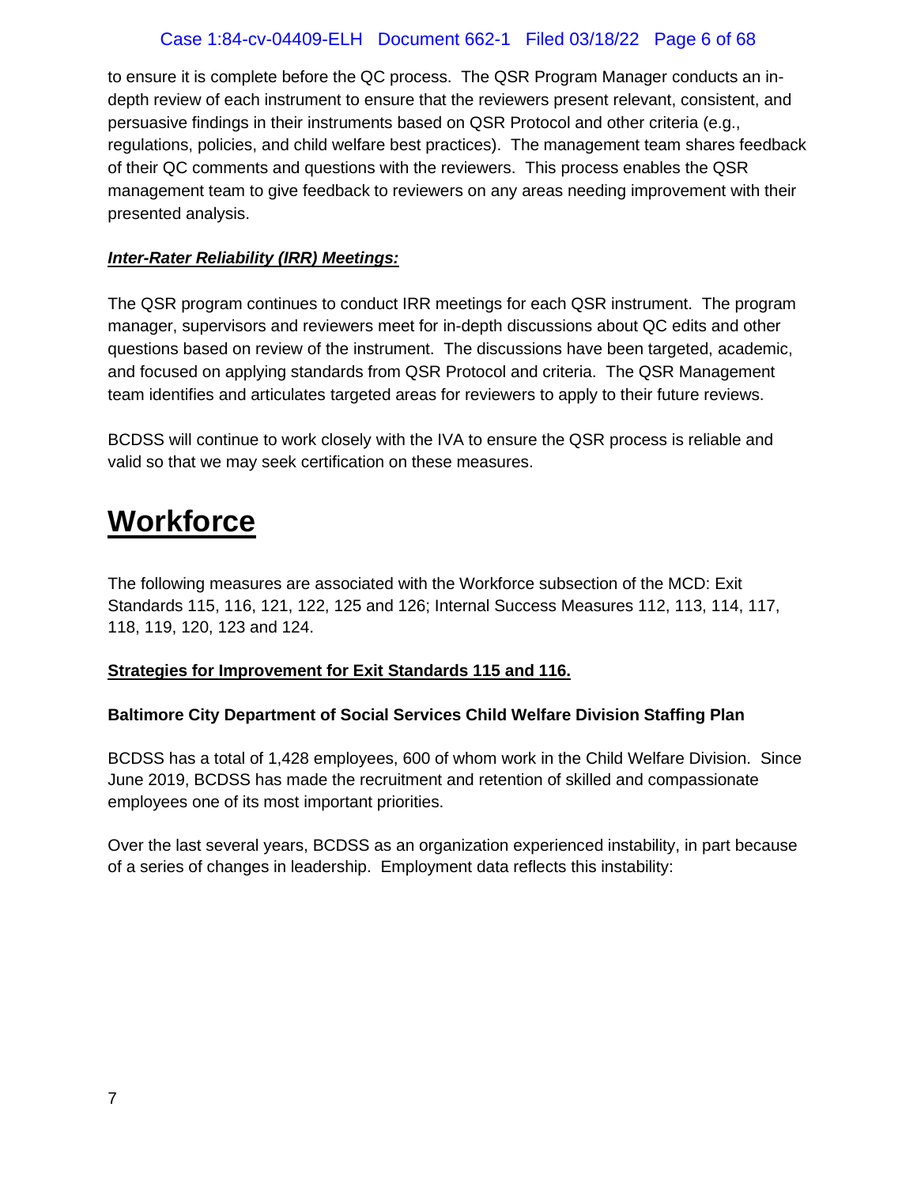to ensure it is complete before the QC process. The QSR Program Manager conducts an in-depth review of each instrument to ensure that the reviewers present relevant, consistent, and persuasive findings in their instruments based on QSR Protocol and other criteria (e.g., regulations, policies, and child welfare best practices). The management team shares feedback of their QC comments and questions with the reviewers. This process enables the QSR management team to give feedback to reviewers on any areas needing improvement with their presented analysis.

***Inter-Rater Reliability (IRR) Meetings:***

The QSR program continues to conduct IRR meetings for each QSR instrument. The program manager, supervisors and reviewers meet for in-depth discussions about QC edits and other questions based on review of the instrument. The discussions have been targeted, academic, and focused on applying standards from QSR Protocol and criteria. The QSR Management team identifies and articulates targeted areas for reviewers to apply to their future reviews.

BCDSS will continue to work closely with the IVA to ensure the QSR process is reliable and valid so that we may seek certification on these measures.

# Workforce

The following measures are associated with the Workforce subsection of the MCD: Exit Standards 115, 116, 121, 122, 125 and 126; Internal Success Measures 112, 113, 114, 117, 118, 119, 120, 123 and 124.

**Strategies for Improvement for Exit Standards 115 and 116.**

**Baltimore City Department of Social Services Child Welfare Division Staffing Plan**

BCDSS has a total of 1,428 employees, 600 of whom work in the Child Welfare Division. Since June 2019, BCDSS has made the recruitment and retention of skilled and compassionate employees one of its most important priorities.

Over the last several years, BCDSS as an organization experienced instability, in part because of a series of changes in leadership. Employment data reflects this instability: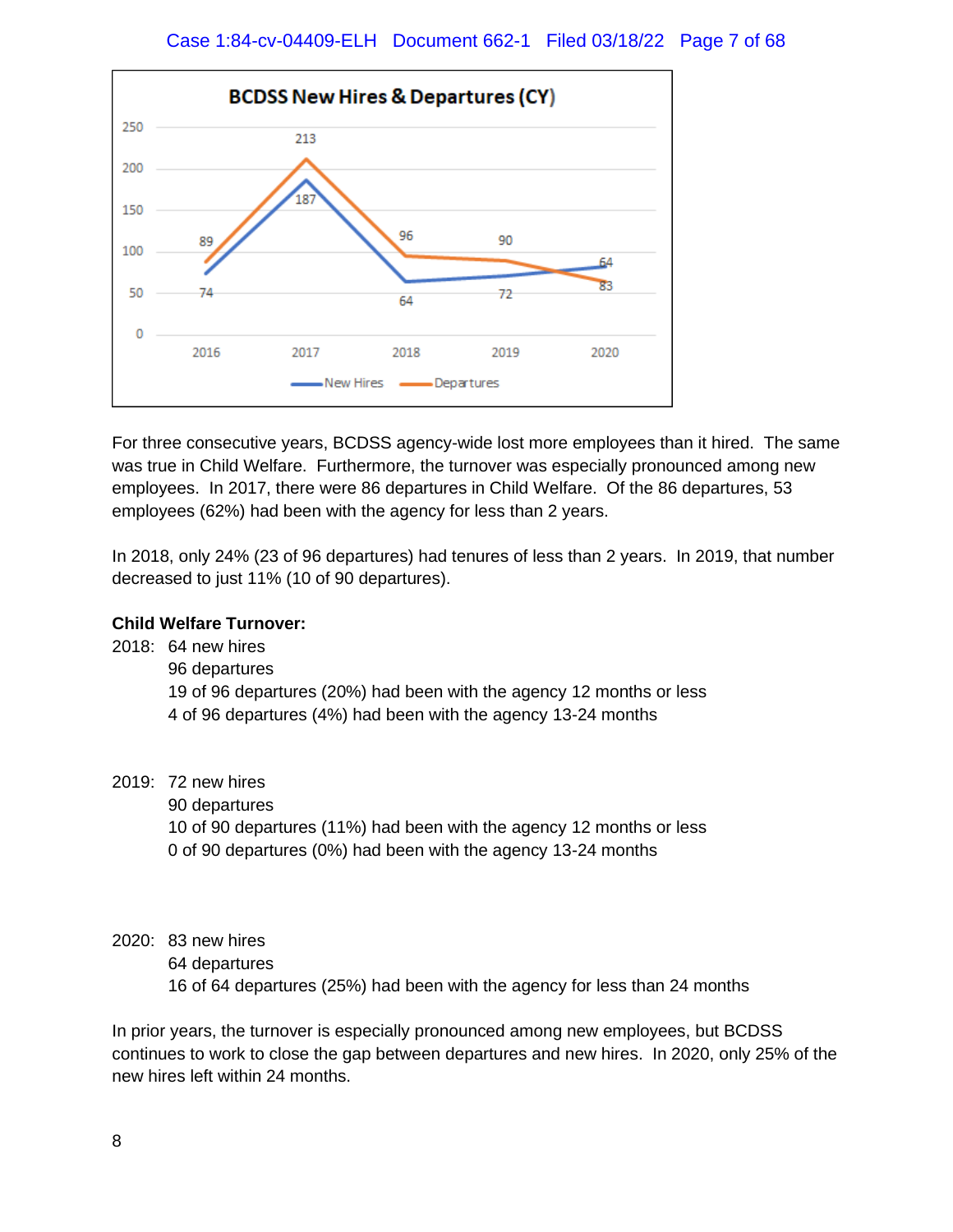**BCDSS New Hires & Departures (CY)**

| | 2016 | 2017 | 2018 | 2019 | 2020 |
|---|---|---|---|---|---|
| New Hires | 74 | 187 | 64 | 72 | 83 |
| Departures | 89 | 213 | 96 | 90 | 64 |

For three consecutive years, BCDSS agency-wide lost more employees than it hired. The same was true in Child Welfare. Furthermore, the turnover was especially pronounced among new employees. In 2017, there were 86 departures in Child Welfare. Of the 86 departures, 53 employees (62%) had been with the agency for less than 2 years.

In 2018, only 24% (23 of 96 departures) had tenures of less than 2 years. In 2019, that number decreased to just 11% (10 of 90 departures).

**Child Welfare Turnover:**

2018: 64 new hires
96 departures
19 of 96 departures (20%) had been with the agency 12 months or less
4 of 96 departures (4%) had been with the agency 13-24 months

2019: 72 new hires
90 departures
10 of 90 departures (11%) had been with the agency 12 months or less
0 of 90 departures (0%) had been with the agency 13-24 months

2020: 83 new hires
64 departures
16 of 64 departures (25%) had been with the agency for less than 24 months

In prior years, the turnover is especially pronounced among new employees, but BCDSS continues to work to close the gap between departures and new hires. In 2020, only 25% of the new hires left within 24 months.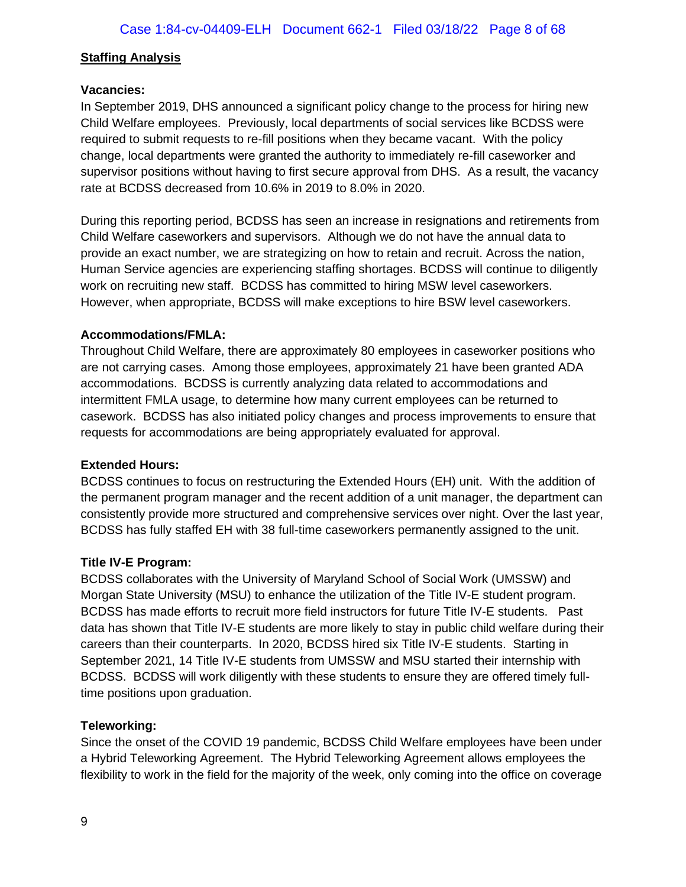## Staffing Analysis

**Vacancies:**

In September 2019, DHS announced a significant policy change to the process for hiring new Child Welfare employees. Previously, local departments of social services like BCDSS were required to submit requests to re-fill positions when they became vacant. With the policy change, local departments were granted the authority to immediately re-fill caseworker and supervisor positions without having to first secure approval from DHS. As a result, the vacancy rate at BCDSS decreased from 10.6% in 2019 to 8.0% in 2020.

During this reporting period, BCDSS has seen an increase in resignations and retirements from Child Welfare caseworkers and supervisors. Although we do not have the annual data to provide an exact number, we are strategizing on how to retain and recruit. Across the nation, Human Service agencies are experiencing staffing shortages. BCDSS will continue to diligently work on recruiting new staff. BCDSS has committed to hiring MSW level caseworkers. However, when appropriate, BCDSS will make exceptions to hire BSW level caseworkers.

**Accommodations/FMLA:**

Throughout Child Welfare, there are approximately 80 employees in caseworker positions who are not carrying cases. Among those employees, approximately 21 have been granted ADA accommodations. BCDSS is currently analyzing data related to accommodations and intermittent FMLA usage, to determine how many current employees can be returned to casework. BCDSS has also initiated policy changes and process improvements to ensure that requests for accommodations are being appropriately evaluated for approval.

**Extended Hours:**

BCDSS continues to focus on restructuring the Extended Hours (EH) unit. With the addition of the permanent program manager and the recent addition of a unit manager, the department can consistently provide more structured and comprehensive services over night. Over the last year, BCDSS has fully staffed EH with 38 full-time caseworkers permanently assigned to the unit.

**Title IV-E Program:**

BCDSS collaborates with the University of Maryland School of Social Work (UMSSW) and Morgan State University (MSU) to enhance the utilization of the Title IV-E student program. BCDSS has made efforts to recruit more field instructors for future Title IV-E students. Past data has shown that Title IV-E students are more likely to stay in public child welfare during their careers than their counterparts. In 2020, BCDSS hired six Title IV-E students. Starting in September 2021, 14 Title IV-E students from UMSSW and MSU started their internship with BCDSS. BCDSS will work diligently with these students to ensure they are offered timely full-time positions upon graduation.

**Teleworking:**

Since the onset of the COVID 19 pandemic, BCDSS Child Welfare employees have been under a Hybrid Teleworking Agreement. The Hybrid Teleworking Agreement allows employees the flexibility to work in the field for the majority of the week, only coming into the office on coverage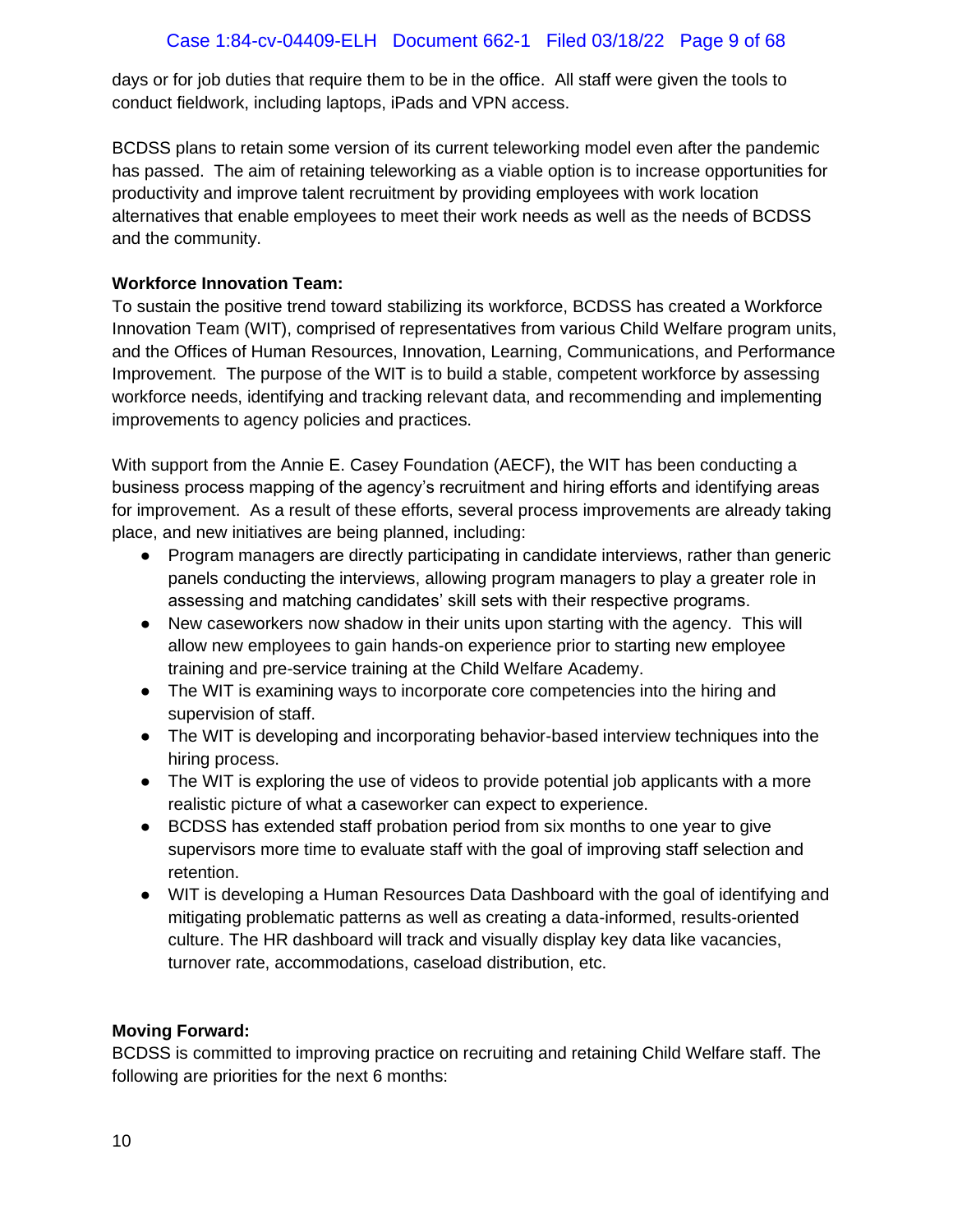days or for job duties that require them to be in the office. All staff were given the tools to conduct fieldwork, including laptops, iPads and VPN access.

BCDSS plans to retain some version of its current teleworking model even after the pandemic has passed. The aim of retaining teleworking as a viable option is to increase opportunities for productivity and improve talent recruitment by providing employees with work location alternatives that enable employees to meet their work needs as well as the needs of BCDSS and the community.

**Workforce Innovation Team:**

To sustain the positive trend toward stabilizing its workforce, BCDSS has created a Workforce Innovation Team (WIT), comprised of representatives from various Child Welfare program units, and the Offices of Human Resources, Innovation, Learning, Communications, and Performance Improvement. The purpose of the WIT is to build a stable, competent workforce by assessing workforce needs, identifying and tracking relevant data, and recommending and implementing improvements to agency policies and practices.

With support from the Annie E. Casey Foundation (AECF), the WIT has been conducting a business process mapping of the agency's recruitment and hiring efforts and identifying areas for improvement. As a result of these efforts, several process improvements are already taking place, and new initiatives are being planned, including:

- Program managers are directly participating in candidate interviews, rather than generic panels conducting the interviews, allowing program managers to play a greater role in assessing and matching candidates' skill sets with their respective programs.
- New caseworkers now shadow in their units upon starting with the agency. This will allow new employees to gain hands-on experience prior to starting new employee training and pre-service training at the Child Welfare Academy.
- The WIT is examining ways to incorporate core competencies into the hiring and supervision of staff.
- The WIT is developing and incorporating behavior-based interview techniques into the hiring process.
- The WIT is exploring the use of videos to provide potential job applicants with a more realistic picture of what a caseworker can expect to experience.
- BCDSS has extended staff probation period from six months to one year to give supervisors more time to evaluate staff with the goal of improving staff selection and retention.
- WIT is developing a Human Resources Data Dashboard with the goal of identifying and mitigating problematic patterns as well as creating a data-informed, results-oriented culture. The HR dashboard will track and visually display key data like vacancies, turnover rate, accommodations, caseload distribution, etc.

**Moving Forward:**

BCDSS is committed to improving practice on recruiting and retaining Child Welfare staff. The following are priorities for the next 6 months: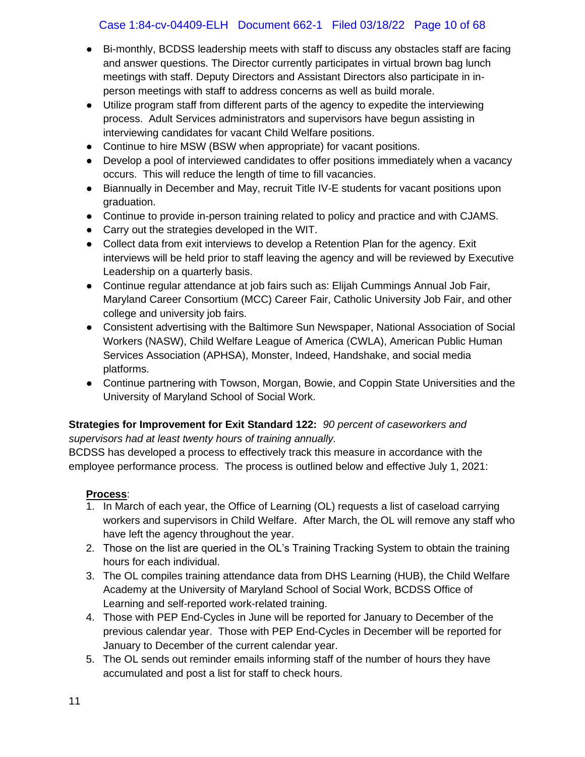- Bi-monthly, BCDSS leadership meets with staff to discuss any obstacles staff are facing and answer questions. The Director currently participates in virtual brown bag lunch meetings with staff. Deputy Directors and Assistant Directors also participate in in-person meetings with staff to address concerns as well as build morale.
- Utilize program staff from different parts of the agency to expedite the interviewing process. Adult Services administrators and supervisors have begun assisting in interviewing candidates for vacant Child Welfare positions.
- Continue to hire MSW (BSW when appropriate) for vacant positions.
- Develop a pool of interviewed candidates to offer positions immediately when a vacancy occurs. This will reduce the length of time to fill vacancies.
- Biannually in December and May, recruit Title IV-E students for vacant positions upon graduation.
- Continue to provide in-person training related to policy and practice and with CJAMS.
- Carry out the strategies developed in the WIT.
- Collect data from exit interviews to develop a Retention Plan for the agency. Exit interviews will be held prior to staff leaving the agency and will be reviewed by Executive Leadership on a quarterly basis.
- Continue regular attendance at job fairs such as: Elijah Cummings Annual Job Fair, Maryland Career Consortium (MCC) Career Fair, Catholic University Job Fair, and other college and university job fairs.
- Consistent advertising with the Baltimore Sun Newspaper, National Association of Social Workers (NASW), Child Welfare League of America (CWLA), American Public Human Services Association (APHSA), Monster, Indeed, Handshake, and social media platforms.
- Continue partnering with Towson, Morgan, Bowie, and Coppin State Universities and the University of Maryland School of Social Work.

**Strategies for Improvement for Exit Standard 122:** *90 percent of caseworkers and supervisors had at least twenty hours of training annually.*

BCDSS has developed a process to effectively track this measure in accordance with the employee performance process. The process is outlined below and effective July 1, 2021:

**Process**:

1. In March of each year, the Office of Learning (OL) requests a list of caseload carrying workers and supervisors in Child Welfare. After March, the OL will remove any staff who have left the agency throughout the year.
2. Those on the list are queried in the OL's Training Tracking System to obtain the training hours for each individual.
3. The OL compiles training attendance data from DHS Learning (HUB), the Child Welfare Academy at the University of Maryland School of Social Work, BCDSS Office of Learning and self-reported work-related training.
4. Those with PEP End-Cycles in June will be reported for January to December of the previous calendar year. Those with PEP End-Cycles in December will be reported for January to December of the current calendar year.
5. The OL sends out reminder emails informing staff of the number of hours they have accumulated and post a list for staff to check hours.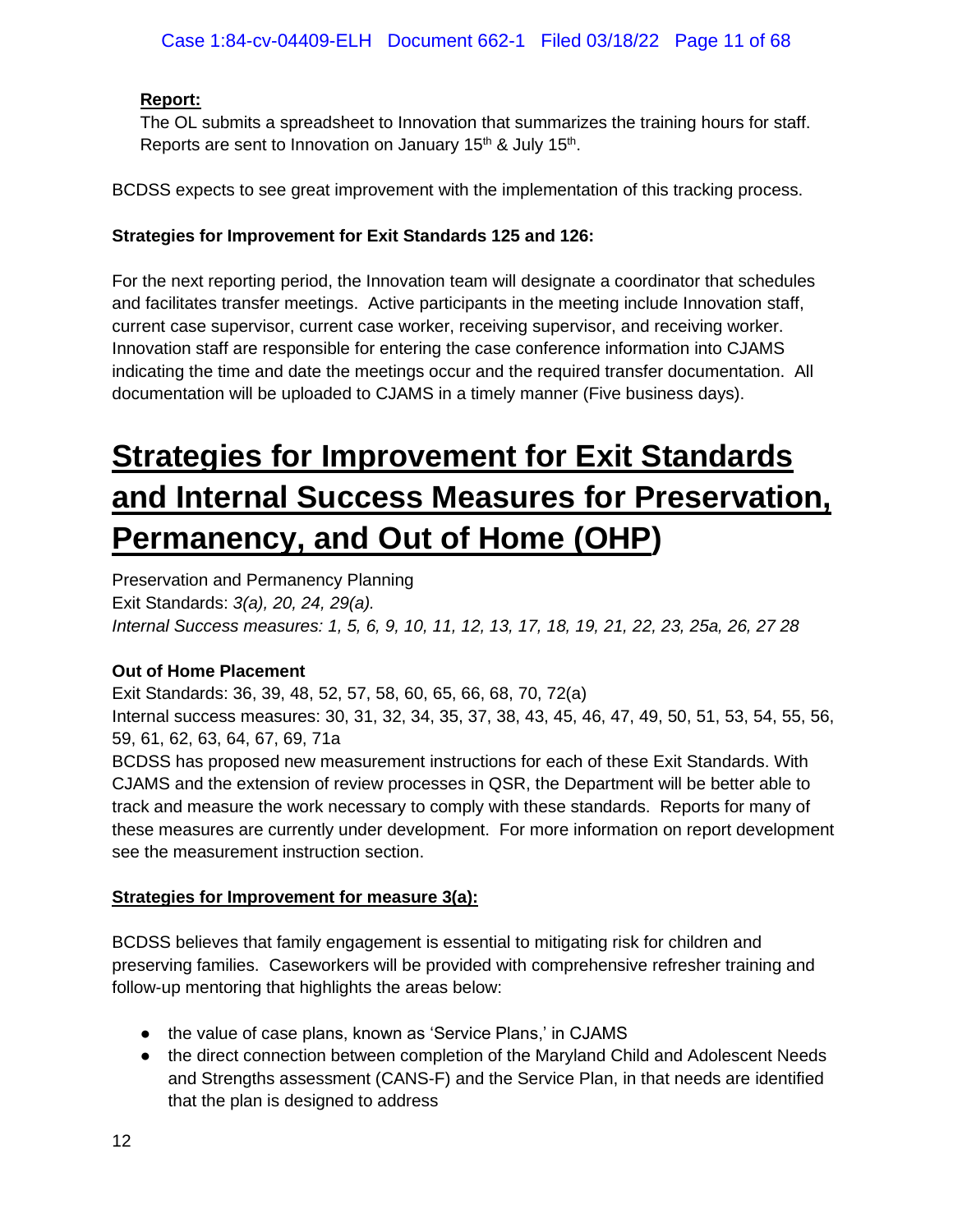**Report:**

The OL submits a spreadsheet to Innovation that summarizes the training hours for staff. Reports are sent to Innovation on January 15th & July 15th.

BCDSS expects to see great improvement with the implementation of this tracking process.

**Strategies for Improvement for Exit Standards 125 and 126:**

For the next reporting period, the Innovation team will designate a coordinator that schedules and facilitates transfer meetings. Active participants in the meeting include Innovation staff, current case supervisor, current case worker, receiving supervisor, and receiving worker. Innovation staff are responsible for entering the case conference information into CJAMS indicating the time and date the meetings occur and the required transfer documentation. All documentation will be uploaded to CJAMS in a timely manner (Five business days).

# Strategies for Improvement for Exit Standards and Internal Success Measures for Preservation, Permanency, and Out of Home (OHP)

Preservation and Permanency Planning
Exit Standards: *3(a), 20, 24, 29(a).*
*Internal Success measures: 1, 5, 6, 9, 10, 11, 12, 13, 17, 18, 19, 21, 22, 23, 25a, 26, 27 28*

**Out of Home Placement**
Exit Standards: 36, 39, 48, 52, 57, 58, 60, 65, 66, 68, 70, 72(a)
Internal success measures: 30, 31, 32, 34, 35, 37, 38, 43, 45, 46, 47, 49, 50, 51, 53, 54, 55, 56, 59, 61, 62, 63, 64, 67, 69, 71a
BCDSS has proposed new measurement instructions for each of these Exit Standards. With CJAMS and the extension of review processes in QSR, the Department will be better able to track and measure the work necessary to comply with these standards. Reports for many of these measures are currently under development. For more information on report development see the measurement instruction section.

**Strategies for Improvement for measure 3(a):**

BCDSS believes that family engagement is essential to mitigating risk for children and preserving families. Caseworkers will be provided with comprehensive refresher training and follow-up mentoring that highlights the areas below:

- the value of case plans, known as 'Service Plans,' in CJAMS
- the direct connection between completion of the Maryland Child and Adolescent Needs and Strengths assessment (CANS-F) and the Service Plan, in that needs are identified that the plan is designed to address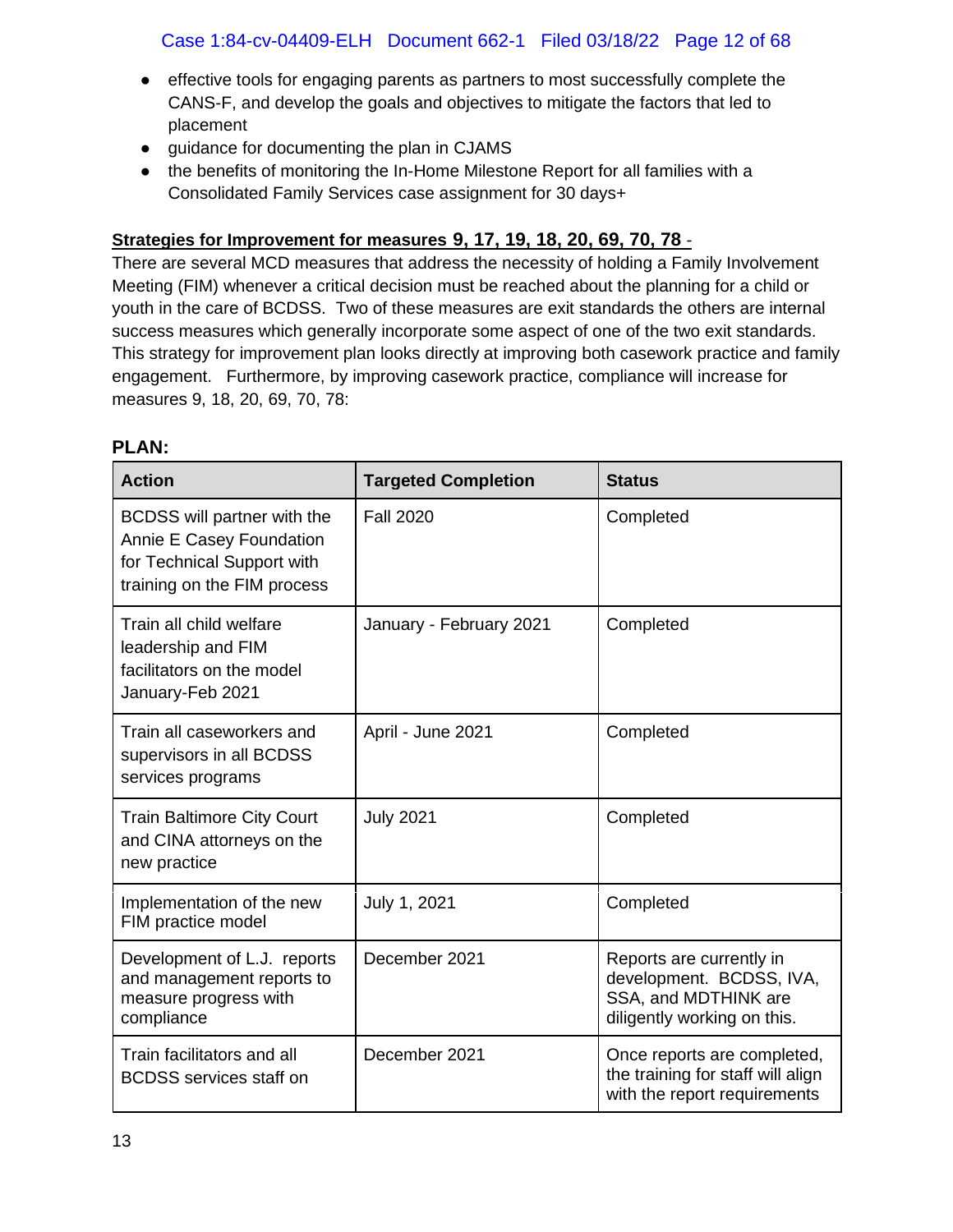- effective tools for engaging parents as partners to most successfully complete the CANS-F, and develop the goals and objectives to mitigate the factors that led to placement
- guidance for documenting the plan in CJAMS
- the benefits of monitoring the In-Home Milestone Report for all families with a Consolidated Family Services case assignment for 30 days+

**Strategies for Improvement for measures 9, 17, 19, 18, 20, 69, 70, 78** -

There are several MCD measures that address the necessity of holding a Family Involvement Meeting (FIM) whenever a critical decision must be reached about the planning for a child or youth in the care of BCDSS. Two of these measures are exit standards the others are internal success measures which generally incorporate some aspect of one of the two exit standards. This strategy for improvement plan looks directly at improving both casework practice and family engagement. Furthermore, by improving casework practice, compliance will increase for measures 9, 18, 20, 69, 70, 78:

**PLAN:**

| Action | Targeted Completion | Status |
|---|---|---|
| BCDSS will partner with the Annie E Casey Foundation for Technical Support with training on the FIM process | Fall 2020 | Completed |
| Train all child welfare leadership and FIM facilitators on the model January-Feb 2021 | January - February 2021 | Completed |
| Train all caseworkers and supervisors in all BCDSS services programs | April - June 2021 | Completed |
| Train Baltimore City Court and CINA attorneys on the new practice | July 2021 | Completed |
| Implementation of the new FIM practice model | July 1, 2021 | Completed |
| Development of L.J. reports and management reports to measure progress with compliance | December 2021 | Reports are currently in development. BCDSS, IVA, SSA, and MDTHINK are diligently working on this. |
| Train facilitators and all BCDSS services staff on | December 2021 | Once reports are completed, the training for staff will align with the report requirements |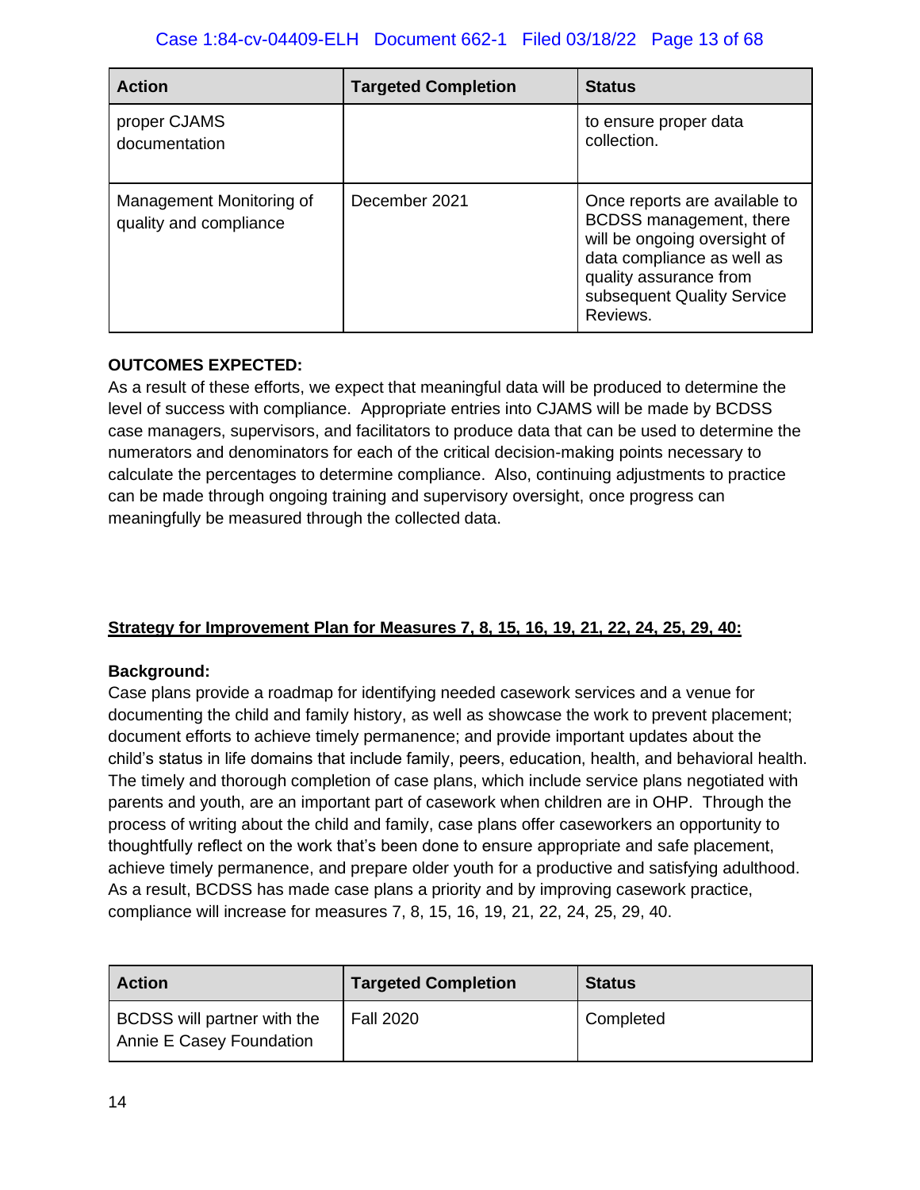| Action | Targeted Completion | Status |
|---|---|---|
| proper CJAMS documentation | | to ensure proper data collection. |
| Management Monitoring of quality and compliance | December 2021 | Once reports are available to BCDSS management, there will be ongoing oversight of data compliance as well as quality assurance from subsequent Quality Service Reviews. |

**OUTCOMES EXPECTED:**
As a result of these efforts, we expect that meaningful data will be produced to determine the level of success with compliance. Appropriate entries into CJAMS will be made by BCDSS case managers, supervisors, and facilitators to produce data that can be used to determine the numerators and denominators for each of the critical decision-making points necessary to calculate the percentages to determine compliance. Also, continuing adjustments to practice can be made through ongoing training and supervisory oversight, once progress can meaningfully be measured through the collected data.

**Strategy for Improvement Plan for Measures 7, 8, 15, 16, 19, 21, 22, 24, 25, 29, 40:**

**Background:**
Case plans provide a roadmap for identifying needed casework services and a venue for documenting the child and family history, as well as showcase the work to prevent placement; document efforts to achieve timely permanence; and provide important updates about the child's status in life domains that include family, peers, education, health, and behavioral health. The timely and thorough completion of case plans, which include service plans negotiated with parents and youth, are an important part of casework when children are in OHP. Through the process of writing about the child and family, case plans offer caseworkers an opportunity to thoughtfully reflect on the work that's been done to ensure appropriate and safe placement, achieve timely permanence, and prepare older youth for a productive and satisfying adulthood. As a result, BCDSS has made case plans a priority and by improving casework practice, compliance will increase for measures 7, 8, 15, 16, 19, 21, 22, 24, 25, 29, 40.

| Action | Targeted Completion | Status |
|---|---|---|
| BCDSS will partner with the Annie E Casey Foundation | Fall 2020 | Completed |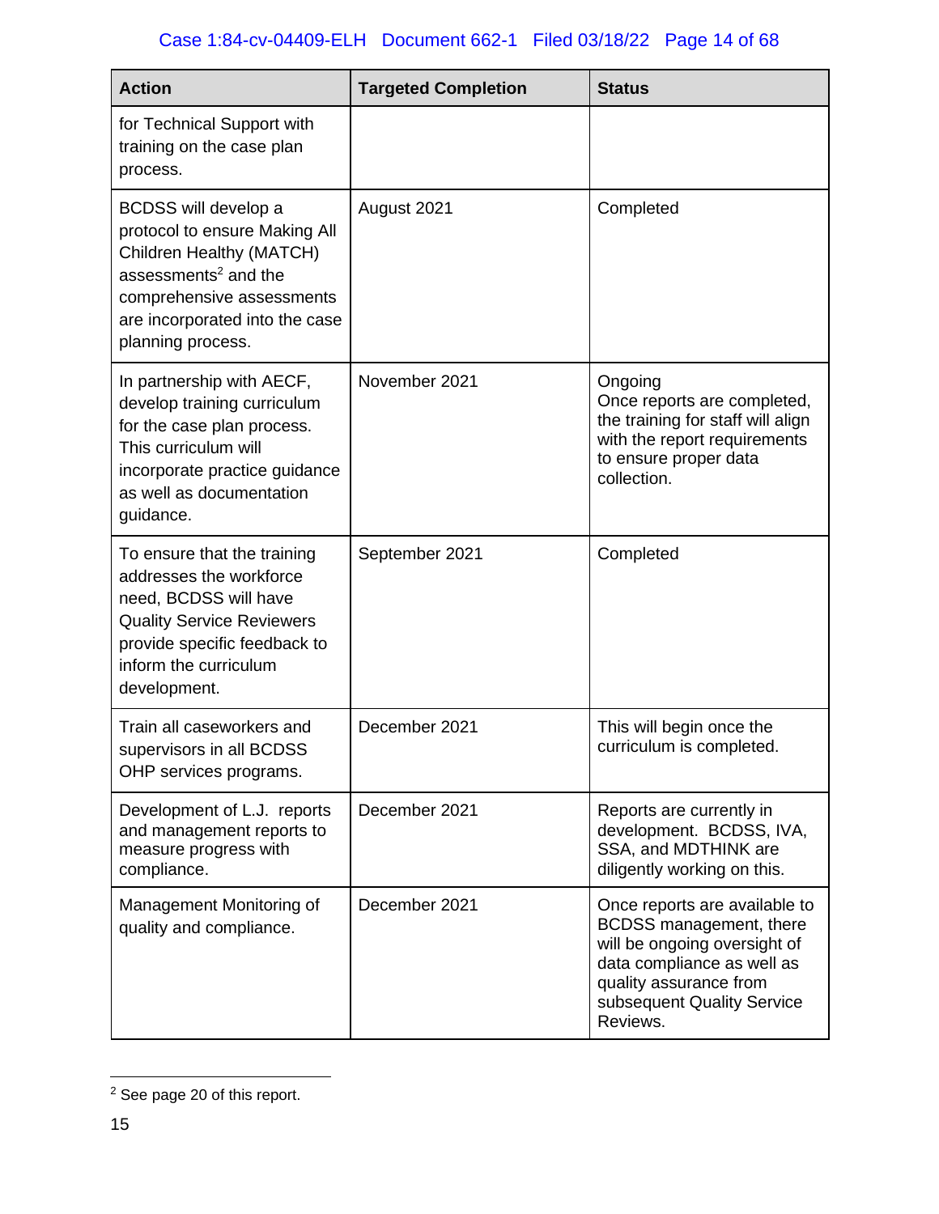| Action | Targeted Completion | Status |
| --- | --- | --- |
| for Technical Support with training on the case plan process. | | |
| BCDSS will develop a protocol to ensure Making All Children Healthy (MATCH) assessments[2] and the comprehensive assessments are incorporated into the case planning process. | August 2021 | Completed |
| In partnership with AECF, develop training curriculum for the case plan process. This curriculum will incorporate practice guidance as well as documentation guidance. | November 2021 | Ongoing<br>Once reports are completed, the training for staff will align with the report requirements to ensure proper data collection. |
| To ensure that the training addresses the workforce need, BCDSS will have Quality Service Reviewers provide specific feedback to inform the curriculum development. | September 2021 | Completed |
| Train all caseworkers and supervisors in all BCDSS OHP services programs. | December 2021 | This will begin once the curriculum is completed. |
| Development of L.J. reports and management reports to measure progress with compliance. | December 2021 | Reports are currently in development. BCDSS, IVA, SSA, and MDTHINK are diligently working on this. |
| Management Monitoring of quality and compliance. | December 2021 | Once reports are available to BCDSS management, there will be ongoing oversight of data compliance as well as quality assurance from subsequent Quality Service Reviews. |

[2] See page 20 of this report.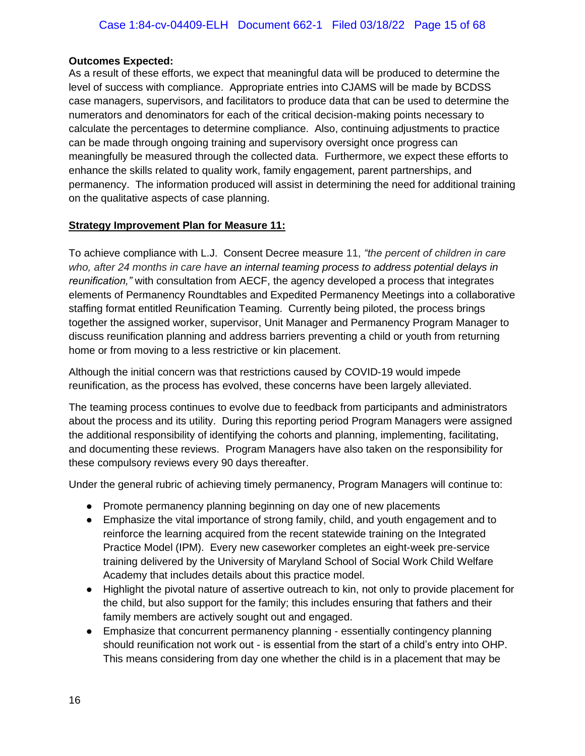**Outcomes Expected:**
As a result of these efforts, we expect that meaningful data will be produced to determine the level of success with compliance. Appropriate entries into CJAMS will be made by BCDSS case managers, supervisors, and facilitators to produce data that can be used to determine the numerators and denominators for each of the critical decision-making points necessary to calculate the percentages to determine compliance. Also, continuing adjustments to practice can be made through ongoing training and supervisory oversight once progress can meaningfully be measured through the collected data. Furthermore, we expect these efforts to enhance the skills related to quality work, family engagement, parent partnerships, and permanency. The information produced will assist in determining the need for additional training on the qualitative aspects of case planning.

**Strategy Improvement Plan for Measure 11:**

To achieve compliance with L.J. Consent Decree measure 11, *"the percent of children in care who, after 24 months in care have an internal teaming process to address potential delays in reunification,"* with consultation from AECF, the agency developed a process that integrates elements of Permanency Roundtables and Expedited Permanency Meetings into a collaborative staffing format entitled Reunification Teaming. Currently being piloted, the process brings together the assigned worker, supervisor, Unit Manager and Permanency Program Manager to discuss reunification planning and address barriers preventing a child or youth from returning home or from moving to a less restrictive or kin placement.

Although the initial concern was that restrictions caused by COVID-19 would impede reunification, as the process has evolved, these concerns have been largely alleviated.

The teaming process continues to evolve due to feedback from participants and administrators about the process and its utility. During this reporting period Program Managers were assigned the additional responsibility of identifying the cohorts and planning, implementing, facilitating, and documenting these reviews. Program Managers have also taken on the responsibility for these compulsory reviews every 90 days thereafter.

Under the general rubric of achieving timely permanency, Program Managers will continue to:

- Promote permanency planning beginning on day one of new placements
- Emphasize the vital importance of strong family, child, and youth engagement and to reinforce the learning acquired from the recent statewide training on the Integrated Practice Model (IPM). Every new caseworker completes an eight-week pre-service training delivered by the University of Maryland School of Social Work Child Welfare Academy that includes details about this practice model.
- Highlight the pivotal nature of assertive outreach to kin, not only to provide placement for the child, but also support for the family; this includes ensuring that fathers and their family members are actively sought out and engaged.
- Emphasize that concurrent permanency planning - essentially contingency planning should reunification not work out - is essential from the start of a child's entry into OHP. This means considering from day one whether the child is in a placement that may be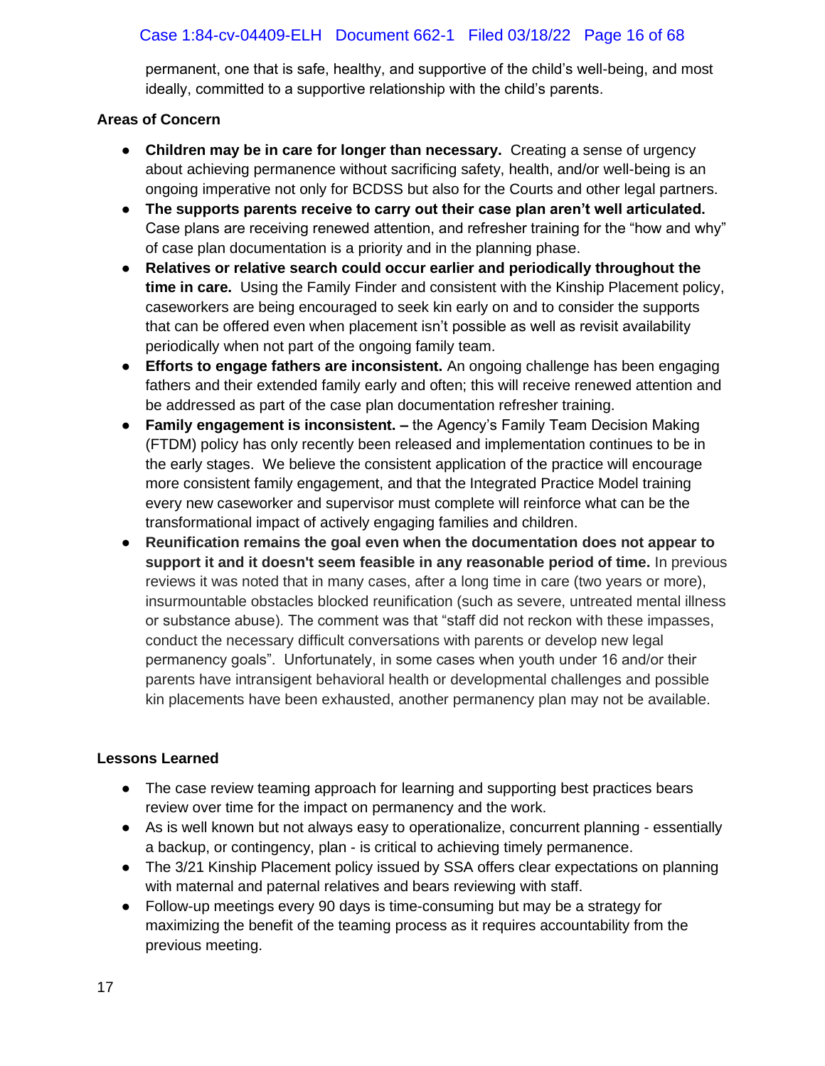permanent, one that is safe, healthy, and supportive of the child's well-being, and most ideally, committed to a supportive relationship with the child's parents.

**Areas of Concern**

- **Children may be in care for longer than necessary.** Creating a sense of urgency about achieving permanence without sacrificing safety, health, and/or well-being is an ongoing imperative not only for BCDSS but also for the Courts and other legal partners.
- **The supports parents receive to carry out their case plan aren't well articulated.** Case plans are receiving renewed attention, and refresher training for the "how and why" of case plan documentation is a priority and in the planning phase.
- **Relatives or relative search could occur earlier and periodically throughout the time in care.** Using the Family Finder and consistent with the Kinship Placement policy, caseworkers are being encouraged to seek kin early on and to consider the supports that can be offered even when placement isn't possible as well as revisit availability periodically when not part of the ongoing family team.
- **Efforts to engage fathers are inconsistent.** An ongoing challenge has been engaging fathers and their extended family early and often; this will receive renewed attention and be addressed as part of the case plan documentation refresher training.
- **Family engagement is inconsistent. –** the Agency's Family Team Decision Making (FTDM) policy has only recently been released and implementation continues to be in the early stages. We believe the consistent application of the practice will encourage more consistent family engagement, and that the Integrated Practice Model training every new caseworker and supervisor must complete will reinforce what can be the transformational impact of actively engaging families and children.
- **Reunification remains the goal even when the documentation does not appear to support it and it doesn't seem feasible in any reasonable period of time.** In previous reviews it was noted that in many cases, after a long time in care (two years or more), insurmountable obstacles blocked reunification (such as severe, untreated mental illness or substance abuse). The comment was that "staff did not reckon with these impasses, conduct the necessary difficult conversations with parents or develop new legal permanency goals". Unfortunately, in some cases when youth under 16 and/or their parents have intransigent behavioral health or developmental challenges and possible kin placements have been exhausted, another permanency plan may not be available.

**Lessons Learned**

- The case review teaming approach for learning and supporting best practices bears review over time for the impact on permanency and the work.
- As is well known but not always easy to operationalize, concurrent planning - essentially a backup, or contingency, plan - is critical to achieving timely permanence.
- The 3/21 Kinship Placement policy issued by SSA offers clear expectations on planning with maternal and paternal relatives and bears reviewing with staff.
- Follow-up meetings every 90 days is time-consuming but may be a strategy for maximizing the benefit of the teaming process as it requires accountability from the previous meeting.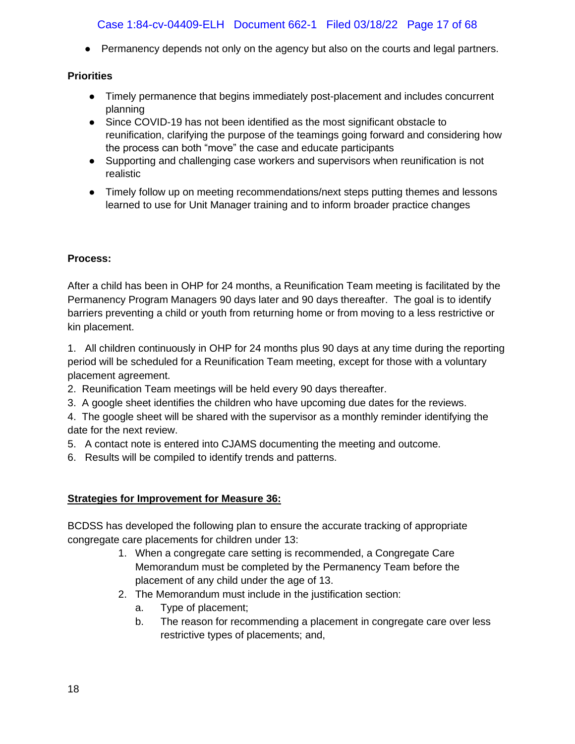- Permanency depends not only on the agency but also on the courts and legal partners.

**Priorities**

- Timely permanence that begins immediately post-placement and includes concurrent planning
- Since COVID-19 has not been identified as the most significant obstacle to reunification, clarifying the purpose of the teamings going forward and considering how the process can both "move" the case and educate participants
- Supporting and challenging case workers and supervisors when reunification is not realistic
- Timely follow up on meeting recommendations/next steps putting themes and lessons learned to use for Unit Manager training and to inform broader practice changes

**Process:**

After a child has been in OHP for 24 months, a Reunification Team meeting is facilitated by the Permanency Program Managers 90 days later and 90 days thereafter. The goal is to identify barriers preventing a child or youth from returning home or from moving to a less restrictive or kin placement.

1. All children continuously in OHP for 24 months plus 90 days at any time during the reporting period will be scheduled for a Reunification Team meeting, except for those with a voluntary placement agreement.
2. Reunification Team meetings will be held every 90 days thereafter.
3. A google sheet identifies the children who have upcoming due dates for the reviews.
4. The google sheet will be shared with the supervisor as a monthly reminder identifying the date for the next review.
5. A contact note is entered into CJAMS documenting the meeting and outcome.
6. Results will be compiled to identify trends and patterns.

**Strategies for Improvement for Measure 36:**

BCDSS has developed the following plan to ensure the accurate tracking of appropriate congregate care placements for children under 13:

1. When a congregate care setting is recommended, a Congregate Care Memorandum must be completed by the Permanency Team before the placement of any child under the age of 13.
2. The Memorandum must include in the justification section:
   a. Type of placement;
   b. The reason for recommending a placement in congregate care over less restrictive types of placements; and,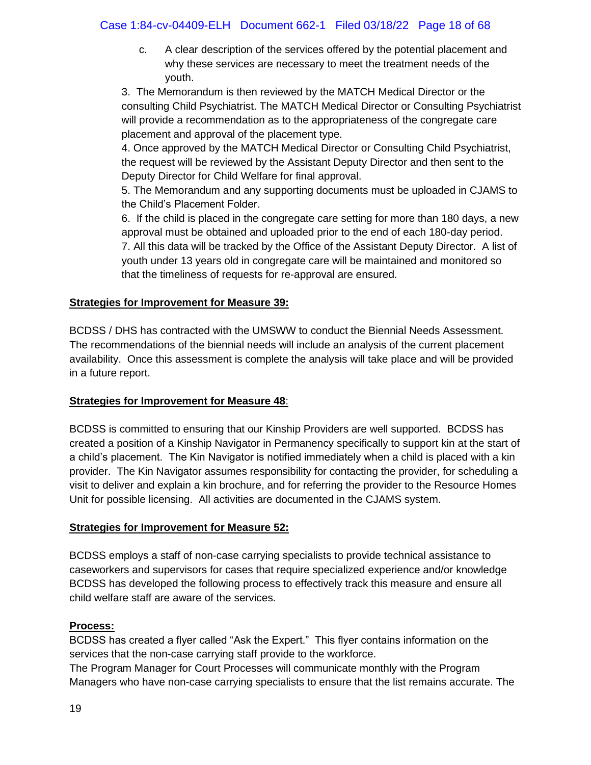c. A clear description of the services offered by the potential placement and why these services are necessary to meet the treatment needs of the youth.

3. The Memorandum is then reviewed by the MATCH Medical Director or the consulting Child Psychiatrist. The MATCH Medical Director or Consulting Psychiatrist will provide a recommendation as to the appropriateness of the congregate care placement and approval of the placement type.
4. Once approved by the MATCH Medical Director or Consulting Child Psychiatrist, the request will be reviewed by the Assistant Deputy Director and then sent to the Deputy Director for Child Welfare for final approval.
5. The Memorandum and any supporting documents must be uploaded in CJAMS to the Child's Placement Folder.
6. If the child is placed in the congregate care setting for more than 180 days, a new approval must be obtained and uploaded prior to the end of each 180-day period.
7. All this data will be tracked by the Office of the Assistant Deputy Director. A list of youth under 13 years old in congregate care will be maintained and monitored so that the timeliness of requests for re-approval are ensured.

**Strategies for Improvement for Measure 39:**

BCDSS / DHS has contracted with the UMSWW to conduct the Biennial Needs Assessment. The recommendations of the biennial needs will include an analysis of the current placement availability. Once this assessment is complete the analysis will take place and will be provided in a future report.

**Strategies for Improvement for Measure 48**:

BCDSS is committed to ensuring that our Kinship Providers are well supported. BCDSS has created a position of a Kinship Navigator in Permanency specifically to support kin at the start of a child's placement. The Kin Navigator is notified immediately when a child is placed with a kin provider. The Kin Navigator assumes responsibility for contacting the provider, for scheduling a visit to deliver and explain a kin brochure, and for referring the provider to the Resource Homes Unit for possible licensing. All activities are documented in the CJAMS system.

**Strategies for Improvement for Measure 52:**

BCDSS employs a staff of non-case carrying specialists to provide technical assistance to caseworkers and supervisors for cases that require specialized experience and/or knowledge BCDSS has developed the following process to effectively track this measure and ensure all child welfare staff are aware of the services.

**Process:**

BCDSS has created a flyer called "Ask the Expert." This flyer contains information on the services that the non-case carrying staff provide to the workforce.
The Program Manager for Court Processes will communicate monthly with the Program Managers who have non-case carrying specialists to ensure that the list remains accurate. The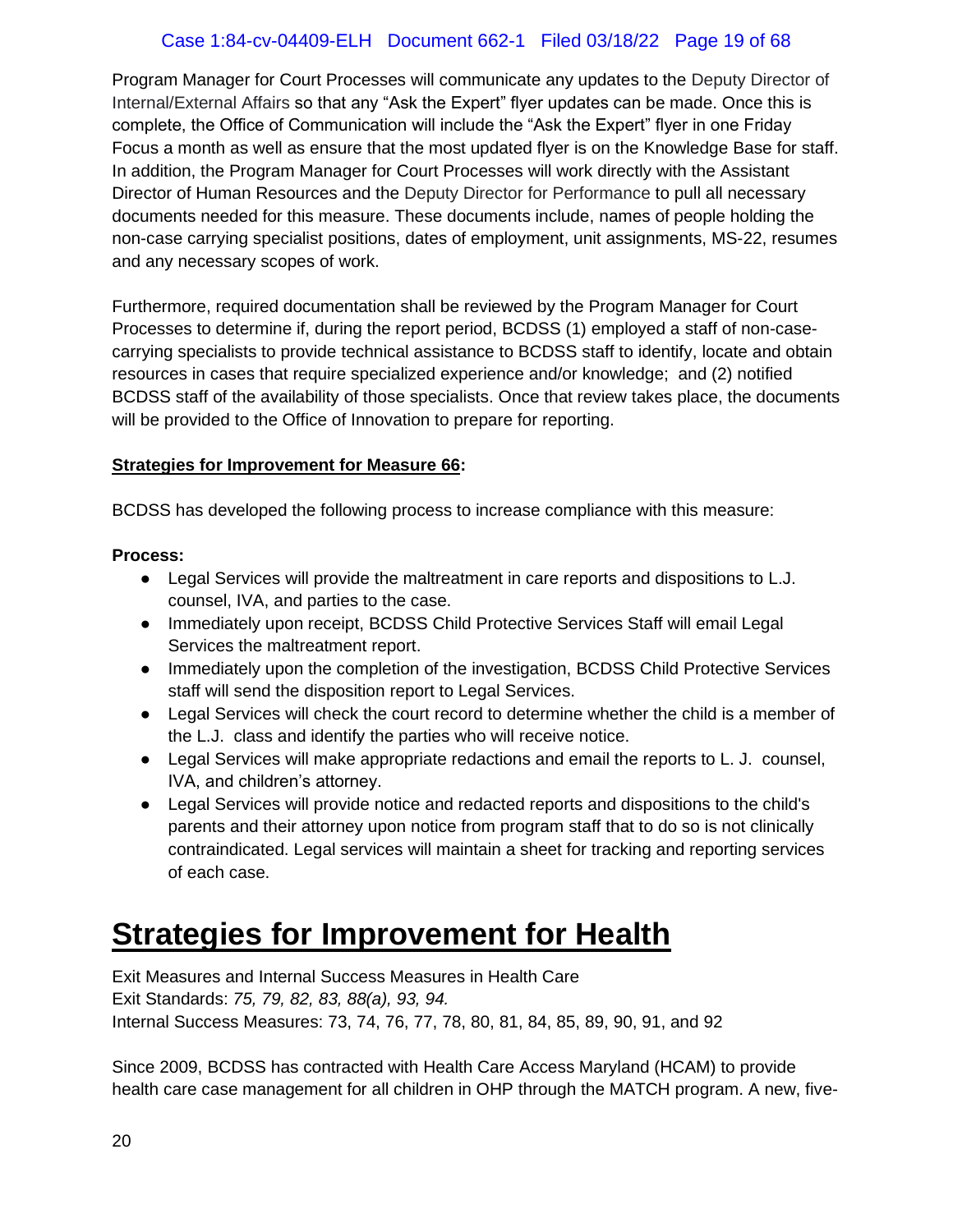Program Manager for Court Processes will communicate any updates to the Deputy Director of Internal/External Affairs so that any "Ask the Expert" flyer updates can be made. Once this is complete, the Office of Communication will include the "Ask the Expert" flyer in one Friday Focus a month as well as ensure that the most updated flyer is on the Knowledge Base for staff. In addition, the Program Manager for Court Processes will work directly with the Assistant Director of Human Resources and the Deputy Director for Performance to pull all necessary documents needed for this measure. These documents include, names of people holding the non-case carrying specialist positions, dates of employment, unit assignments, MS-22, resumes and any necessary scopes of work.

Furthermore, required documentation shall be reviewed by the Program Manager for Court Processes to determine if, during the report period, BCDSS (1) employed a staff of non-case-carrying specialists to provide technical assistance to BCDSS staff to identify, locate and obtain resources in cases that require specialized experience and/or knowledge; and (2) notified BCDSS staff of the availability of those specialists. Once that review takes place, the documents will be provided to the Office of Innovation to prepare for reporting.

**Strategies for Improvement for Measure 66:**

BCDSS has developed the following process to increase compliance with this measure:

**Process:**

- Legal Services will provide the maltreatment in care reports and dispositions to L.J. counsel, IVA, and parties to the case.
- Immediately upon receipt, BCDSS Child Protective Services Staff will email Legal Services the maltreatment report.
- Immediately upon the completion of the investigation, BCDSS Child Protective Services staff will send the disposition report to Legal Services.
- Legal Services will check the court record to determine whether the child is a member of the L.J. class and identify the parties who will receive notice.
- Legal Services will make appropriate redactions and email the reports to L. J. counsel, IVA, and children's attorney.
- Legal Services will provide notice and redacted reports and dispositions to the child's parents and their attorney upon notice from program staff that to do so is not clinically contraindicated. Legal services will maintain a sheet for tracking and reporting services of each case.

# Strategies for Improvement for Health

Exit Measures and Internal Success Measures in Health Care
Exit Standards: *75, 79, 82, 83, 88(a), 93, 94.*
Internal Success Measures: 73, 74, 76, 77, 78, 80, 81, 84, 85, 89, 90, 91, and 92

Since 2009, BCDSS has contracted with Health Care Access Maryland (HCAM) to provide health care case management for all children in OHP through the MATCH program. A new, five-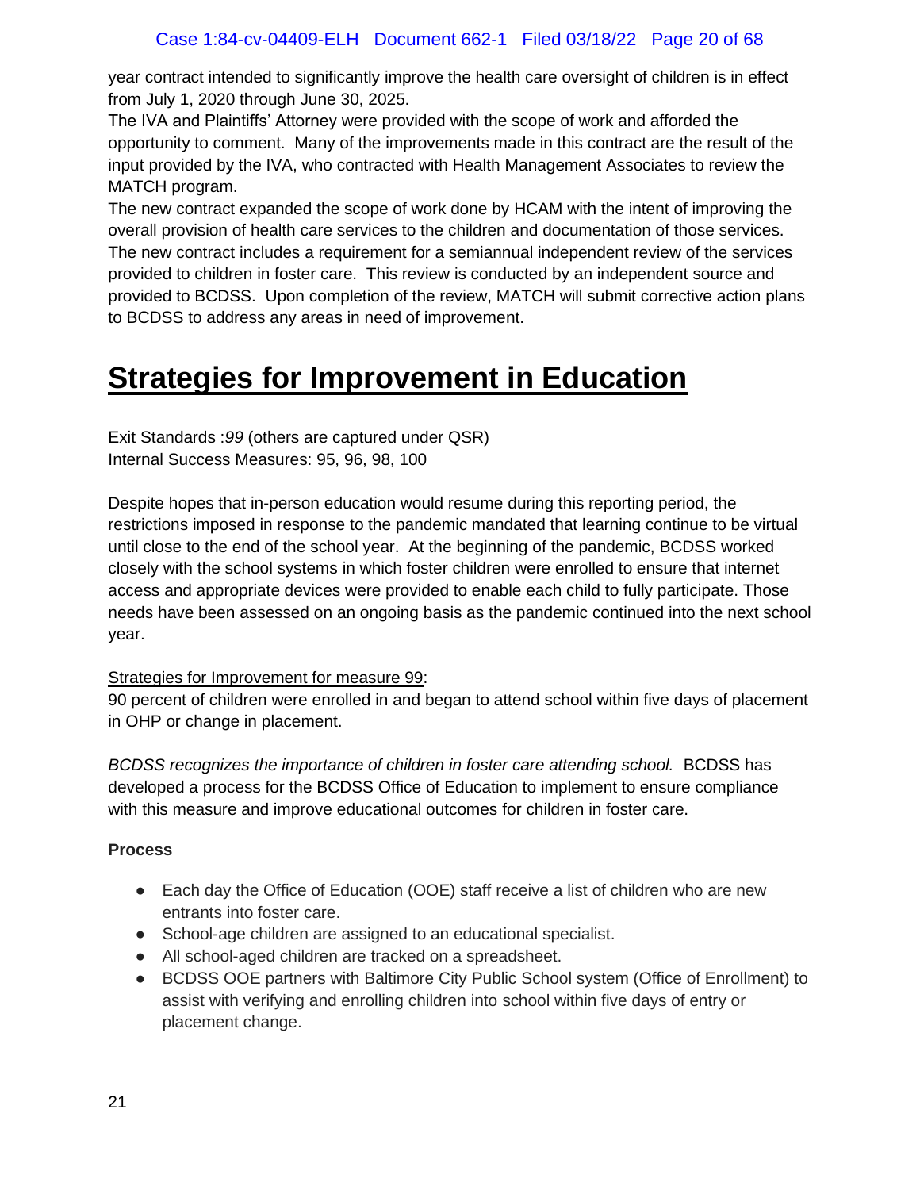year contract intended to significantly improve the health care oversight of children is in effect from July 1, 2020 through June 30, 2025.

The IVA and Plaintiffs' Attorney were provided with the scope of work and afforded the opportunity to comment. Many of the improvements made in this contract are the result of the input provided by the IVA, who contracted with Health Management Associates to review the MATCH program.

The new contract expanded the scope of work done by HCAM with the intent of improving the overall provision of health care services to the children and documentation of those services. The new contract includes a requirement for a semiannual independent review of the services provided to children in foster care. This review is conducted by an independent source and provided to BCDSS. Upon completion of the review, MATCH will submit corrective action plans to BCDSS to address any areas in need of improvement.

# Strategies for Improvement in Education

Exit Standards :*99* (others are captured under QSR)
Internal Success Measures: 95, 96, 98, 100

Despite hopes that in-person education would resume during this reporting period, the restrictions imposed in response to the pandemic mandated that learning continue to be virtual until close to the end of the school year. At the beginning of the pandemic, BCDSS worked closely with the school systems in which foster children were enrolled to ensure that internet access and appropriate devices were provided to enable each child to fully participate. Those needs have been assessed on an ongoing basis as the pandemic continued into the next school year.

<u>Strategies for Improvement for measure 99</u>:
90 percent of children were enrolled in and began to attend school within five days of placement in OHP or change in placement.

*BCDSS recognizes the importance of children in foster care attending school.* BCDSS has developed a process for the BCDSS Office of Education to implement to ensure compliance with this measure and improve educational outcomes for children in foster care.

**Process**

- Each day the Office of Education (OOE) staff receive a list of children who are new entrants into foster care.
- School-age children are assigned to an educational specialist.
- All school-aged children are tracked on a spreadsheet.
- BCDSS OOE partners with Baltimore City Public School system (Office of Enrollment) to assist with verifying and enrolling children into school within five days of entry or placement change.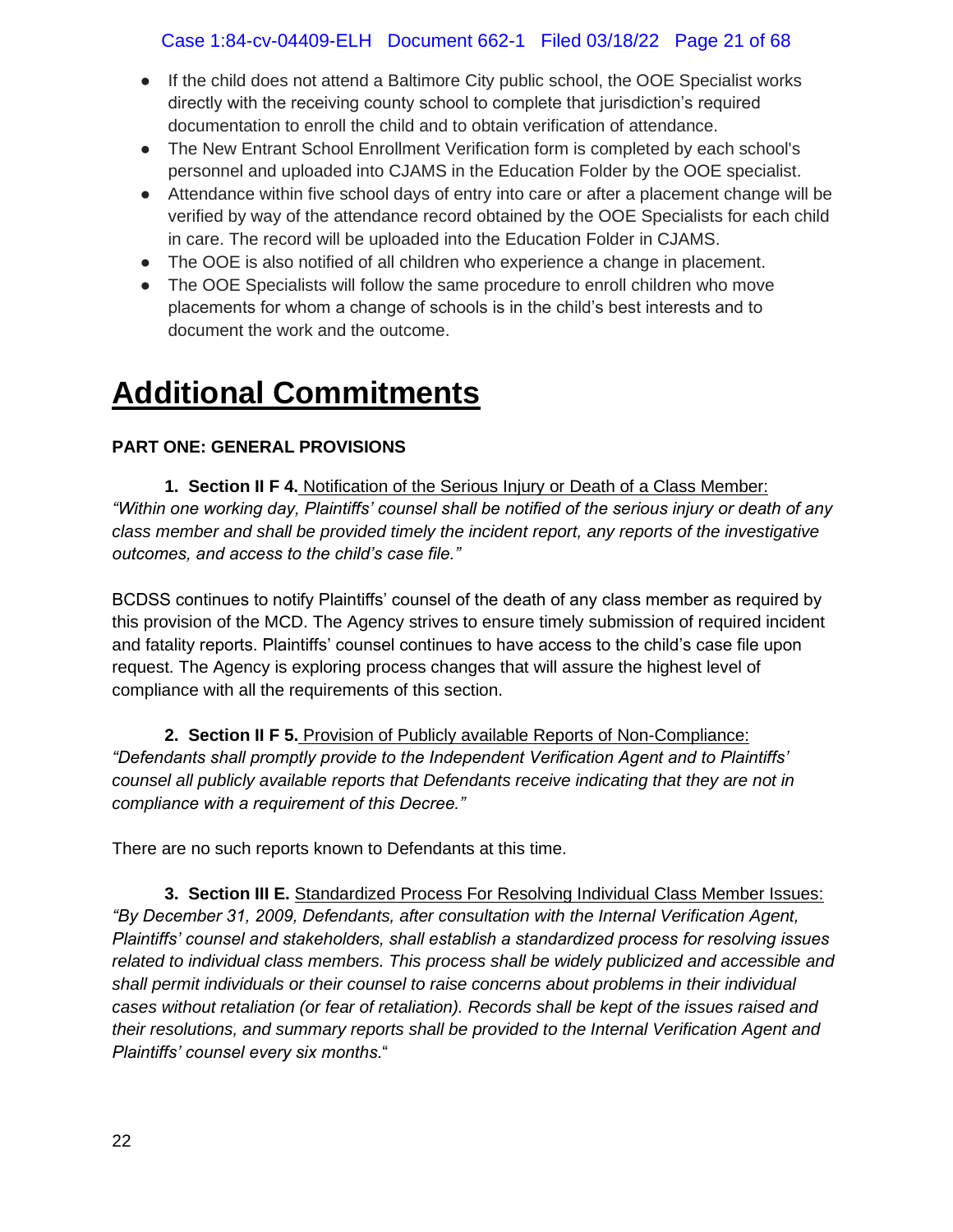- If the child does not attend a Baltimore City public school, the OOE Specialist works directly with the receiving county school to complete that jurisdiction's required documentation to enroll the child and to obtain verification of attendance.
- The New Entrant School Enrollment Verification form is completed by each school's personnel and uploaded into CJAMS in the Education Folder by the OOE specialist.
- Attendance within five school days of entry into care or after a placement change will be verified by way of the attendance record obtained by the OOE Specialists for each child in care. The record will be uploaded into the Education Folder in CJAMS.
- The OOE is also notified of all children who experience a change in placement.
- The OOE Specialists will follow the same procedure to enroll children who move placements for whom a change of schools is in the child's best interests and to document the work and the outcome.

# Additional Commitments

**PART ONE: GENERAL PROVISIONS**

**1. Section II F 4.** Notification of the Serious Injury or Death of a Class Member: *"Within one working day, Plaintiffs' counsel shall be notified of the serious injury or death of any class member and shall be provided timely the incident report, any reports of the investigative outcomes, and access to the child's case file."*

BCDSS continues to notify Plaintiffs' counsel of the death of any class member as required by this provision of the MCD. The Agency strives to ensure timely submission of required incident and fatality reports. Plaintiffs' counsel continues to have access to the child's case file upon request. The Agency is exploring process changes that will assure the highest level of compliance with all the requirements of this section.

**2. Section II F 5.** Provision of Publicly available Reports of Non-Compliance: *"Defendants shall promptly provide to the Independent Verification Agent and to Plaintiffs' counsel all publicly available reports that Defendants receive indicating that they are not in compliance with a requirement of this Decree."*

There are no such reports known to Defendants at this time.

**3. Section III E.** Standardized Process For Resolving Individual Class Member Issues: *"By December 31, 2009, Defendants, after consultation with the Internal Verification Agent, Plaintiffs' counsel and stakeholders, shall establish a standardized process for resolving issues related to individual class members. This process shall be widely publicized and accessible and shall permit individuals or their counsel to raise concerns about problems in their individual cases without retaliation (or fear of retaliation). Records shall be kept of the issues raised and their resolutions, and summary reports shall be provided to the Internal Verification Agent and Plaintiffs' counsel every six months."*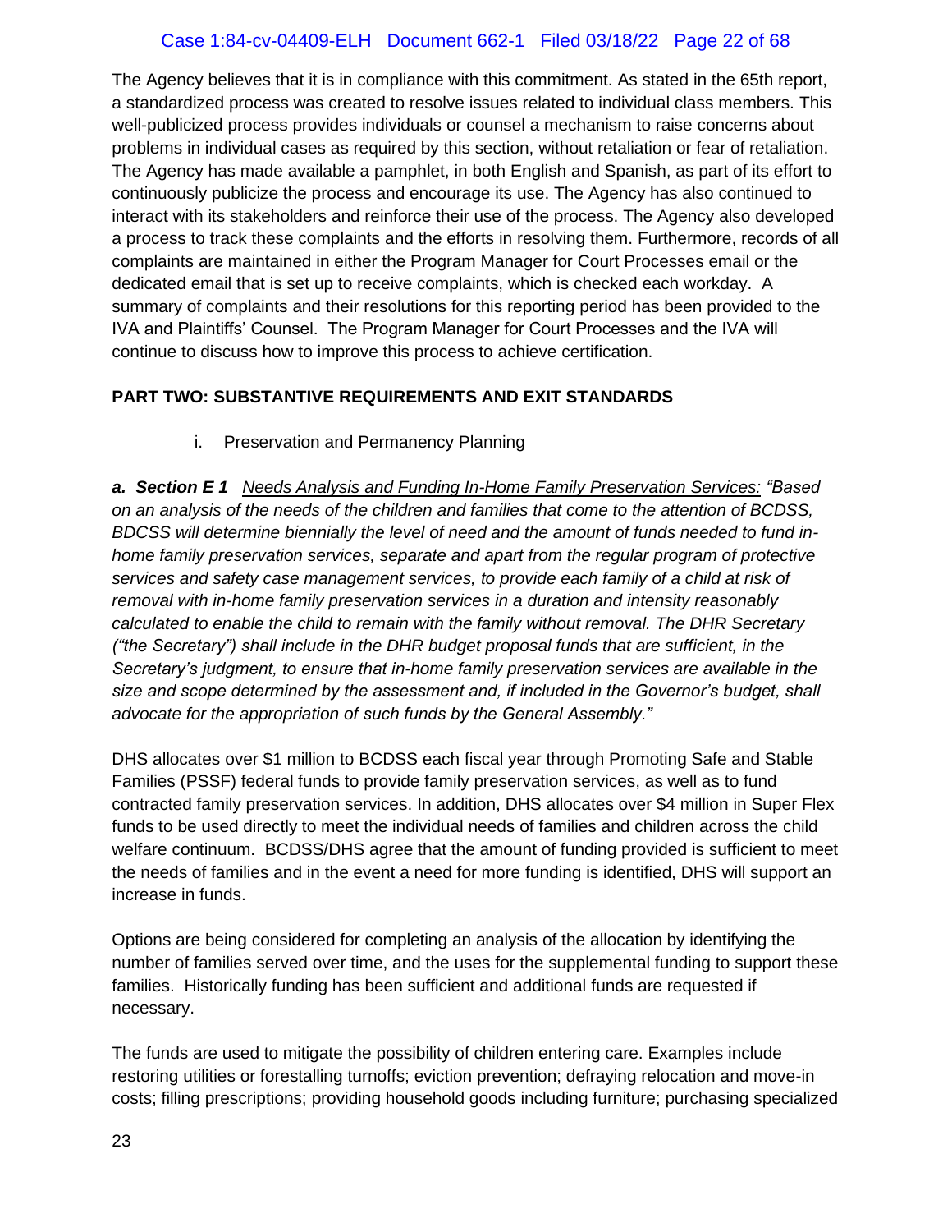The Agency believes that it is in compliance with this commitment. As stated in the 65th report, a standardized process was created to resolve issues related to individual class members. This well-publicized process provides individuals or counsel a mechanism to raise concerns about problems in individual cases as required by this section, without retaliation or fear of retaliation. The Agency has made available a pamphlet, in both English and Spanish, as part of its effort to continuously publicize the process and encourage its use. The Agency has also continued to interact with its stakeholders and reinforce their use of the process. The Agency also developed a process to track these complaints and the efforts in resolving them. Furthermore, records of all complaints are maintained in either the Program Manager for Court Processes email or the dedicated email that is set up to receive complaints, which is checked each workday. A summary of complaints and their resolutions for this reporting period has been provided to the IVA and Plaintiffs' Counsel. The Program Manager for Court Processes and the IVA will continue to discuss how to improve this process to achieve certification.

## PART TWO: SUBSTANTIVE REQUIREMENTS AND EXIT STANDARDS

i. Preservation and Permanency Planning

***a. Section E 1*** *<u>Needs Analysis and Funding In-Home Family Preservation Services:</u> "Based on an analysis of the needs of the children and families that come to the attention of BCDSS, BDCSS will determine biennially the level of need and the amount of funds needed to fund in-home family preservation services, separate and apart from the regular program of protective services and safety case management services, to provide each family of a child at risk of removal with in-home family preservation services in a duration and intensity reasonably calculated to enable the child to remain with the family without removal. The DHR Secretary ("the Secretary") shall include in the DHR budget proposal funds that are sufficient, in the Secretary's judgment, to ensure that in-home family preservation services are available in the size and scope determined by the assessment and, if included in the Governor's budget, shall advocate for the appropriation of such funds by the General Assembly."*

DHS allocates over $1 million to BCDSS each fiscal year through Promoting Safe and Stable Families (PSSF) federal funds to provide family preservation services, as well as to fund contracted family preservation services. In addition, DHS allocates over $4 million in Super Flex funds to be used directly to meet the individual needs of families and children across the child welfare continuum. BCDSS/DHS agree that the amount of funding provided is sufficient to meet the needs of families and in the event a need for more funding is identified, DHS will support an increase in funds.

Options are being considered for completing an analysis of the allocation by identifying the number of families served over time, and the uses for the supplemental funding to support these families. Historically funding has been sufficient and additional funds are requested if necessary.

The funds are used to mitigate the possibility of children entering care. Examples include restoring utilities or forestalling turnoffs; eviction prevention; defraying relocation and move-in costs; filling prescriptions; providing household goods including furniture; purchasing specialized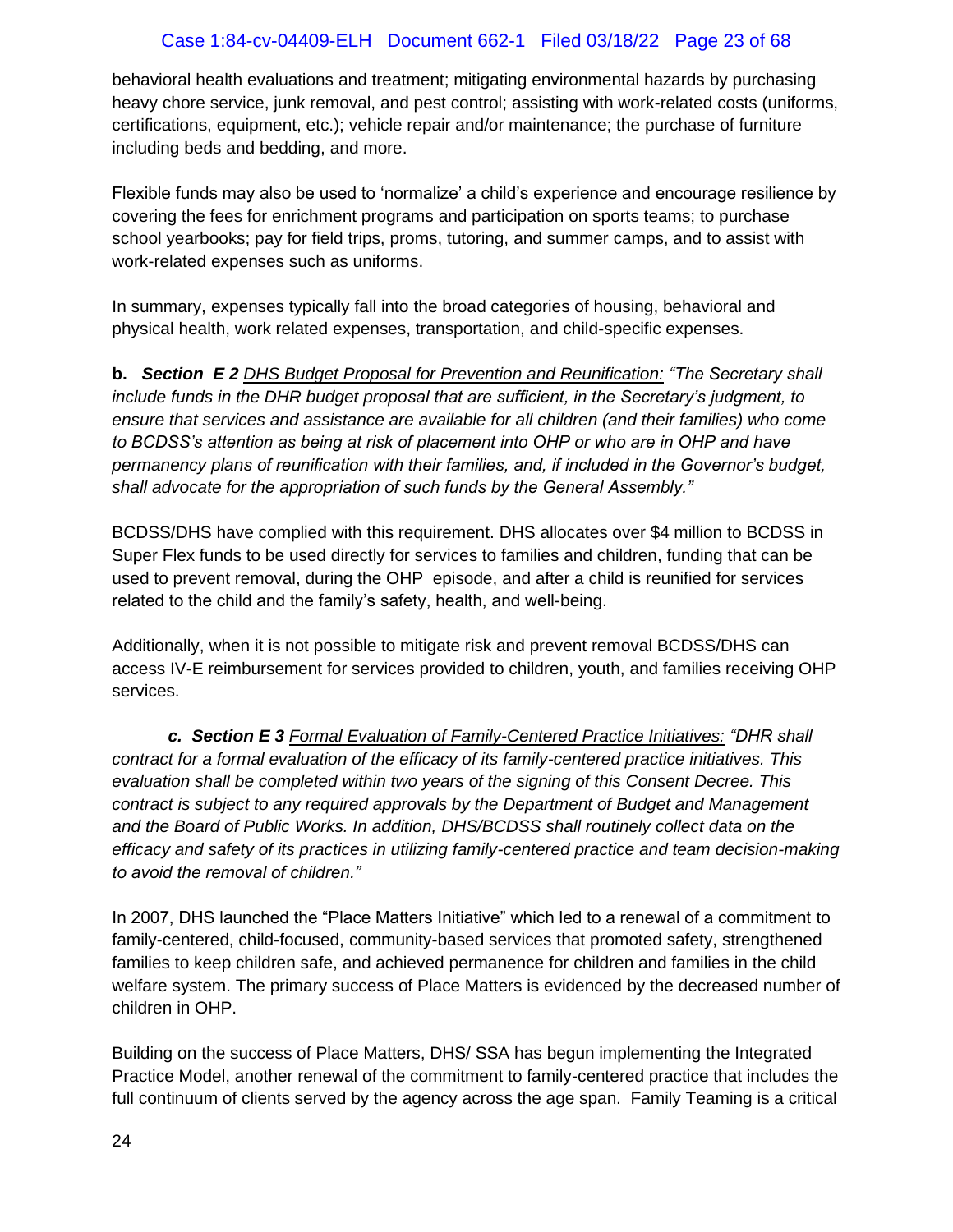behavioral health evaluations and treatment; mitigating environmental hazards by purchasing heavy chore service, junk removal, and pest control; assisting with work-related costs (uniforms, certifications, equipment, etc.); vehicle repair and/or maintenance; the purchase of furniture including beds and bedding, and more.

Flexible funds may also be used to 'normalize' a child's experience and encourage resilience by covering the fees for enrichment programs and participation on sports teams; to purchase school yearbooks; pay for field trips, proms, tutoring, and summer camps, and to assist with work-related expenses such as uniforms.

In summary, expenses typically fall into the broad categories of housing, behavioral and physical health, work related expenses, transportation, and child-specific expenses.

**b.** ***Section E 2*** *<u>DHS Budget Proposal for Prevention and Reunification:</u> "The Secretary shall include funds in the DHR budget proposal that are sufficient, in the Secretary's judgment, to ensure that services and assistance are available for all children (and their families) who come to BCDSS's attention as being at risk of placement into OHP or who are in OHP and have permanency plans of reunification with their families, and, if included in the Governor's budget, shall advocate for the appropriation of such funds by the General Assembly."*

BCDSS/DHS have complied with this requirement. DHS allocates over $4 million to BCDSS in Super Flex funds to be used directly for services to families and children, funding that can be used to prevent removal, during the OHP episode, and after a child is reunified for services related to the child and the family's safety, health, and well-being.

Additionally, when it is not possible to mitigate risk and prevent removal BCDSS/DHS can access IV-E reimbursement for services provided to children, youth, and families receiving OHP services.

***c. Section E 3*** *<u>Formal Evaluation of Family-Centered Practice Initiatives:</u> "DHR shall contract for a formal evaluation of the efficacy of its family-centered practice initiatives. This evaluation shall be completed within two years of the signing of this Consent Decree. This contract is subject to any required approvals by the Department of Budget and Management and the Board of Public Works. In addition, DHS/BCDSS shall routinely collect data on the efficacy and safety of its practices in utilizing family-centered practice and team decision-making to avoid the removal of children."*

In 2007, DHS launched the "Place Matters Initiative" which led to a renewal of a commitment to family-centered, child-focused, community-based services that promoted safety, strengthened families to keep children safe, and achieved permanence for children and families in the child welfare system. The primary success of Place Matters is evidenced by the decreased number of children in OHP.

Building on the success of Place Matters, DHS/ SSA has begun implementing the Integrated Practice Model, another renewal of the commitment to family-centered practice that includes the full continuum of clients served by the agency across the age span. Family Teaming is a critical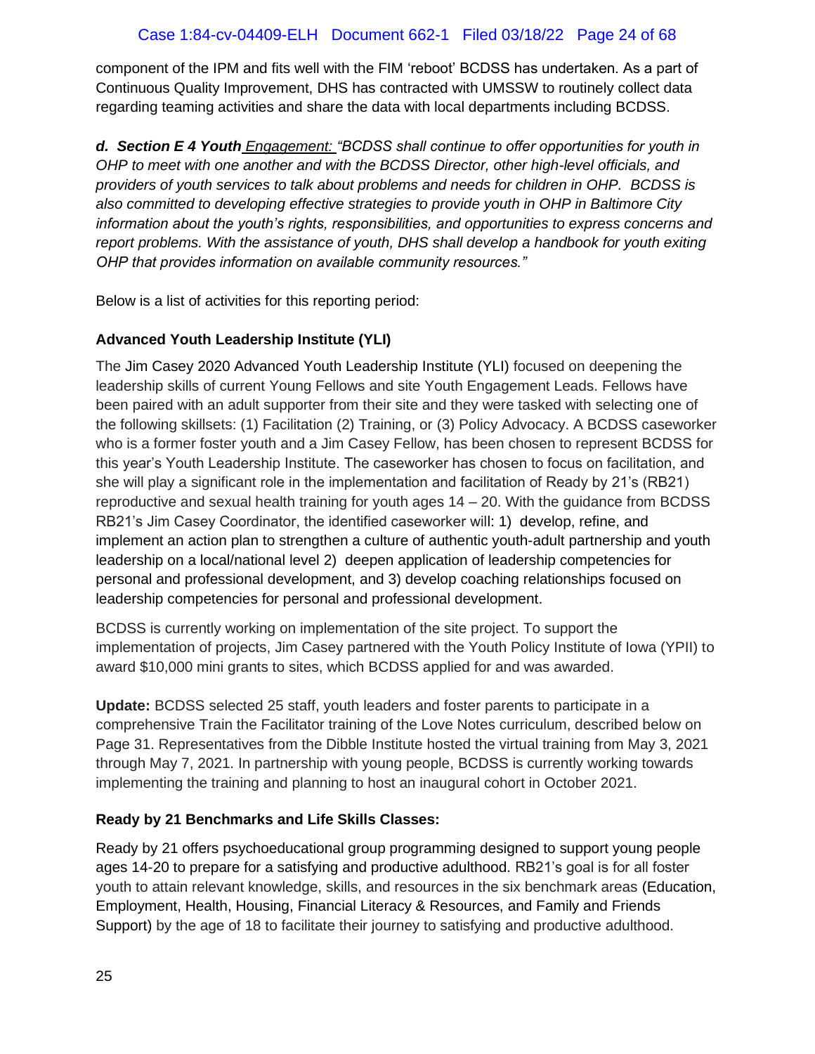component of the IPM and fits well with the FIM 'reboot' BCDSS has undertaken. As a part of Continuous Quality Improvement, DHS has contracted with UMSSW to routinely collect data regarding teaming activities and share the data with local departments including BCDSS.

***d. Section E 4 Youth*** *Engagement: "BCDSS shall continue to offer opportunities for youth in OHP to meet with one another and with the BCDSS Director, other high-level officials, and providers of youth services to talk about problems and needs for children in OHP. BCDSS is also committed to developing effective strategies to provide youth in OHP in Baltimore City information about the youth's rights, responsibilities, and opportunities to express concerns and report problems. With the assistance of youth, DHS shall develop a handbook for youth exiting OHP that provides information on available community resources."*

Below is a list of activities for this reporting period:

**Advanced Youth Leadership Institute (YLI)**

The Jim Casey 2020 Advanced Youth Leadership Institute (YLI) focused on deepening the leadership skills of current Young Fellows and site Youth Engagement Leads. Fellows have been paired with an adult supporter from their site and they were tasked with selecting one of the following skillsets: (1) Facilitation (2) Training, or (3) Policy Advocacy. A BCDSS caseworker who is a former foster youth and a Jim Casey Fellow, has been chosen to represent BCDSS for this year's Youth Leadership Institute. The caseworker has chosen to focus on facilitation, and she will play a significant role in the implementation and facilitation of Ready by 21's (RB21) reproductive and sexual health training for youth ages 14 – 20. With the guidance from BCDSS RB21's Jim Casey Coordinator, the identified caseworker will: 1) develop, refine, and implement an action plan to strengthen a culture of authentic youth-adult partnership and youth leadership on a local/national level 2) deepen application of leadership competencies for personal and professional development, and 3) develop coaching relationships focused on leadership competencies for personal and professional development.

BCDSS is currently working on implementation of the site project. To support the implementation of projects, Jim Casey partnered with the Youth Policy Institute of Iowa (YPII) to award $10,000 mini grants to sites, which BCDSS applied for and was awarded.

**Update:** BCDSS selected 25 staff, youth leaders and foster parents to participate in a comprehensive Train the Facilitator training of the Love Notes curriculum, described below on Page 31. Representatives from the Dibble Institute hosted the virtual training from May 3, 2021 through May 7, 2021. In partnership with young people, BCDSS is currently working towards implementing the training and planning to host an inaugural cohort in October 2021.

**Ready by 21 Benchmarks and Life Skills Classes:**

Ready by 21 offers psychoeducational group programming designed to support young people ages 14-20 to prepare for a satisfying and productive adulthood. RB21's goal is for all foster youth to attain relevant knowledge, skills, and resources in the six benchmark areas (Education, Employment, Health, Housing, Financial Literacy & Resources, and Family and Friends Support) by the age of 18 to facilitate their journey to satisfying and productive adulthood.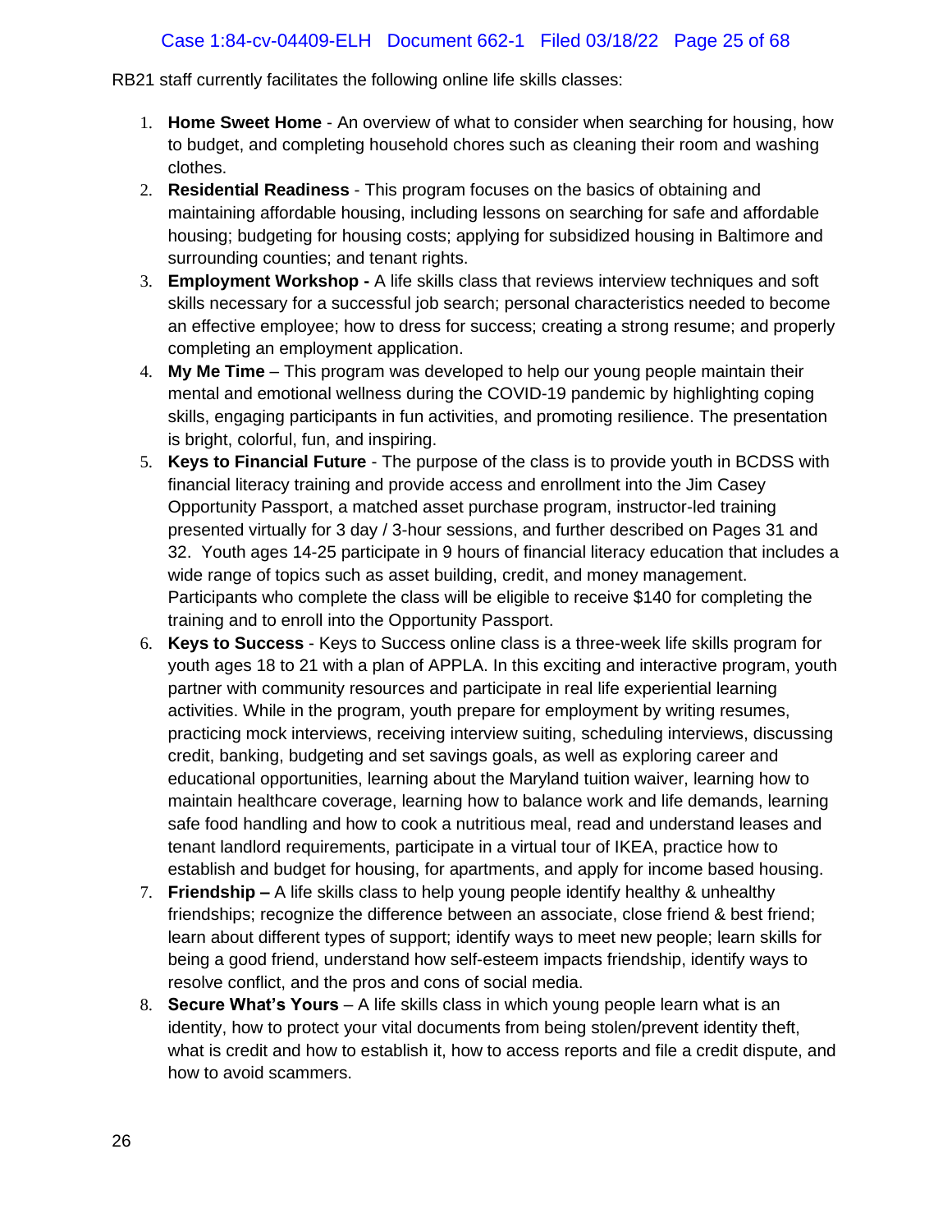RB21 staff currently facilitates the following online life skills classes:

1. **Home Sweet Home** - An overview of what to consider when searching for housing, how to budget, and completing household chores such as cleaning their room and washing clothes.
2. **Residential Readiness** - This program focuses on the basics of obtaining and maintaining affordable housing, including lessons on searching for safe and affordable housing; budgeting for housing costs; applying for subsidized housing in Baltimore and surrounding counties; and tenant rights.
3. **Employment Workshop -** A life skills class that reviews interview techniques and soft skills necessary for a successful job search; personal characteristics needed to become an effective employee; how to dress for success; creating a strong resume; and properly completing an employment application.
4. **My Me Time** – This program was developed to help our young people maintain their mental and emotional wellness during the COVID-19 pandemic by highlighting coping skills, engaging participants in fun activities, and promoting resilience. The presentation is bright, colorful, fun, and inspiring.
5. **Keys to Financial Future** - The purpose of the class is to provide youth in BCDSS with financial literacy training and provide access and enrollment into the Jim Casey Opportunity Passport, a matched asset purchase program, instructor-led training presented virtually for 3 day / 3-hour sessions, and further described on Pages 31 and 32. Youth ages 14-25 participate in 9 hours of financial literacy education that includes a wide range of topics such as asset building, credit, and money management. Participants who complete the class will be eligible to receive $140 for completing the training and to enroll into the Opportunity Passport.
6. **Keys to Success** - Keys to Success online class is a three-week life skills program for youth ages 18 to 21 with a plan of APPLA. In this exciting and interactive program, youth partner with community resources and participate in real life experiential learning activities. While in the program, youth prepare for employment by writing resumes, practicing mock interviews, receiving interview suiting, scheduling interviews, discussing credit, banking, budgeting and set savings goals, as well as exploring career and educational opportunities, learning about the Maryland tuition waiver, learning how to maintain healthcare coverage, learning how to balance work and life demands, learning safe food handling and how to cook a nutritious meal, read and understand leases and tenant landlord requirements, participate in a virtual tour of IKEA, practice how to establish and budget for housing, for apartments, and apply for income based housing.
7. **Friendship –** A life skills class to help young people identify healthy & unhealthy friendships; recognize the difference between an associate, close friend & best friend; learn about different types of support; identify ways to meet new people; learn skills for being a good friend, understand how self-esteem impacts friendship, identify ways to resolve conflict, and the pros and cons of social media.
8. **Secure What's Yours** – A life skills class in which young people learn what is an identity, how to protect your vital documents from being stolen/prevent identity theft, what is credit and how to establish it, how to access reports and file a credit dispute, and how to avoid scammers.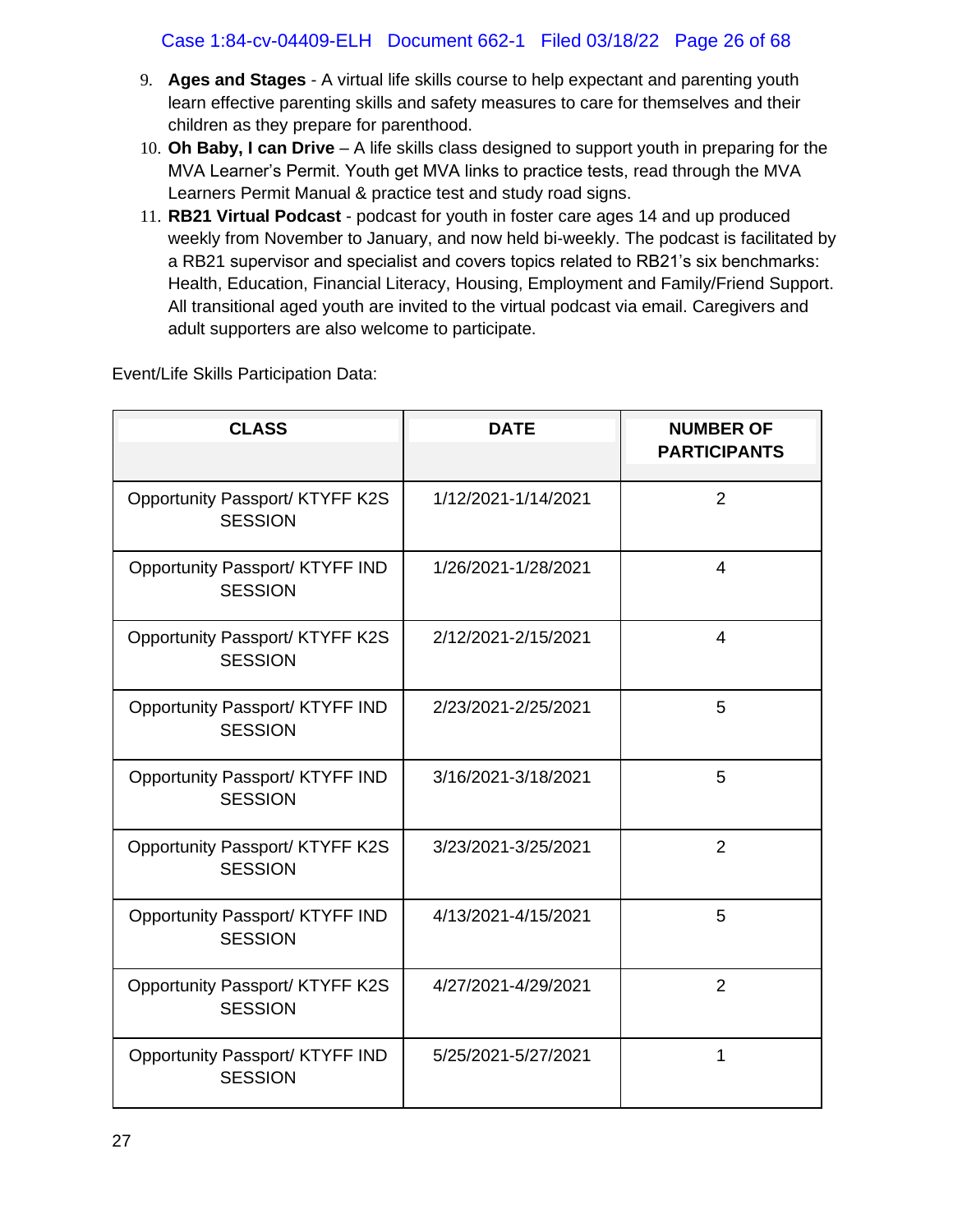9. **Ages and Stages** - A virtual life skills course to help expectant and parenting youth learn effective parenting skills and safety measures to care for themselves and their children as they prepare for parenthood.
10. **Oh Baby, I can Drive** – A life skills class designed to support youth in preparing for the MVA Learner's Permit. Youth get MVA links to practice tests, read through the MVA Learners Permit Manual & practice test and study road signs.
11. **RB21 Virtual Podcast** - podcast for youth in foster care ages 14 and up produced weekly from November to January, and now held bi-weekly. The podcast is facilitated by a RB21 supervisor and specialist and covers topics related to RB21's six benchmarks: Health, Education, Financial Literacy, Housing, Employment and Family/Friend Support. All transitional aged youth are invited to the virtual podcast via email. Caregivers and adult supporters are also welcome to participate.

Event/Life Skills Participation Data:

| CLASS | DATE | NUMBER OF PARTICIPANTS |
|---|---|---|
| Opportunity Passport/ KTYFF K2S SESSION | 1/12/2021-1/14/2021 | 2 |
| Opportunity Passport/ KTYFF IND SESSION | 1/26/2021-1/28/2021 | 4 |
| Opportunity Passport/ KTYFF K2S SESSION | 2/12/2021-2/15/2021 | 4 |
| Opportunity Passport/ KTYFF IND SESSION | 2/23/2021-2/25/2021 | 5 |
| Opportunity Passport/ KTYFF IND SESSION | 3/16/2021-3/18/2021 | 5 |
| Opportunity Passport/ KTYFF K2S SESSION | 3/23/2021-3/25/2021 | 2 |
| Opportunity Passport/ KTYFF IND SESSION | 4/13/2021-4/15/2021 | 5 |
| Opportunity Passport/ KTYFF K2S SESSION | 4/27/2021-4/29/2021 | 2 |
| Opportunity Passport/ KTYFF IND SESSION | 5/25/2021-5/27/2021 | 1 |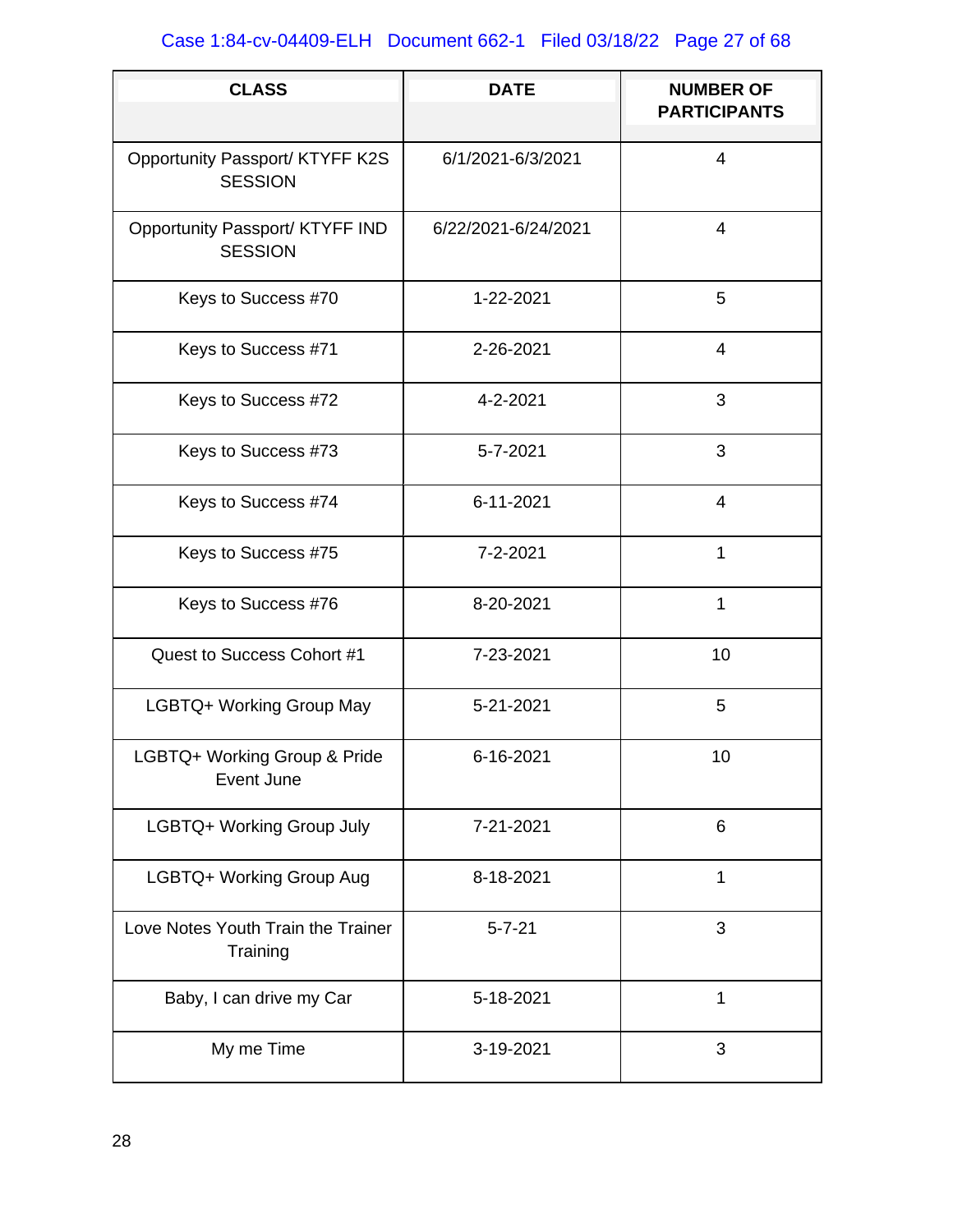| CLASS | DATE | NUMBER OF PARTICIPANTS |
|---|---|---|
| Opportunity Passport/ KTYFF K2S SESSION | 6/1/2021-6/3/2021 | 4 |
| Opportunity Passport/ KTYFF IND SESSION | 6/22/2021-6/24/2021 | 4 |
| Keys to Success #70 | 1-22-2021 | 5 |
| Keys to Success #71 | 2-26-2021 | 4 |
| Keys to Success #72 | 4-2-2021 | 3 |
| Keys to Success #73 | 5-7-2021 | 3 |
| Keys to Success #74 | 6-11-2021 | 4 |
| Keys to Success #75 | 7-2-2021 | 1 |
| Keys to Success #76 | 8-20-2021 | 1 |
| Quest to Success Cohort #1 | 7-23-2021 | 10 |
| LGBTQ+ Working Group May | 5-21-2021 | 5 |
| LGBTQ+ Working Group & Pride Event June | 6-16-2021 | 10 |
| LGBTQ+ Working Group July | 7-21-2021 | 6 |
| LGBTQ+ Working Group Aug | 8-18-2021 | 1 |
| Love Notes Youth Train the Trainer Training | 5-7-21 | 3 |
| Baby, I can drive my Car | 5-18-2021 | 1 |
| My me Time | 3-19-2021 | 3 |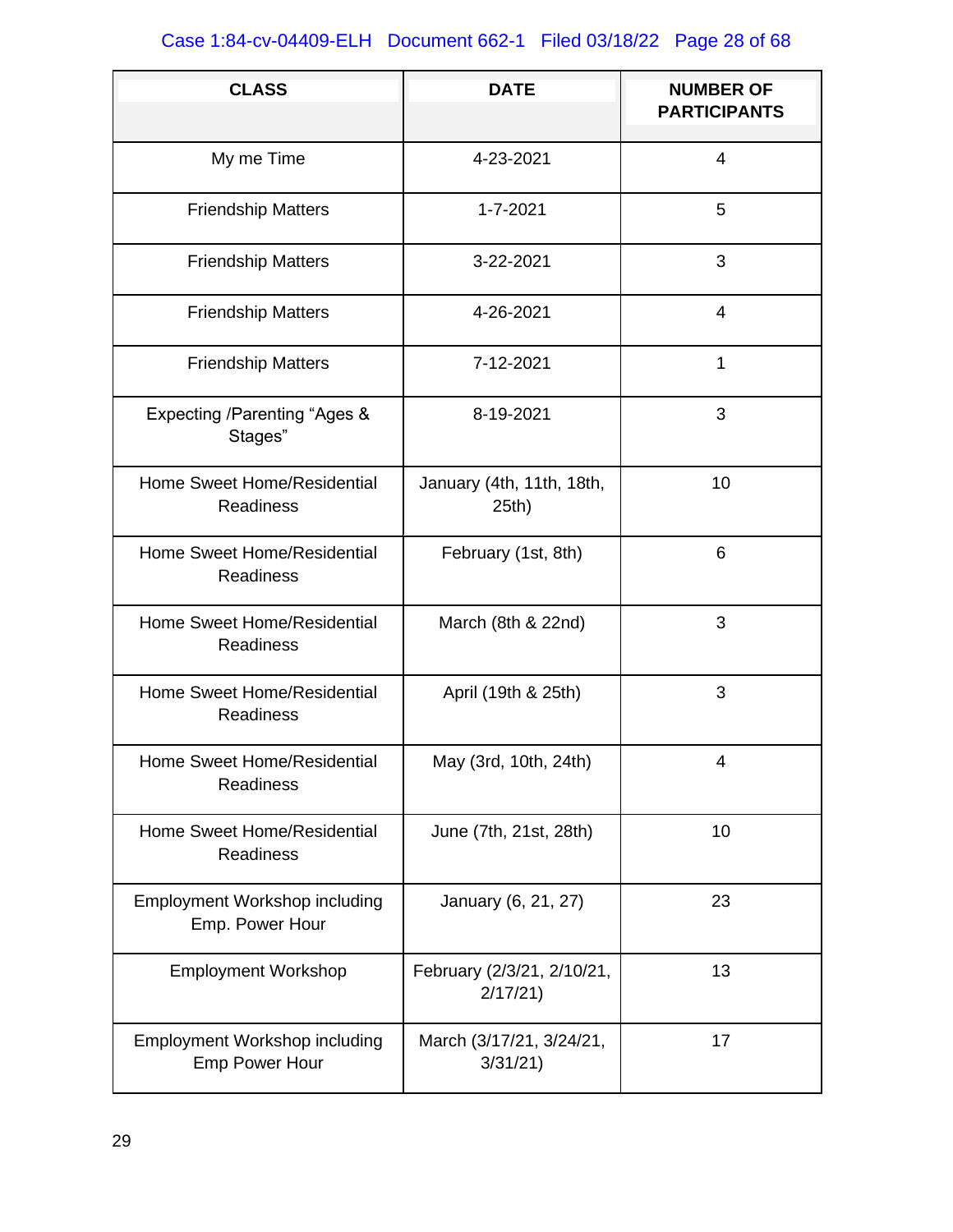| CLASS | DATE | NUMBER OF PARTICIPANTS |
|---|---|---|
| My me Time | 4-23-2021 | 4 |
| Friendship Matters | 1-7-2021 | 5 |
| Friendship Matters | 3-22-2021 | 3 |
| Friendship Matters | 4-26-2021 | 4 |
| Friendship Matters | 7-12-2021 | 1 |
| Expecting /Parenting "Ages & Stages" | 8-19-2021 | 3 |
| Home Sweet Home/Residential Readiness | January (4th, 11th, 18th, 25th) | 10 |
| Home Sweet Home/Residential Readiness | February (1st, 8th) | 6 |
| Home Sweet Home/Residential Readiness | March (8th & 22nd) | 3 |
| Home Sweet Home/Residential Readiness | April (19th & 25th) | 3 |
| Home Sweet Home/Residential Readiness | May (3rd, 10th, 24th) | 4 |
| Home Sweet Home/Residential Readiness | June (7th, 21st, 28th) | 10 |
| Employment Workshop including Emp. Power Hour | January (6, 21, 27) | 23 |
| Employment Workshop | February (2/3/21, 2/10/21, 2/17/21) | 13 |
| Employment Workshop including Emp Power Hour | March (3/17/21, 3/24/21, 3/31/21) | 17 |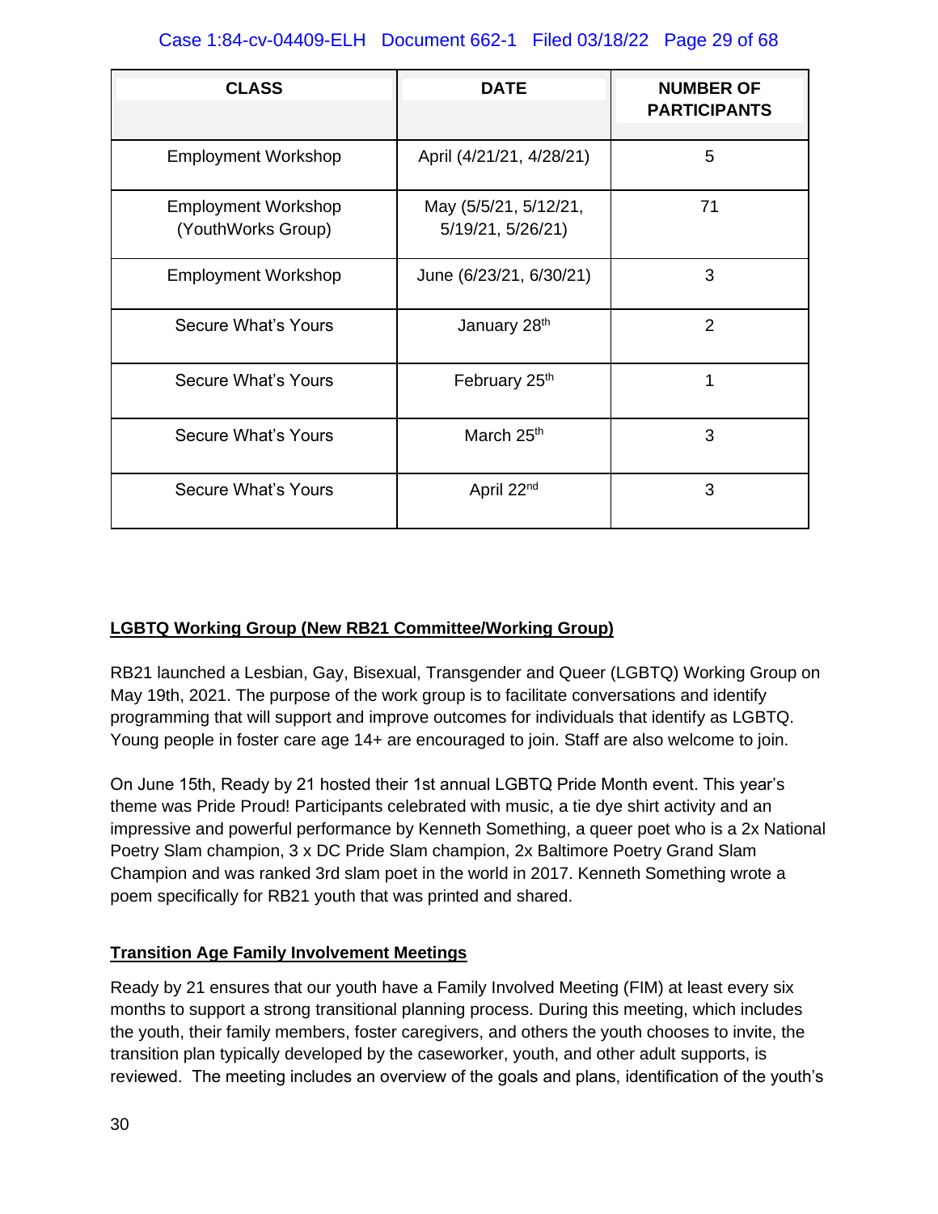| CLASS | DATE | NUMBER OF PARTICIPANTS |
|---|---|---|
| Employment Workshop | April (4/21/21, 4/28/21) | 5 |
| Employment Workshop (YouthWorks Group) | May (5/5/21, 5/12/21, 5/19/21, 5/26/21) | 71 |
| Employment Workshop | June (6/23/21, 6/30/21) | 3 |
| Secure What's Yours | January 28th | 2 |
| Secure What's Yours | February 25th | 1 |
| Secure What's Yours | March 25th | 3 |
| Secure What's Yours | April 22nd | 3 |

**LGBTQ Working Group (New RB21 Committee/Working Group)**

RB21 launched a Lesbian, Gay, Bisexual, Transgender and Queer (LGBTQ) Working Group on May 19th, 2021. The purpose of the work group is to facilitate conversations and identify programming that will support and improve outcomes for individuals that identify as LGBTQ. Young people in foster care age 14+ are encouraged to join. Staff are also welcome to join.

On June 15th, Ready by 21 hosted their 1st annual LGBTQ Pride Month event. This year's theme was Pride Proud! Participants celebrated with music, a tie dye shirt activity and an impressive and powerful performance by Kenneth Something, a queer poet who is a 2x National Poetry Slam champion, 3 x DC Pride Slam champion, 2x Baltimore Poetry Grand Slam Champion and was ranked 3rd slam poet in the world in 2017. Kenneth Something wrote a poem specifically for RB21 youth that was printed and shared.

**Transition Age Family Involvement Meetings**

Ready by 21 ensures that our youth have a Family Involved Meeting (FIM) at least every six months to support a strong transitional planning process. During this meeting, which includes the youth, their family members, foster caregivers, and others the youth chooses to invite, the transition plan typically developed by the caseworker, youth, and other adult supports, is reviewed. The meeting includes an overview of the goals and plans, identification of the youth's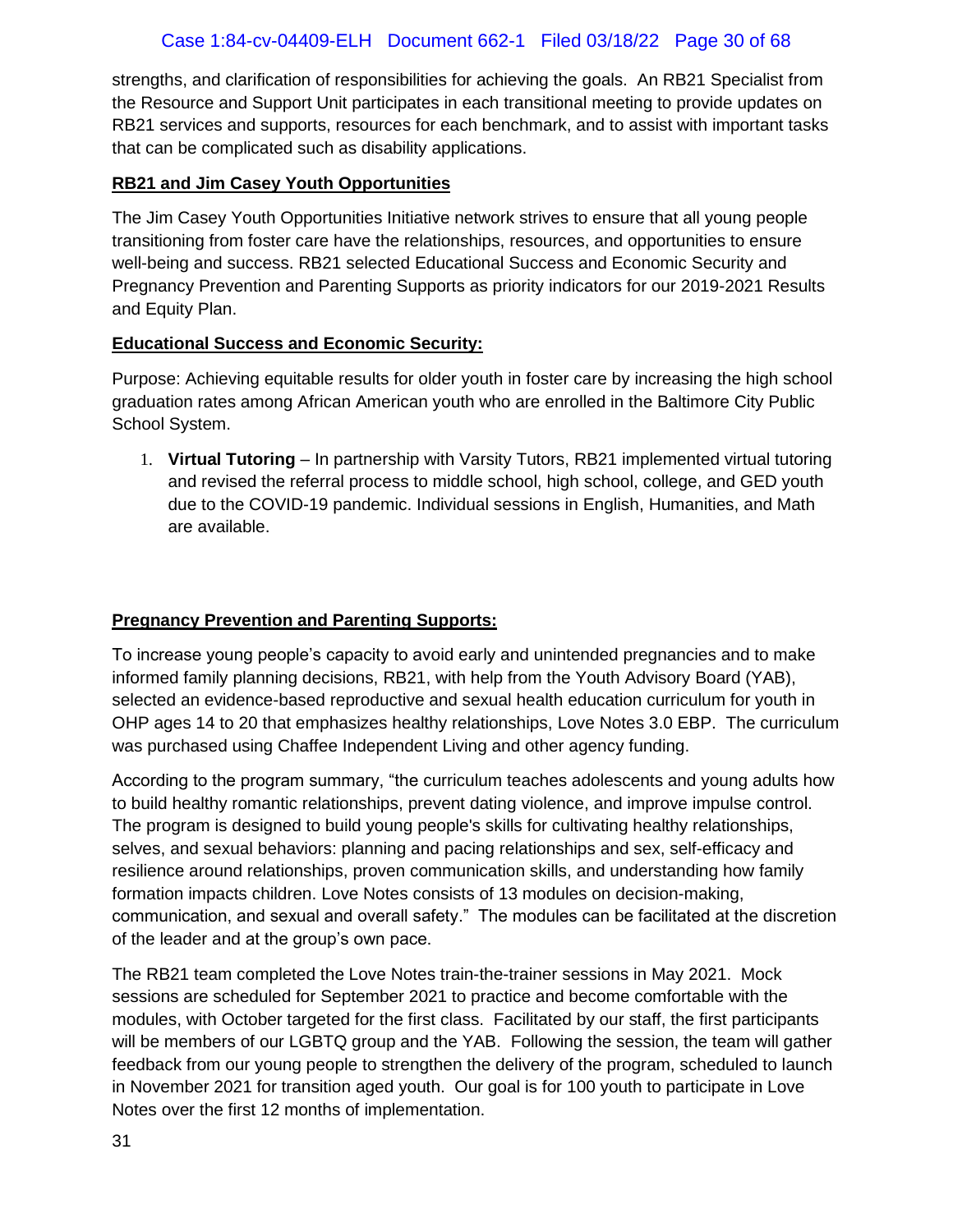strengths, and clarification of responsibilities for achieving the goals. An RB21 Specialist from the Resource and Support Unit participates in each transitional meeting to provide updates on RB21 services and supports, resources for each benchmark, and to assist with important tasks that can be complicated such as disability applications.

**RB21 and Jim Casey Youth Opportunities**

The Jim Casey Youth Opportunities Initiative network strives to ensure that all young people transitioning from foster care have the relationships, resources, and opportunities to ensure well-being and success. RB21 selected Educational Success and Economic Security and Pregnancy Prevention and Parenting Supports as priority indicators for our 2019-2021 Results and Equity Plan.

**Educational Success and Economic Security:**

Purpose: Achieving equitable results for older youth in foster care by increasing the high school graduation rates among African American youth who are enrolled in the Baltimore City Public School System.

1. **Virtual Tutoring** – In partnership with Varsity Tutors, RB21 implemented virtual tutoring and revised the referral process to middle school, high school, college, and GED youth due to the COVID-19 pandemic. Individual sessions in English, Humanities, and Math are available.

**Pregnancy Prevention and Parenting Supports:**

To increase young people's capacity to avoid early and unintended pregnancies and to make informed family planning decisions, RB21, with help from the Youth Advisory Board (YAB), selected an evidence-based reproductive and sexual health education curriculum for youth in OHP ages 14 to 20 that emphasizes healthy relationships, Love Notes 3.0 EBP. The curriculum was purchased using Chaffee Independent Living and other agency funding.

According to the program summary, "the curriculum teaches adolescents and young adults how to build healthy romantic relationships, prevent dating violence, and improve impulse control. The program is designed to build young people's skills for cultivating healthy relationships, selves, and sexual behaviors: planning and pacing relationships and sex, self-efficacy and resilience around relationships, proven communication skills, and understanding how family formation impacts children. Love Notes consists of 13 modules on decision-making, communication, and sexual and overall safety." The modules can be facilitated at the discretion of the leader and at the group's own pace.

The RB21 team completed the Love Notes train-the-trainer sessions in May 2021. Mock sessions are scheduled for September 2021 to practice and become comfortable with the modules, with October targeted for the first class. Facilitated by our staff, the first participants will be members of our LGBTQ group and the YAB. Following the session, the team will gather feedback from our young people to strengthen the delivery of the program, scheduled to launch in November 2021 for transition aged youth. Our goal is for 100 youth to participate in Love Notes over the first 12 months of implementation.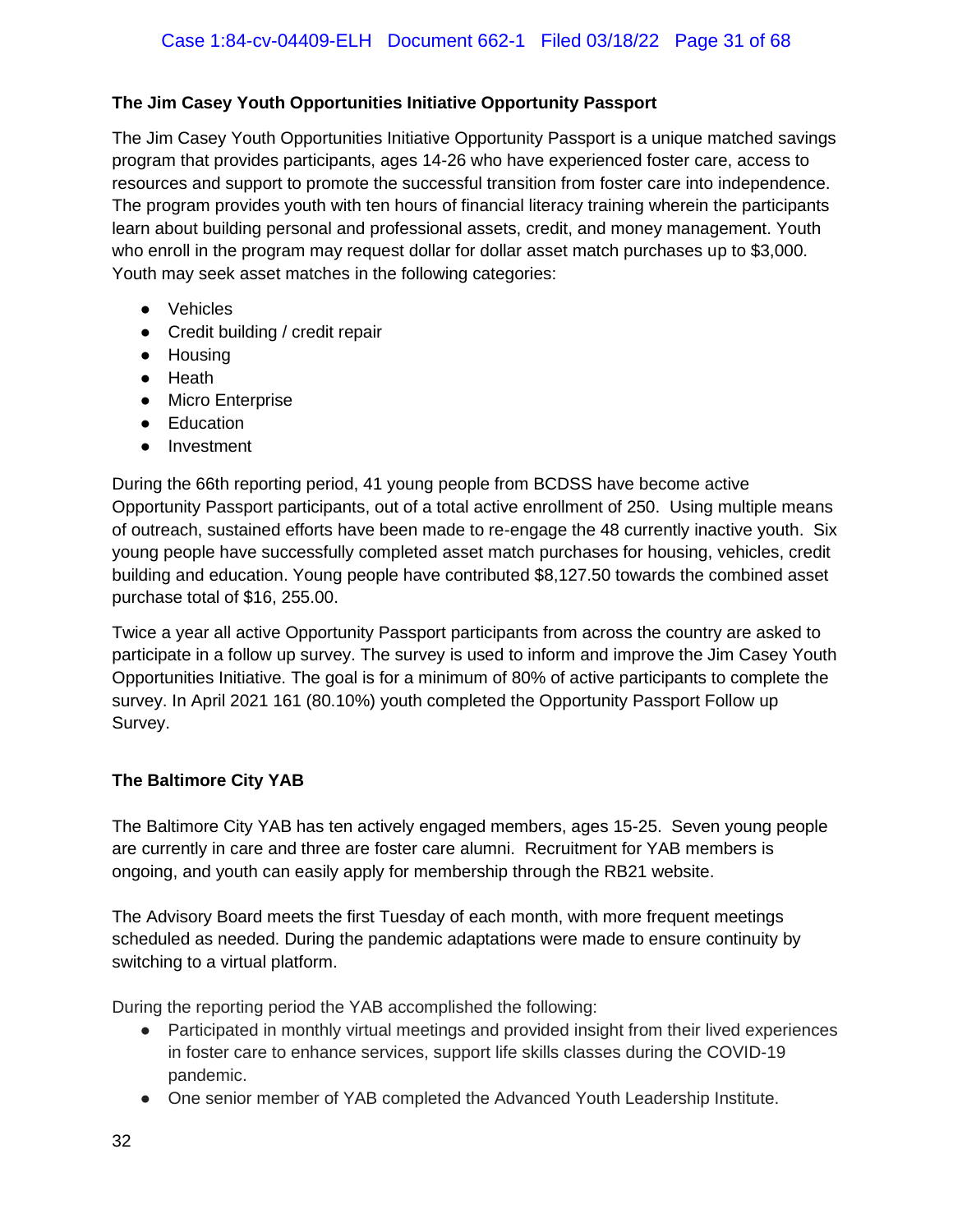**The Jim Casey Youth Opportunities Initiative Opportunity Passport**

The Jim Casey Youth Opportunities Initiative Opportunity Passport is a unique matched savings program that provides participants, ages 14-26 who have experienced foster care, access to resources and support to promote the successful transition from foster care into independence. The program provides youth with ten hours of financial literacy training wherein the participants learn about building personal and professional assets, credit, and money management. Youth who enroll in the program may request dollar for dollar asset match purchases up to $3,000. Youth may seek asset matches in the following categories:

- Vehicles
- Credit building / credit repair
- Housing
- Heath
- Micro Enterprise
- Education
- Investment

During the 66th reporting period, 41 young people from BCDSS have become active Opportunity Passport participants, out of a total active enrollment of 250. Using multiple means of outreach, sustained efforts have been made to re-engage the 48 currently inactive youth. Six young people have successfully completed asset match purchases for housing, vehicles, credit building and education. Young people have contributed $8,127.50 towards the combined asset purchase total of $16, 255.00.

Twice a year all active Opportunity Passport participants from across the country are asked to participate in a follow up survey. The survey is used to inform and improve the Jim Casey Youth Opportunities Initiative. The goal is for a minimum of 80% of active participants to complete the survey. In April 2021 161 (80.10%) youth completed the Opportunity Passport Follow up Survey.

**The Baltimore City YAB**

The Baltimore City YAB has ten actively engaged members, ages 15-25. Seven young people are currently in care and three are foster care alumni. Recruitment for YAB members is ongoing, and youth can easily apply for membership through the RB21 website.

The Advisory Board meets the first Tuesday of each month, with more frequent meetings scheduled as needed. During the pandemic adaptations were made to ensure continuity by switching to a virtual platform.

During the reporting period the YAB accomplished the following:

- Participated in monthly virtual meetings and provided insight from their lived experiences in foster care to enhance services, support life skills classes during the COVID-19 pandemic.
- One senior member of YAB completed the Advanced Youth Leadership Institute.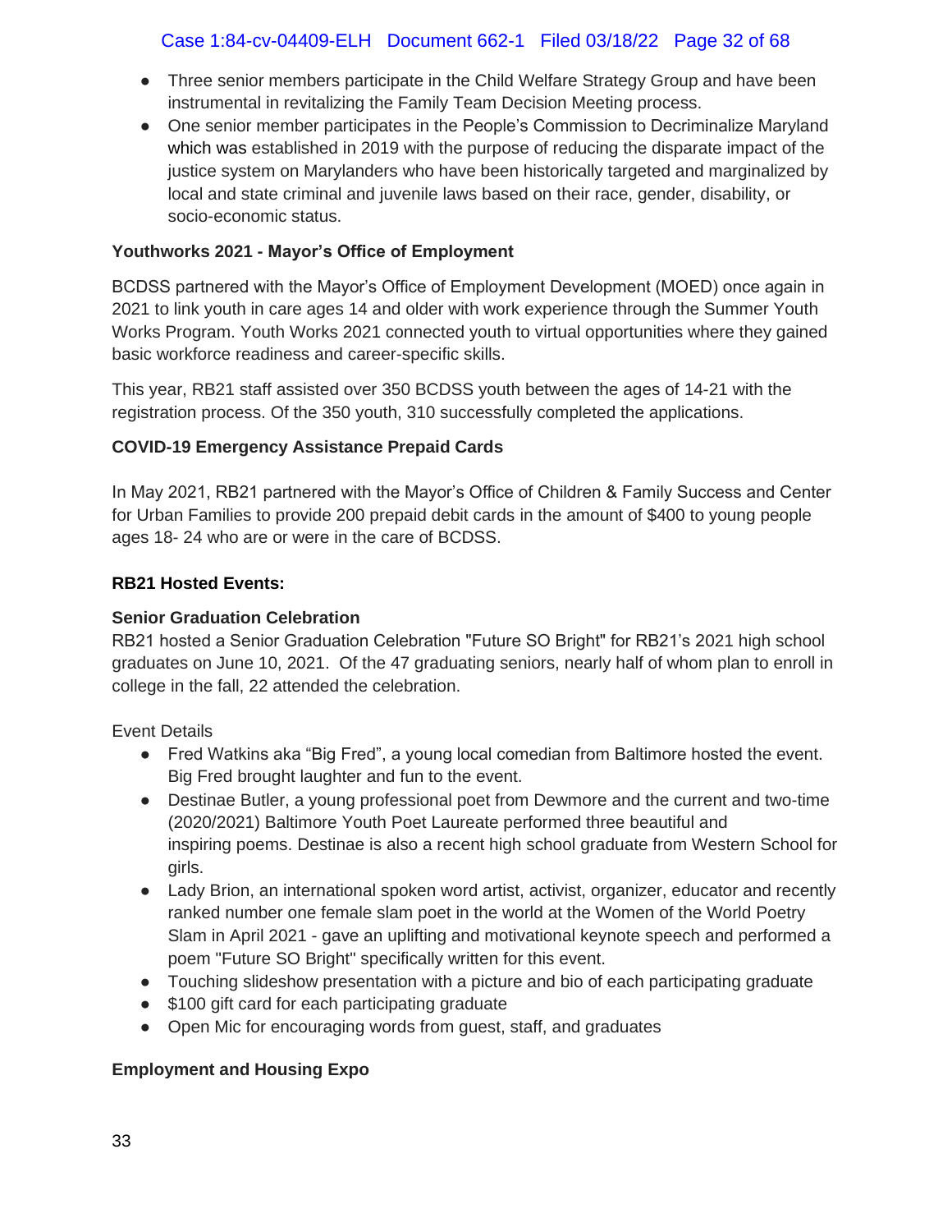- Three senior members participate in the Child Welfare Strategy Group and have been instrumental in revitalizing the Family Team Decision Meeting process.
- One senior member participates in the People's Commission to Decriminalize Maryland which was established in 2019 with the purpose of reducing the disparate impact of the justice system on Marylanders who have been historically targeted and marginalized by local and state criminal and juvenile laws based on their race, gender, disability, or socio-economic status.

**Youthworks 2021 - Mayor's Office of Employment**

BCDSS partnered with the Mayor's Office of Employment Development (MOED) once again in 2021 to link youth in care ages 14 and older with work experience through the Summer Youth Works Program. Youth Works 2021 connected youth to virtual opportunities where they gained basic workforce readiness and career-specific skills.

This year, RB21 staff assisted over 350 BCDSS youth between the ages of 14-21 with the registration process. Of the 350 youth, 310 successfully completed the applications.

**COVID-19 Emergency Assistance Prepaid Cards**

In May 2021, RB21 partnered with the Mayor's Office of Children & Family Success and Center for Urban Families to provide 200 prepaid debit cards in the amount of $400 to young people ages 18- 24 who are or were in the care of BCDSS.

**RB21 Hosted Events:**

**Senior Graduation Celebration**

RB21 hosted a Senior Graduation Celebration "Future SO Bright" for RB21's 2021 high school graduates on June 10, 2021. Of the 47 graduating seniors, nearly half of whom plan to enroll in college in the fall, 22 attended the celebration.

Event Details

- Fred Watkins aka "Big Fred", a young local comedian from Baltimore hosted the event. Big Fred brought laughter and fun to the event.
- Destinae Butler, a young professional poet from Dewmore and the current and two-time (2020/2021) Baltimore Youth Poet Laureate performed three beautiful and inspiring poems. Destinae is also a recent high school graduate from Western School for girls.
- Lady Brion, an international spoken word artist, activist, organizer, educator and recently ranked number one female slam poet in the world at the Women of the World Poetry Slam in April 2021 - gave an uplifting and motivational keynote speech and performed a poem "Future SO Bright" specifically written for this event.
- Touching slideshow presentation with a picture and bio of each participating graduate
- $100 gift card for each participating graduate
- Open Mic for encouraging words from guest, staff, and graduates

**Employment and Housing Expo**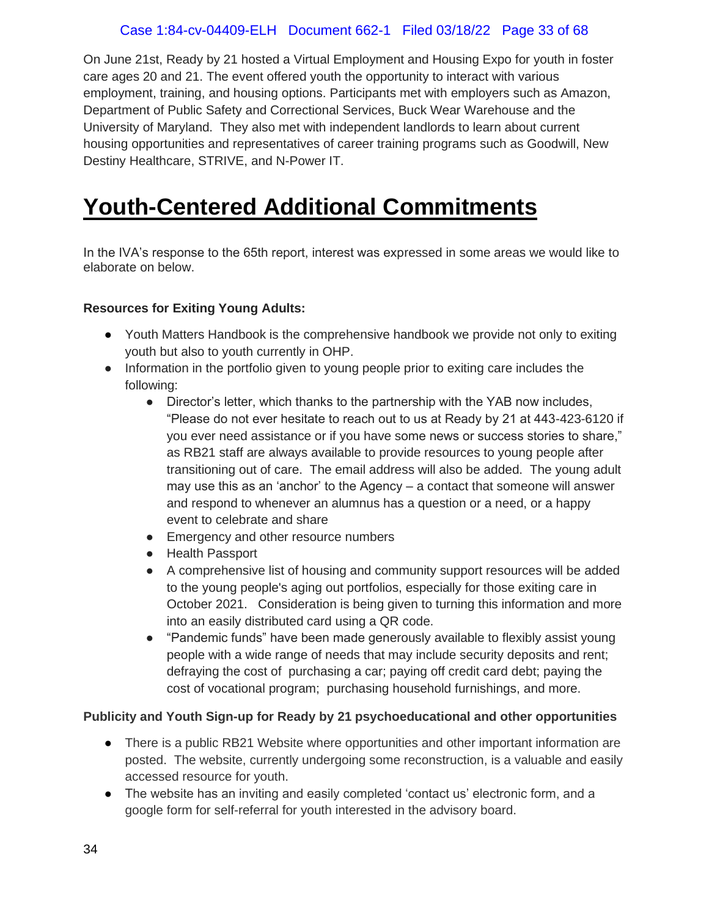On June 21st, Ready by 21 hosted a Virtual Employment and Housing Expo for youth in foster care ages 20 and 21. The event offered youth the opportunity to interact with various employment, training, and housing options. Participants met with employers such as Amazon, Department of Public Safety and Correctional Services, Buck Wear Warehouse and the University of Maryland. They also met with independent landlords to learn about current housing opportunities and representatives of career training programs such as Goodwill, New Destiny Healthcare, STRIVE, and N-Power IT.

# Youth-Centered Additional Commitments

In the IVA's response to the 65th report, interest was expressed in some areas we would like to elaborate on below.

**Resources for Exiting Young Adults:**

- Youth Matters Handbook is the comprehensive handbook we provide not only to exiting youth but also to youth currently in OHP.
- Information in the portfolio given to young people prior to exiting care includes the following:
  - Director's letter, which thanks to the partnership with the YAB now includes, "Please do not ever hesitate to reach out to us at Ready by 21 at 443-423-6120 if you ever need assistance or if you have some news or success stories to share," as RB21 staff are always available to provide resources to young people after transitioning out of care. The email address will also be added. The young adult may use this as an 'anchor' to the Agency – a contact that someone will answer and respond to whenever an alumnus has a question or a need, or a happy event to celebrate and share
  - Emergency and other resource numbers
  - Health Passport
  - A comprehensive list of housing and community support resources will be added to the young people's aging out portfolios, especially for those exiting care in October 2021. Consideration is being given to turning this information and more into an easily distributed card using a QR code.
  - "Pandemic funds" have been made generously available to flexibly assist young people with a wide range of needs that may include security deposits and rent; defraying the cost of purchasing a car; paying off credit card debt; paying the cost of vocational program; purchasing household furnishings, and more.

**Publicity and Youth Sign-up for Ready by 21 psychoeducational and other opportunities**

- There is a public RB21 Website where opportunities and other important information are posted. The website, currently undergoing some reconstruction, is a valuable and easily accessed resource for youth.
- The website has an inviting and easily completed 'contact us' electronic form, and a google form for self-referral for youth interested in the advisory board.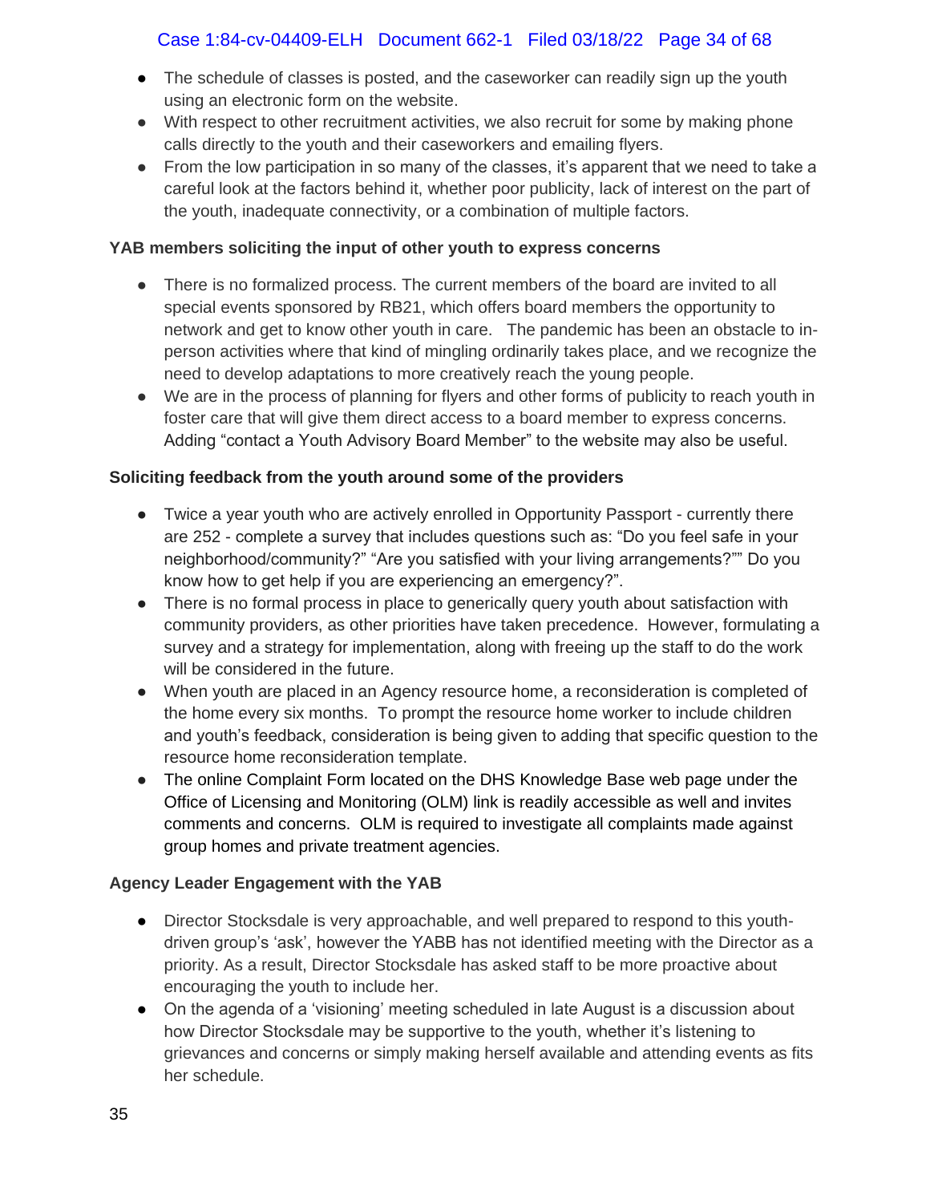- The schedule of classes is posted, and the caseworker can readily sign up the youth using an electronic form on the website.
- With respect to other recruitment activities, we also recruit for some by making phone calls directly to the youth and their caseworkers and emailing flyers.
- From the low participation in so many of the classes, it's apparent that we need to take a careful look at the factors behind it, whether poor publicity, lack of interest on the part of the youth, inadequate connectivity, or a combination of multiple factors.

**YAB members soliciting the input of other youth to express concerns**

- There is no formalized process. The current members of the board are invited to all special events sponsored by RB21, which offers board members the opportunity to network and get to know other youth in care. The pandemic has been an obstacle to in-person activities where that kind of mingling ordinarily takes place, and we recognize the need to develop adaptations to more creatively reach the young people.
- We are in the process of planning for flyers and other forms of publicity to reach youth in foster care that will give them direct access to a board member to express concerns. Adding "contact a Youth Advisory Board Member" to the website may also be useful.

**Soliciting feedback from the youth around some of the providers**

- Twice a year youth who are actively enrolled in Opportunity Passport - currently there are 252 - complete a survey that includes questions such as: "Do you feel safe in your neighborhood/community?" "Are you satisfied with your living arrangements?"" Do you know how to get help if you are experiencing an emergency?".
- There is no formal process in place to generically query youth about satisfaction with community providers, as other priorities have taken precedence. However, formulating a survey and a strategy for implementation, along with freeing up the staff to do the work will be considered in the future.
- When youth are placed in an Agency resource home, a reconsideration is completed of the home every six months. To prompt the resource home worker to include children and youth's feedback, consideration is being given to adding that specific question to the resource home reconsideration template.
- The online Complaint Form located on the DHS Knowledge Base web page under the Office of Licensing and Monitoring (OLM) link is readily accessible as well and invites comments and concerns. OLM is required to investigate all complaints made against group homes and private treatment agencies.

**Agency Leader Engagement with the YAB**

- Director Stocksdale is very approachable, and well prepared to respond to this youth-driven group's 'ask', however the YABB has not identified meeting with the Director as a priority. As a result, Director Stocksdale has asked staff to be more proactive about encouraging the youth to include her.
- On the agenda of a 'visioning' meeting scheduled in late August is a discussion about how Director Stocksdale may be supportive to the youth, whether it's listening to grievances and concerns or simply making herself available and attending events as fits her schedule.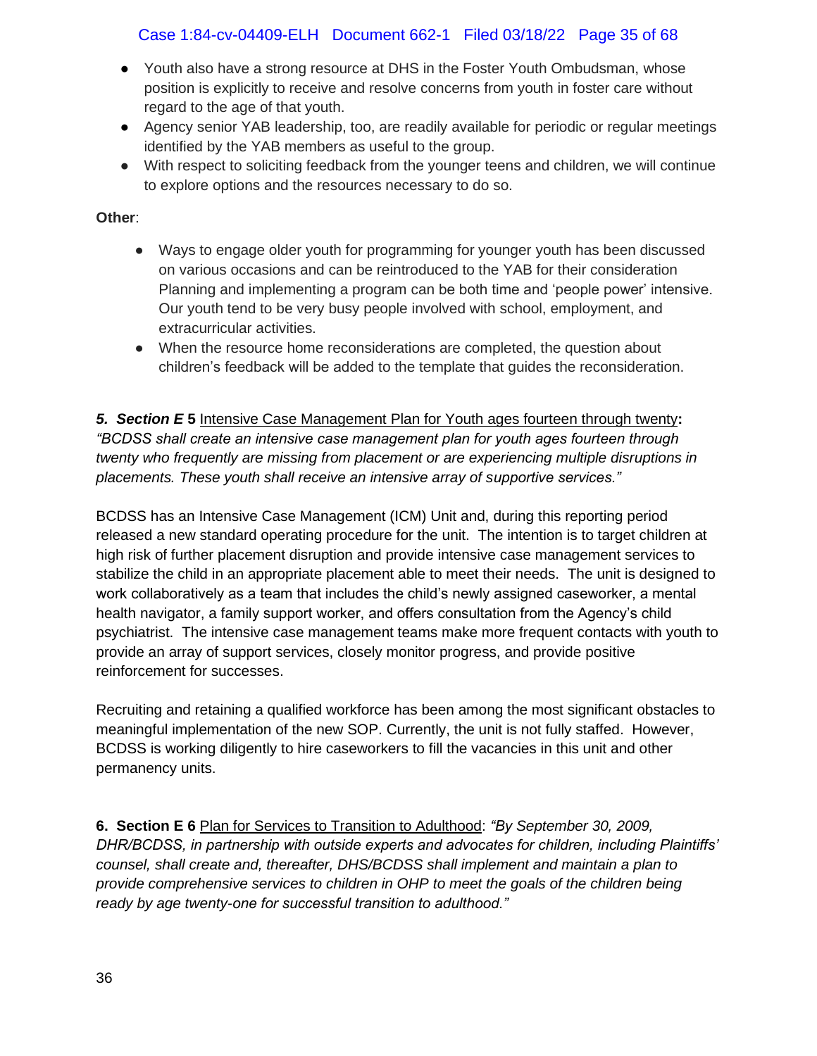- Youth also have a strong resource at DHS in the Foster Youth Ombudsman, whose position is explicitly to receive and resolve concerns from youth in foster care without regard to the age of that youth.
- Agency senior YAB leadership, too, are readily available for periodic or regular meetings identified by the YAB members as useful to the group.
- With respect to soliciting feedback from the younger teens and children, we will continue to explore options and the resources necessary to do so.

**Other**:

- Ways to engage older youth for programming for younger youth has been discussed on various occasions and can be reintroduced to the YAB for their consideration Planning and implementing a program can be both time and 'people power' intensive. Our youth tend to be very busy people involved with school, employment, and extracurricular activities.
- When the resource home reconsiderations are completed, the question about children's feedback will be added to the template that guides the reconsideration.

***5. Section E* 5** <u>Intensive Case Management Plan for Youth ages fourteen through twenty</u>**:** *"BCDSS shall create an intensive case management plan for youth ages fourteen through twenty who frequently are missing from placement or are experiencing multiple disruptions in placements. These youth shall receive an intensive array of supportive services."*

BCDSS has an Intensive Case Management (ICM) Unit and, during this reporting period released a new standard operating procedure for the unit. The intention is to target children at high risk of further placement disruption and provide intensive case management services to stabilize the child in an appropriate placement able to meet their needs. The unit is designed to work collaboratively as a team that includes the child's newly assigned caseworker, a mental health navigator, a family support worker, and offers consultation from the Agency's child psychiatrist. The intensive case management teams make more frequent contacts with youth to provide an array of support services, closely monitor progress, and provide positive reinforcement for successes.

Recruiting and retaining a qualified workforce has been among the most significant obstacles to meaningful implementation of the new SOP. Currently, the unit is not fully staffed. However, BCDSS is working diligently to hire caseworkers to fill the vacancies in this unit and other permanency units.

**6. Section E 6** <u>Plan for Services to Transition to Adulthood</u>: *"By September 30, 2009, DHR/BCDSS, in partnership with outside experts and advocates for children, including Plaintiffs' counsel, shall create and, thereafter, DHS/BCDSS shall implement and maintain a plan to provide comprehensive services to children in OHP to meet the goals of the children being ready by age twenty-one for successful transition to adulthood."*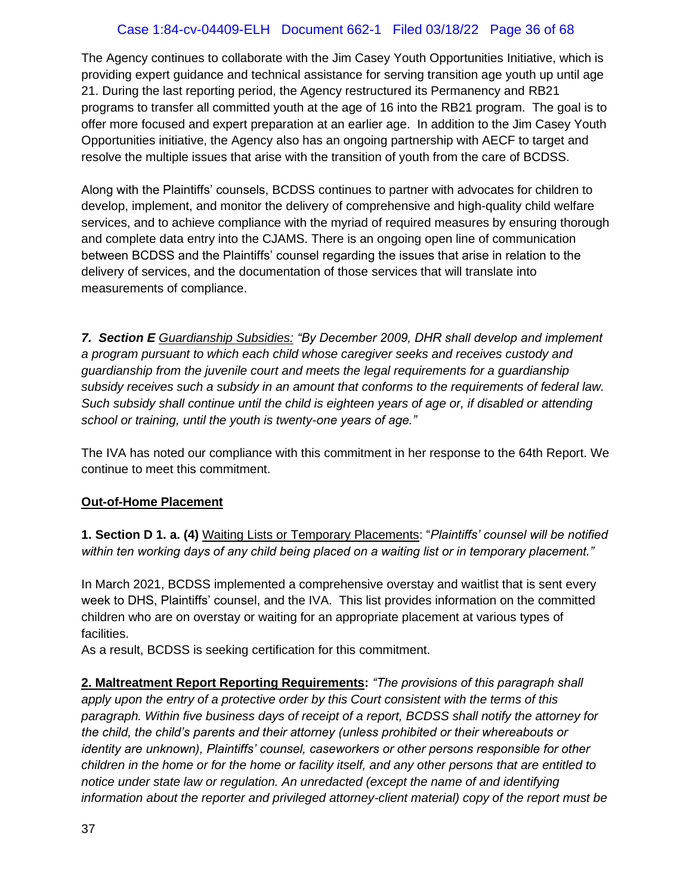The Agency continues to collaborate with the Jim Casey Youth Opportunities Initiative, which is providing expert guidance and technical assistance for serving transition age youth up until age 21. During the last reporting period, the Agency restructured its Permanency and RB21 programs to transfer all committed youth at the age of 16 into the RB21 program. The goal is to offer more focused and expert preparation at an earlier age. In addition to the Jim Casey Youth Opportunities initiative, the Agency also has an ongoing partnership with AECF to target and resolve the multiple issues that arise with the transition of youth from the care of BCDSS.

Along with the Plaintiffs' counsels, BCDSS continues to partner with advocates for children to develop, implement, and monitor the delivery of comprehensive and high-quality child welfare services, and to achieve compliance with the myriad of required measures by ensuring thorough and complete data entry into the CJAMS. There is an ongoing open line of communication between BCDSS and the Plaintiffs' counsel regarding the issues that arise in relation to the delivery of services, and the documentation of those services that will translate into measurements of compliance.

***7. Section E*** *Guardianship Subsidies:* *"By December 2009, DHR shall develop and implement a program pursuant to which each child whose caregiver seeks and receives custody and guardianship from the juvenile court and meets the legal requirements for a guardianship subsidy receives such a subsidy in an amount that conforms to the requirements of federal law. Such subsidy shall continue until the child is eighteen years of age or, if disabled or attending school or training, until the youth is twenty-one years of age."*

The IVA has noted our compliance with this commitment in her response to the 64th Report. We continue to meet this commitment.

**Out-of-Home Placement**

**1. Section D 1. a. (4)** Waiting Lists or Temporary Placements: "*Plaintiffs' counsel will be notified within ten working days of any child being placed on a waiting list or in temporary placement."*

In March 2021, BCDSS implemented a comprehensive overstay and waitlist that is sent every week to DHS, Plaintiffs' counsel, and the IVA. This list provides information on the committed children who are on overstay or waiting for an appropriate placement at various types of facilities.
As a result, BCDSS is seeking certification for this commitment.

**2. Maltreatment Report Reporting Requirements:** *"The provisions of this paragraph shall apply upon the entry of a protective order by this Court consistent with the terms of this paragraph. Within five business days of receipt of a report, BCDSS shall notify the attorney for the child, the child's parents and their attorney (unless prohibited or their whereabouts or identity are unknown), Plaintiffs' counsel, caseworkers or other persons responsible for other children in the home or for the home or facility itself, and any other persons that are entitled to notice under state law or regulation. An unredacted (except the name of and identifying information about the reporter and privileged attorney-client material) copy of the report must be*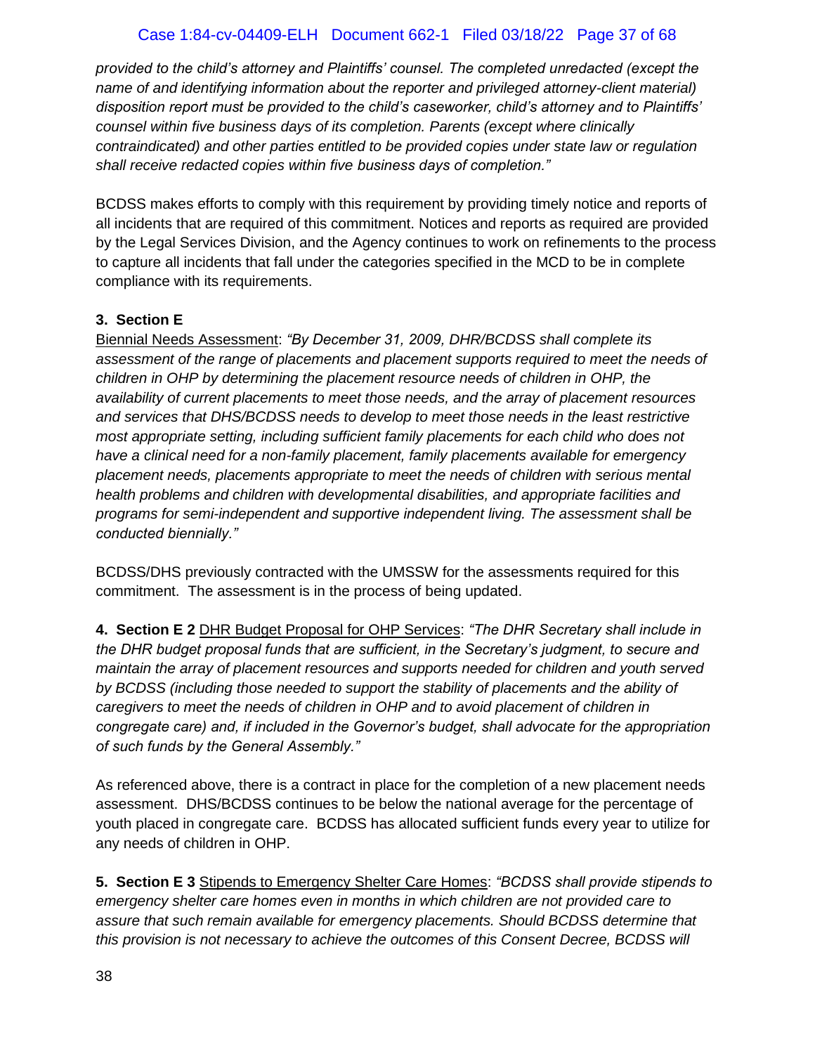*provided to the child's attorney and Plaintiffs' counsel. The completed unredacted (except the name of and identifying information about the reporter and privileged attorney-client material) disposition report must be provided to the child's caseworker, child's attorney and to Plaintiffs' counsel within five business days of its completion. Parents (except where clinically contraindicated) and other parties entitled to be provided copies under state law or regulation shall receive redacted copies within five business days of completion."*

BCDSS makes efforts to comply with this requirement by providing timely notice and reports of all incidents that are required of this commitment. Notices and reports as required are provided by the Legal Services Division, and the Agency continues to work on refinements to the process to capture all incidents that fall under the categories specified in the MCD to be in complete compliance with its requirements.

**3. Section E**

Biennial Needs Assessment: *"By December 31, 2009, DHR/BCDSS shall complete its assessment of the range of placements and placement supports required to meet the needs of children in OHP by determining the placement resource needs of children in OHP, the availability of current placements to meet those needs, and the array of placement resources and services that DHS/BCDSS needs to develop to meet those needs in the least restrictive most appropriate setting, including sufficient family placements for each child who does not have a clinical need for a non-family placement, family placements available for emergency placement needs, placements appropriate to meet the needs of children with serious mental health problems and children with developmental disabilities, and appropriate facilities and programs for semi-independent and supportive independent living. The assessment shall be conducted biennially."*

BCDSS/DHS previously contracted with the UMSSW for the assessments required for this commitment. The assessment is in the process of being updated.

**4. Section E 2** DHR Budget Proposal for OHP Services: *"The DHR Secretary shall include in the DHR budget proposal funds that are sufficient, in the Secretary's judgment, to secure and maintain the array of placement resources and supports needed for children and youth served by BCDSS (including those needed to support the stability of placements and the ability of caregivers to meet the needs of children in OHP and to avoid placement of children in congregate care) and, if included in the Governor's budget, shall advocate for the appropriation of such funds by the General Assembly."*

As referenced above, there is a contract in place for the completion of a new placement needs assessment. DHS/BCDSS continues to be below the national average for the percentage of youth placed in congregate care. BCDSS has allocated sufficient funds every year to utilize for any needs of children in OHP.

**5. Section E 3** Stipends to Emergency Shelter Care Homes: *"BCDSS shall provide stipends to emergency shelter care homes even in months in which children are not provided care to assure that such remain available for emergency placements. Should BCDSS determine that this provision is not necessary to achieve the outcomes of this Consent Decree, BCDSS will*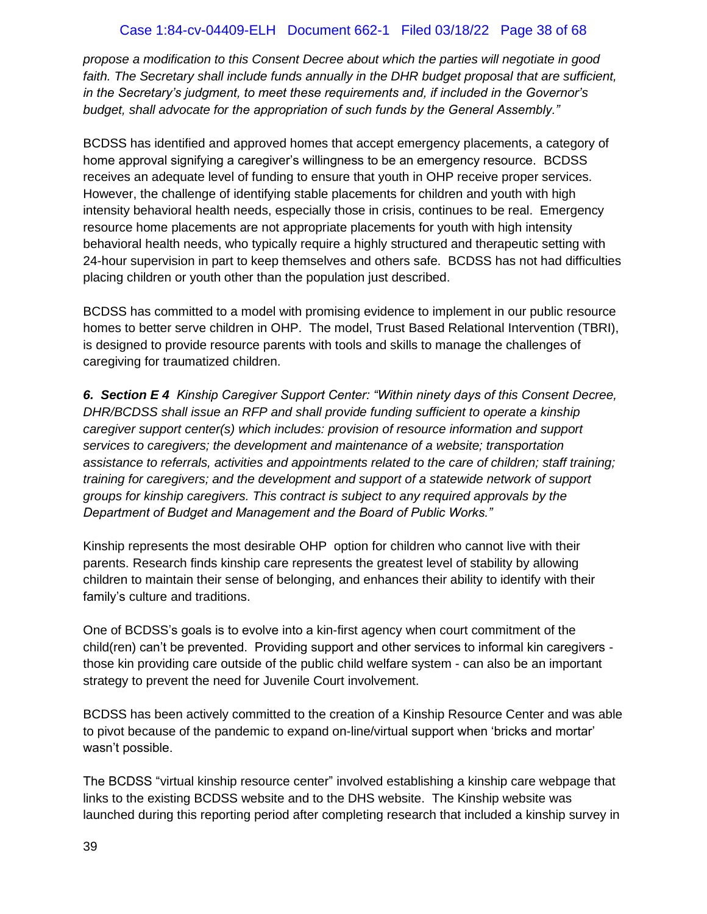*propose a modification to this Consent Decree about which the parties will negotiate in good faith. The Secretary shall include funds annually in the DHR budget proposal that are sufficient, in the Secretary's judgment, to meet these requirements and, if included in the Governor's budget, shall advocate for the appropriation of such funds by the General Assembly."*

BCDSS has identified and approved homes that accept emergency placements, a category of home approval signifying a caregiver's willingness to be an emergency resource. BCDSS receives an adequate level of funding to ensure that youth in OHP receive proper services. However, the challenge of identifying stable placements for children and youth with high intensity behavioral health needs, especially those in crisis, continues to be real. Emergency resource home placements are not appropriate placements for youth with high intensity behavioral health needs, who typically require a highly structured and therapeutic setting with 24-hour supervision in part to keep themselves and others safe. BCDSS has not had difficulties placing children or youth other than the population just described.

BCDSS has committed to a model with promising evidence to implement in our public resource homes to better serve children in OHP. The model, Trust Based Relational Intervention (TBRI), is designed to provide resource parents with tools and skills to manage the challenges of caregiving for traumatized children.

***6. Section E 4*** *Kinship Caregiver Support Center: "Within ninety days of this Consent Decree, DHR/BCDSS shall issue an RFP and shall provide funding sufficient to operate a kinship caregiver support center(s) which includes: provision of resource information and support services to caregivers; the development and maintenance of a website; transportation assistance to referrals, activities and appointments related to the care of children; staff training; training for caregivers; and the development and support of a statewide network of support groups for kinship caregivers. This contract is subject to any required approvals by the Department of Budget and Management and the Board of Public Works."*

Kinship represents the most desirable OHP option for children who cannot live with their parents. Research finds kinship care represents the greatest level of stability by allowing children to maintain their sense of belonging, and enhances their ability to identify with their family's culture and traditions.

One of BCDSS's goals is to evolve into a kin-first agency when court commitment of the child(ren) can't be prevented. Providing support and other services to informal kin caregivers - those kin providing care outside of the public child welfare system - can also be an important strategy to prevent the need for Juvenile Court involvement.

BCDSS has been actively committed to the creation of a Kinship Resource Center and was able to pivot because of the pandemic to expand on-line/virtual support when 'bricks and mortar' wasn't possible.

The BCDSS "virtual kinship resource center" involved establishing a kinship care webpage that links to the existing BCDSS website and to the DHS website. The Kinship website was launched during this reporting period after completing research that included a kinship survey in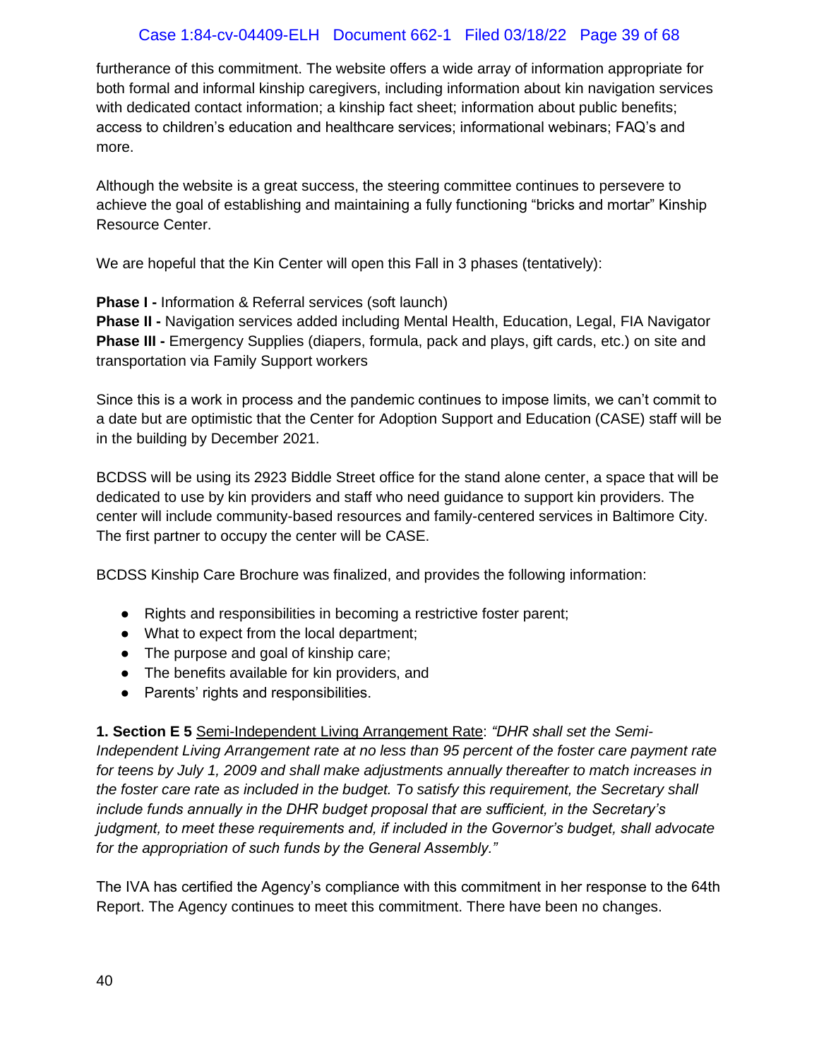furtherance of this commitment. The website offers a wide array of information appropriate for both formal and informal kinship caregivers, including information about kin navigation services with dedicated contact information; a kinship fact sheet; information about public benefits; access to children's education and healthcare services; informational webinars; FAQ's and more.

Although the website is a great success, the steering committee continues to persevere to achieve the goal of establishing and maintaining a fully functioning "bricks and mortar" Kinship Resource Center.

We are hopeful that the Kin Center will open this Fall in 3 phases (tentatively):

**Phase I -** Information & Referral services (soft launch)
**Phase II -** Navigation services added including Mental Health, Education, Legal, FIA Navigator
**Phase III -** Emergency Supplies (diapers, formula, pack and plays, gift cards, etc.) on site and transportation via Family Support workers

Since this is a work in process and the pandemic continues to impose limits, we can't commit to a date but are optimistic that the Center for Adoption Support and Education (CASE) staff will be in the building by December 2021.

BCDSS will be using its 2923 Biddle Street office for the stand alone center, a space that will be dedicated to use by kin providers and staff who need guidance to support kin providers. The center will include community-based resources and family-centered services in Baltimore City. The first partner to occupy the center will be CASE.

BCDSS Kinship Care Brochure was finalized, and provides the following information:

- Rights and responsibilities in becoming a restrictive foster parent;
- What to expect from the local department;
- The purpose and goal of kinship care;
- The benefits available for kin providers, and
- Parents' rights and responsibilities.

**1. Section E 5** <u>Semi-Independent Living Arrangement Rate</u>: *"DHR shall set the Semi-Independent Living Arrangement rate at no less than 95 percent of the foster care payment rate for teens by July 1, 2009 and shall make adjustments annually thereafter to match increases in the foster care rate as included in the budget. To satisfy this requirement, the Secretary shall include funds annually in the DHR budget proposal that are sufficient, in the Secretary's judgment, to meet these requirements and, if included in the Governor's budget, shall advocate for the appropriation of such funds by the General Assembly."*

The IVA has certified the Agency's compliance with this commitment in her response to the 64th Report. The Agency continues to meet this commitment. There have been no changes.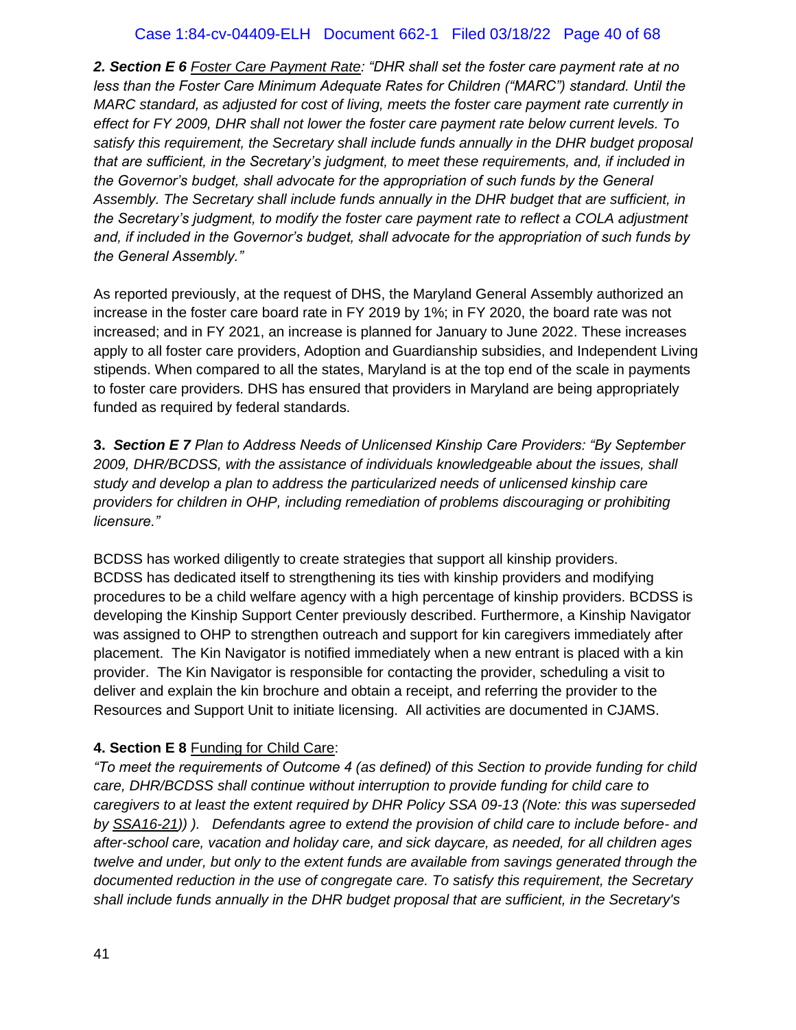***2. Section E 6*** *Foster Care Payment Rate: "DHR shall set the foster care payment rate at no less than the Foster Care Minimum Adequate Rates for Children ("MARC") standard. Until the MARC standard, as adjusted for cost of living, meets the foster care payment rate currently in effect for FY 2009, DHR shall not lower the foster care payment rate below current levels. To satisfy this requirement, the Secretary shall include funds annually in the DHR budget proposal that are sufficient, in the Secretary's judgment, to meet these requirements, and, if included in the Governor's budget, shall advocate for the appropriation of such funds by the General Assembly. The Secretary shall include funds annually in the DHR budget that are sufficient, in the Secretary's judgment, to modify the foster care payment rate to reflect a COLA adjustment and, if included in the Governor's budget, shall advocate for the appropriation of such funds by the General Assembly."*

As reported previously, at the request of DHS, the Maryland General Assembly authorized an increase in the foster care board rate in FY 2019 by 1%; in FY 2020, the board rate was not increased; and in FY 2021, an increase is planned for January to June 2022. These increases apply to all foster care providers, Adoption and Guardianship subsidies, and Independent Living stipends. When compared to all the states, Maryland is at the top end of the scale in payments to foster care providers. DHS has ensured that providers in Maryland are being appropriately funded as required by federal standards.

**3.** ***Section E 7*** *Plan to Address Needs of Unlicensed Kinship Care Providers: "By September 2009, DHR/BCDSS, with the assistance of individuals knowledgeable about the issues, shall study and develop a plan to address the particularized needs of unlicensed kinship care providers for children in OHP, including remediation of problems discouraging or prohibiting licensure."*

BCDSS has worked diligently to create strategies that support all kinship providers. BCDSS has dedicated itself to strengthening its ties with kinship providers and modifying procedures to be a child welfare agency with a high percentage of kinship providers. BCDSS is developing the Kinship Support Center previously described. Furthermore, a Kinship Navigator was assigned to OHP to strengthen outreach and support for kin caregivers immediately after placement. The Kin Navigator is notified immediately when a new entrant is placed with a kin provider. The Kin Navigator is responsible for contacting the provider, scheduling a visit to deliver and explain the kin brochure and obtain a receipt, and referring the provider to the Resources and Support Unit to initiate licensing. All activities are documented in CJAMS.

**4. Section E 8** Funding for Child Care:

*"To meet the requirements of Outcome 4 (as defined) of this Section to provide funding for child care, DHR/BCDSS shall continue without interruption to provide funding for child care to caregivers to at least the extent required by DHR Policy SSA 09-13 (Note: this was superseded by SSA16-21)) ). Defendants agree to extend the provision of child care to include before- and after-school care, vacation and holiday care, and sick daycare, as needed, for all children ages twelve and under, but only to the extent funds are available from savings generated through the documented reduction in the use of congregate care. To satisfy this requirement, the Secretary shall include funds annually in the DHR budget proposal that are sufficient, in the Secretary's*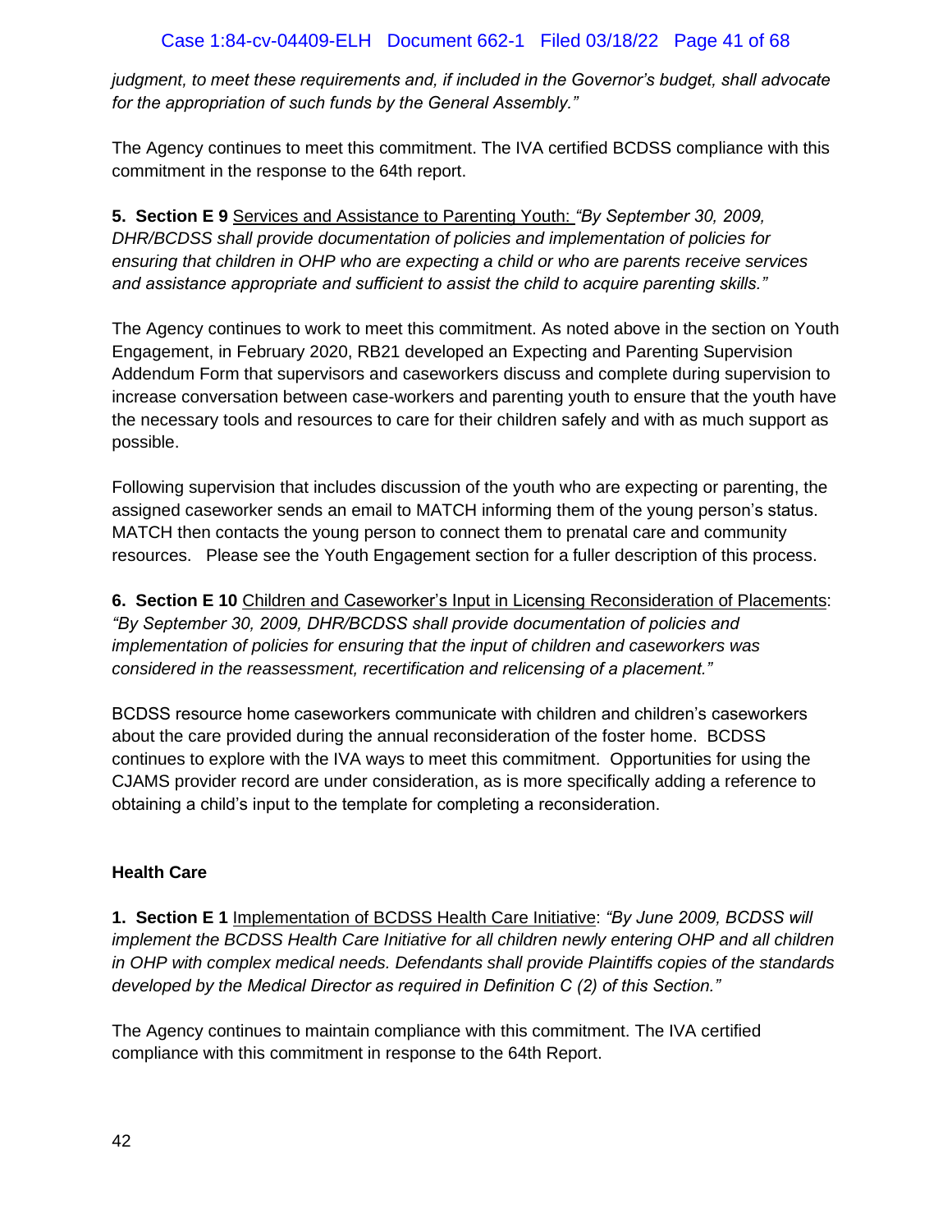*judgment, to meet these requirements and, if included in the Governor's budget, shall advocate for the appropriation of such funds by the General Assembly."*

The Agency continues to meet this commitment. The IVA certified BCDSS compliance with this commitment in the response to the 64th report.

**5. Section E 9** Services and Assistance to Parenting Youth: *"By September 30, 2009, DHR/BCDSS shall provide documentation of policies and implementation of policies for ensuring that children in OHP who are expecting a child or who are parents receive services and assistance appropriate and sufficient to assist the child to acquire parenting skills."*

The Agency continues to work to meet this commitment. As noted above in the section on Youth Engagement, in February 2020, RB21 developed an Expecting and Parenting Supervision Addendum Form that supervisors and caseworkers discuss and complete during supervision to increase conversation between case-workers and parenting youth to ensure that the youth have the necessary tools and resources to care for their children safely and with as much support as possible.

Following supervision that includes discussion of the youth who are expecting or parenting, the assigned caseworker sends an email to MATCH informing them of the young person's status. MATCH then contacts the young person to connect them to prenatal care and community resources. Please see the Youth Engagement section for a fuller description of this process.

**6. Section E 10** Children and Caseworker's Input in Licensing Reconsideration of Placements: *"By September 30, 2009, DHR/BCDSS shall provide documentation of policies and implementation of policies for ensuring that the input of children and caseworkers was considered in the reassessment, recertification and relicensing of a placement."*

BCDSS resource home caseworkers communicate with children and children's caseworkers about the care provided during the annual reconsideration of the foster home. BCDSS continues to explore with the IVA ways to meet this commitment. Opportunities for using the CJAMS provider record are under consideration, as is more specifically adding a reference to obtaining a child's input to the template for completing a reconsideration.

**Health Care**

**1. Section E 1** Implementation of BCDSS Health Care Initiative: *"By June 2009, BCDSS will implement the BCDSS Health Care Initiative for all children newly entering OHP and all children in OHP with complex medical needs. Defendants shall provide Plaintiffs copies of the standards developed by the Medical Director as required in Definition C (2) of this Section."*

The Agency continues to maintain compliance with this commitment. The IVA certified compliance with this commitment in response to the 64th Report.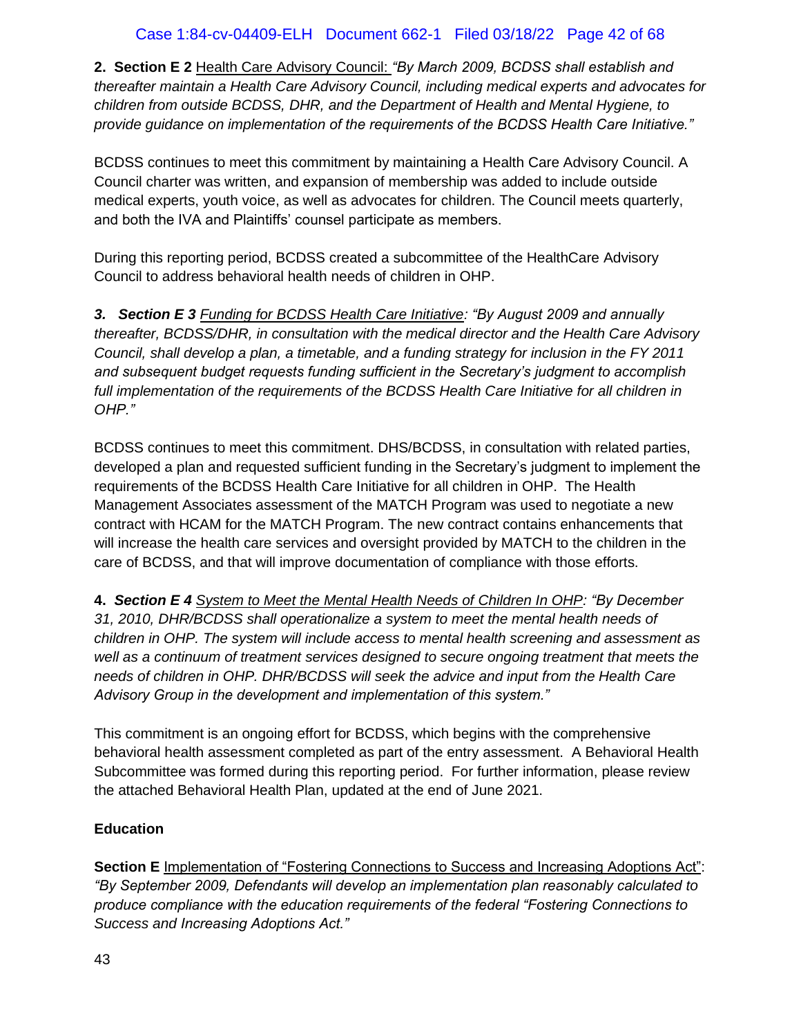**2. Section E 2** Health Care Advisory Council: *"By March 2009, BCDSS shall establish and thereafter maintain a Health Care Advisory Council, including medical experts and advocates for children from outside BCDSS, DHR, and the Department of Health and Mental Hygiene, to provide guidance on implementation of the requirements of the BCDSS Health Care Initiative."*

BCDSS continues to meet this commitment by maintaining a Health Care Advisory Council. A Council charter was written, and expansion of membership was added to include outside medical experts, youth voice, as well as advocates for children. The Council meets quarterly, and both the IVA and Plaintiffs' counsel participate as members.

During this reporting period, BCDSS created a subcommittee of the HealthCare Advisory Council to address behavioral health needs of children in OHP.

***3. Section E 3** Funding for BCDSS Health Care Initiative: "By August 2009 and annually thereafter, BCDSS/DHR, in consultation with the medical director and the Health Care Advisory Council, shall develop a plan, a timetable, and a funding strategy for inclusion in the FY 2011 and subsequent budget requests funding sufficient in the Secretary's judgment to accomplish full implementation of the requirements of the BCDSS Health Care Initiative for all children in OHP."*

BCDSS continues to meet this commitment. DHS/BCDSS, in consultation with related parties, developed a plan and requested sufficient funding in the Secretary's judgment to implement the requirements of the BCDSS Health Care Initiative for all children in OHP. The Health Management Associates assessment of the MATCH Program was used to negotiate a new contract with HCAM for the MATCH Program. The new contract contains enhancements that will increase the health care services and oversight provided by MATCH to the children in the care of BCDSS, and that will improve documentation of compliance with those efforts.

**4.** ***Section E 4** System to Meet the Mental Health Needs of Children In OHP: "By December 31, 2010, DHR/BCDSS shall operationalize a system to meet the mental health needs of children in OHP. The system will include access to mental health screening and assessment as well as a continuum of treatment services designed to secure ongoing treatment that meets the needs of children in OHP. DHR/BCDSS will seek the advice and input from the Health Care Advisory Group in the development and implementation of this system."*

This commitment is an ongoing effort for BCDSS, which begins with the comprehensive behavioral health assessment completed as part of the entry assessment. A Behavioral Health Subcommittee was formed during this reporting period. For further information, please review the attached Behavioral Health Plan, updated at the end of June 2021.

**Education**

**Section E** Implementation of "Fostering Connections to Success and Increasing Adoptions Act": *"By September 2009, Defendants will develop an implementation plan reasonably calculated to produce compliance with the education requirements of the federal "Fostering Connections to Success and Increasing Adoptions Act."*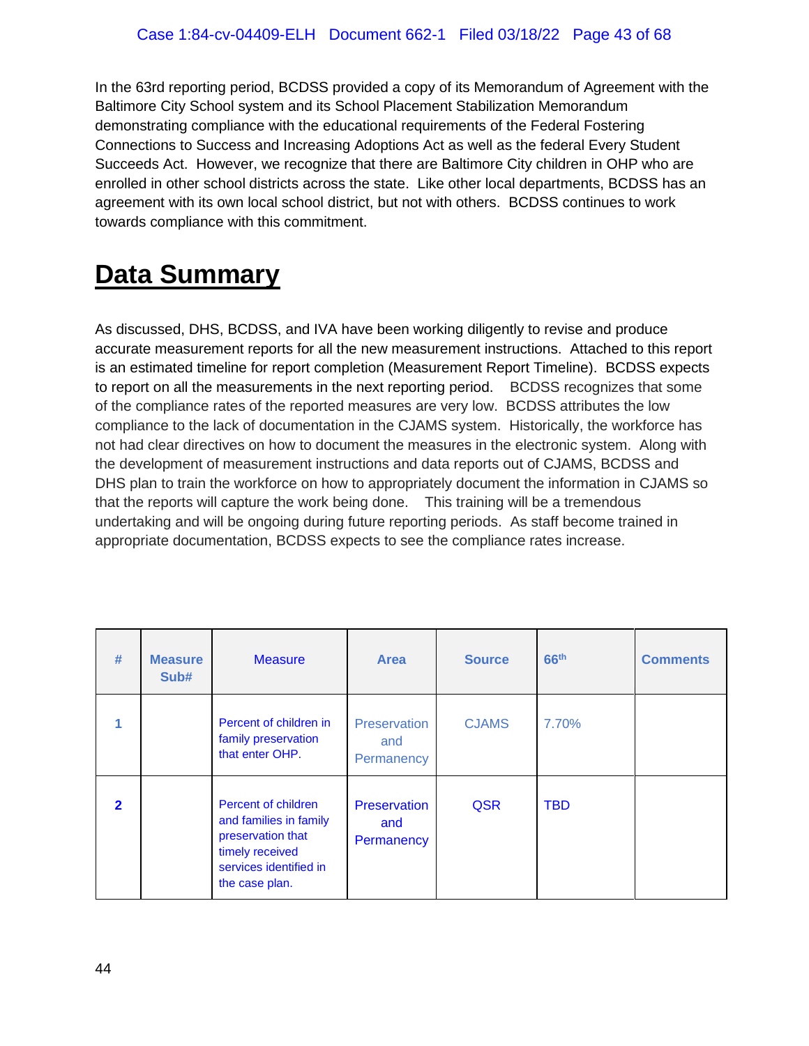In the 63rd reporting period, BCDSS provided a copy of its Memorandum of Agreement with the Baltimore City School system and its School Placement Stabilization Memorandum demonstrating compliance with the educational requirements of the Federal Fostering Connections to Success and Increasing Adoptions Act as well as the federal Every Student Succeeds Act. However, we recognize that there are Baltimore City children in OHP who are enrolled in other school districts across the state. Like other local departments, BCDSS has an agreement with its own local school district, but not with others. BCDSS continues to work towards compliance with this commitment.

# Data Summary

As discussed, DHS, BCDSS, and IVA have been working diligently to revise and produce accurate measurement reports for all the new measurement instructions. Attached to this report is an estimated timeline for report completion (Measurement Report Timeline). BCDSS expects to report on all the measurements in the next reporting period. BCDSS recognizes that some of the compliance rates of the reported measures are very low. BCDSS attributes the low compliance to the lack of documentation in the CJAMS system. Historically, the workforce has not had clear directives on how to document the measures in the electronic system. Along with the development of measurement instructions and data reports out of CJAMS, BCDSS and DHS plan to train the workforce on how to appropriately document the information in CJAMS so that the reports will capture the work being done. This training will be a tremendous undertaking and will be ongoing during future reporting periods. As staff become trained in appropriate documentation, BCDSS expects to see the compliance rates increase.

| # | Measure Sub# | Measure | Area | Source | 66th | Comments |
|---|---|---|---|---|---|---|
| 1 | | Percent of children in family preservation that enter OHP. | Preservation and Permanency | CJAMS | 7.70% | |
| 2 | | Percent of children and families in family preservation that timely received services identified in the case plan. | Preservation and Permanency | QSR | TBD | |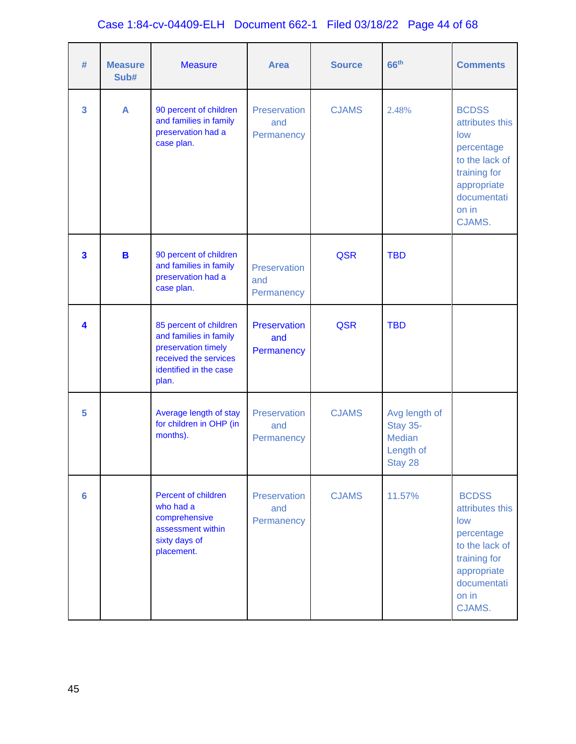| # | Measure Sub# | Measure | Area | Source | 66th | Comments |
|---|---|---|---|---|---|---|
| 3 | A | 90 percent of children and families in family preservation had a case plan. | Preservation and Permanency | CJAMS | 2.48% | BCDSS attributes this low percentage to the lack of training for appropriate documentation in CJAMS. |
| 3 | B | 90 percent of children and families in family preservation had a case plan. | Preservation and Permanency | QSR | TBD | |
| 4 | | 85 percent of children and families in family preservation timely received the services identified in the case plan. | Preservation and Permanency | QSR | TBD | |
| 5 | | Average length of stay for children in OHP (in months). | Preservation and Permanency | CJAMS | Avg length of Stay 35- Median Length of Stay 28 | |
| 6 | | Percent of children who had a comprehensive assessment within sixty days of placement. | Preservation and Permanency | CJAMS | 11.57% | BCDSS attributes this low percentage to the lack of training for appropriate documentation in CJAMS. |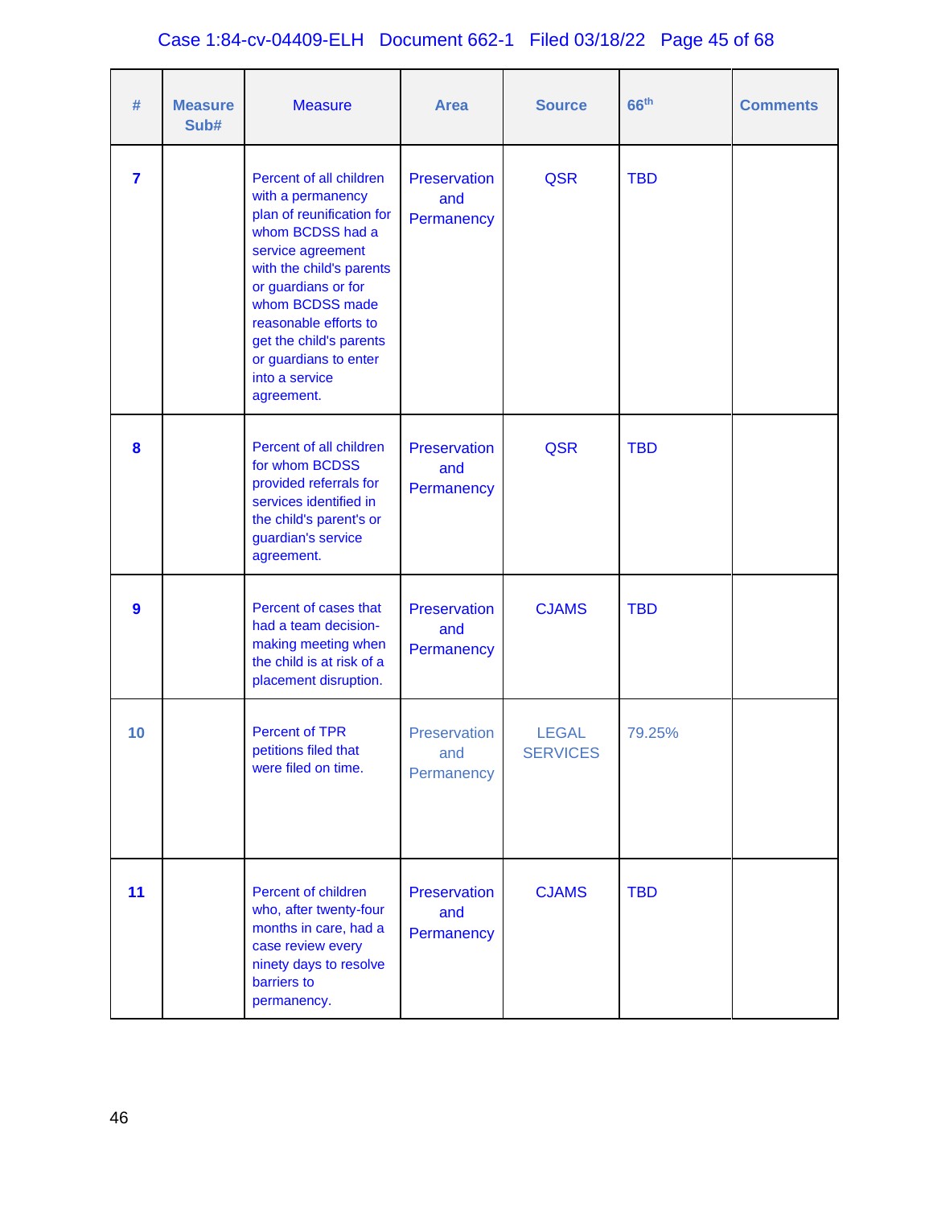| # | Measure Sub# | Measure | Area | Source | 66th | Comments |
|---|---|---|---|---|---|---|
| 7 | | Percent of all children with a permanency plan of reunification for whom BCDSS had a service agreement with the child's parents or guardians or for whom BCDSS made reasonable efforts to get the child's parents or guardians to enter into a service agreement. | Preservation and Permanency | QSR | TBD | |
| 8 | | Percent of all children for whom BCDSS provided referrals for services identified in the child's parent's or guardian's service agreement. | Preservation and Permanency | QSR | TBD | |
| 9 | | Percent of cases that had a team decision-making meeting when the child is at risk of a placement disruption. | Preservation and Permanency | CJAMS | TBD | |
| 10 | | Percent of TPR petitions filed that were filed on time. | Preservation and Permanency | LEGAL SERVICES | 79.25% | |
| 11 | | Percent of children who, after twenty-four months in care, had a case review every ninety days to resolve barriers to permanency. | Preservation and Permanency | CJAMS | TBD | |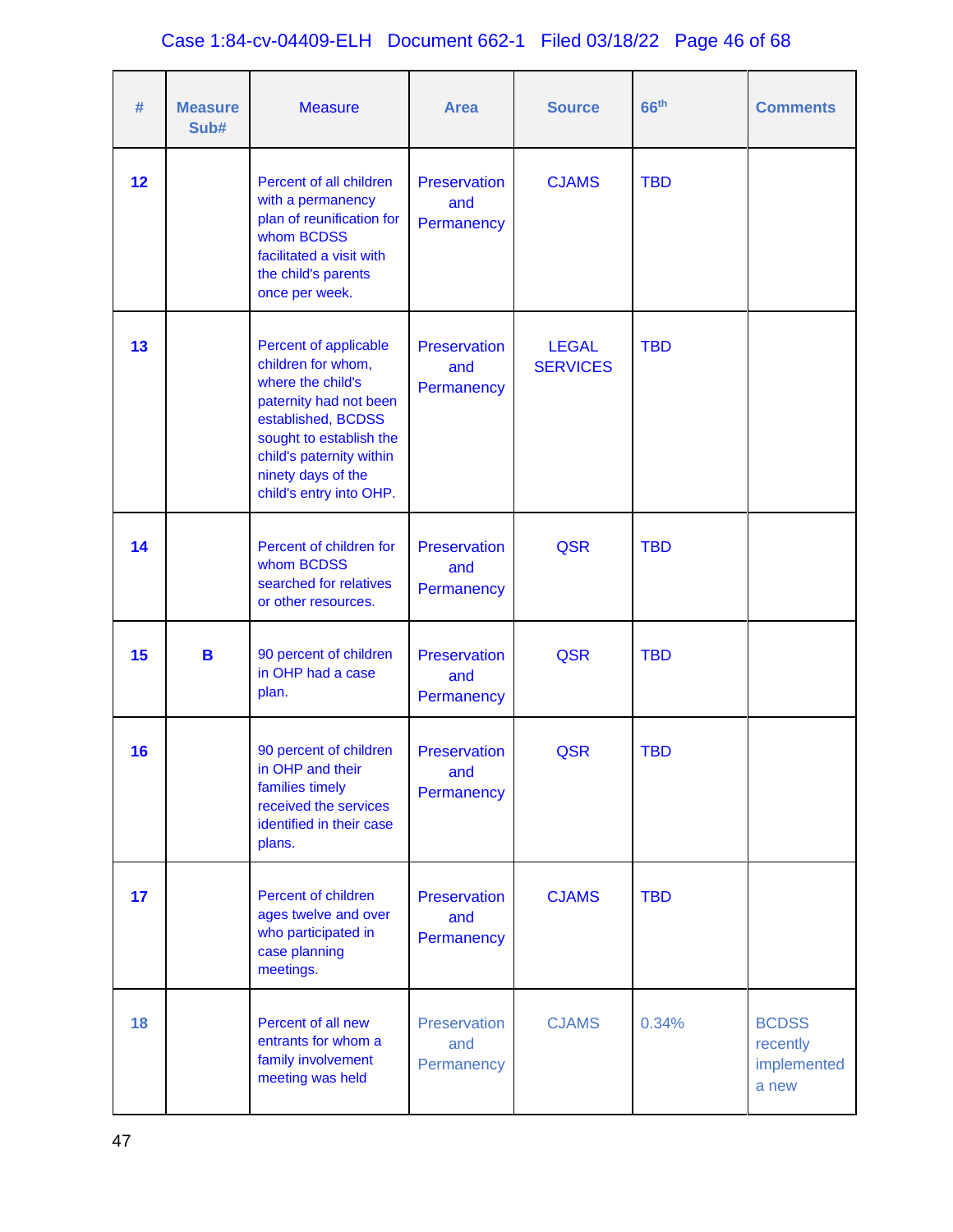| # | Measure Sub# | Measure | Area | Source | 66th | Comments |
|---|---|---|---|---|---|---|
| 12 | | Percent of all children with a permanency plan of reunification for whom BCDSS facilitated a visit with the child's parents once per week. | Preservation and Permanency | CJAMS | TBD | |
| 13 | | Percent of applicable children for whom, where the child's paternity had not been established, BCDSS sought to establish the child's paternity within ninety days of the child's entry into OHP. | Preservation and Permanency | LEGAL SERVICES | TBD | |
| 14 | | Percent of children for whom BCDSS searched for relatives or other resources. | Preservation and Permanency | QSR | TBD | |
| 15 | B | 90 percent of children in OHP had a case plan. | Preservation and Permanency | QSR | TBD | |
| 16 | | 90 percent of children in OHP and their families timely received the services identified in their case plans. | Preservation and Permanency | QSR | TBD | |
| 17 | | Percent of children ages twelve and over who participated in case planning meetings. | Preservation and Permanency | CJAMS | TBD | |
| 18 | | Percent of all new entrants for whom a family involvement meeting was held | Preservation and Permanency | CJAMS | 0.34% | BCDSS recently implemented a new |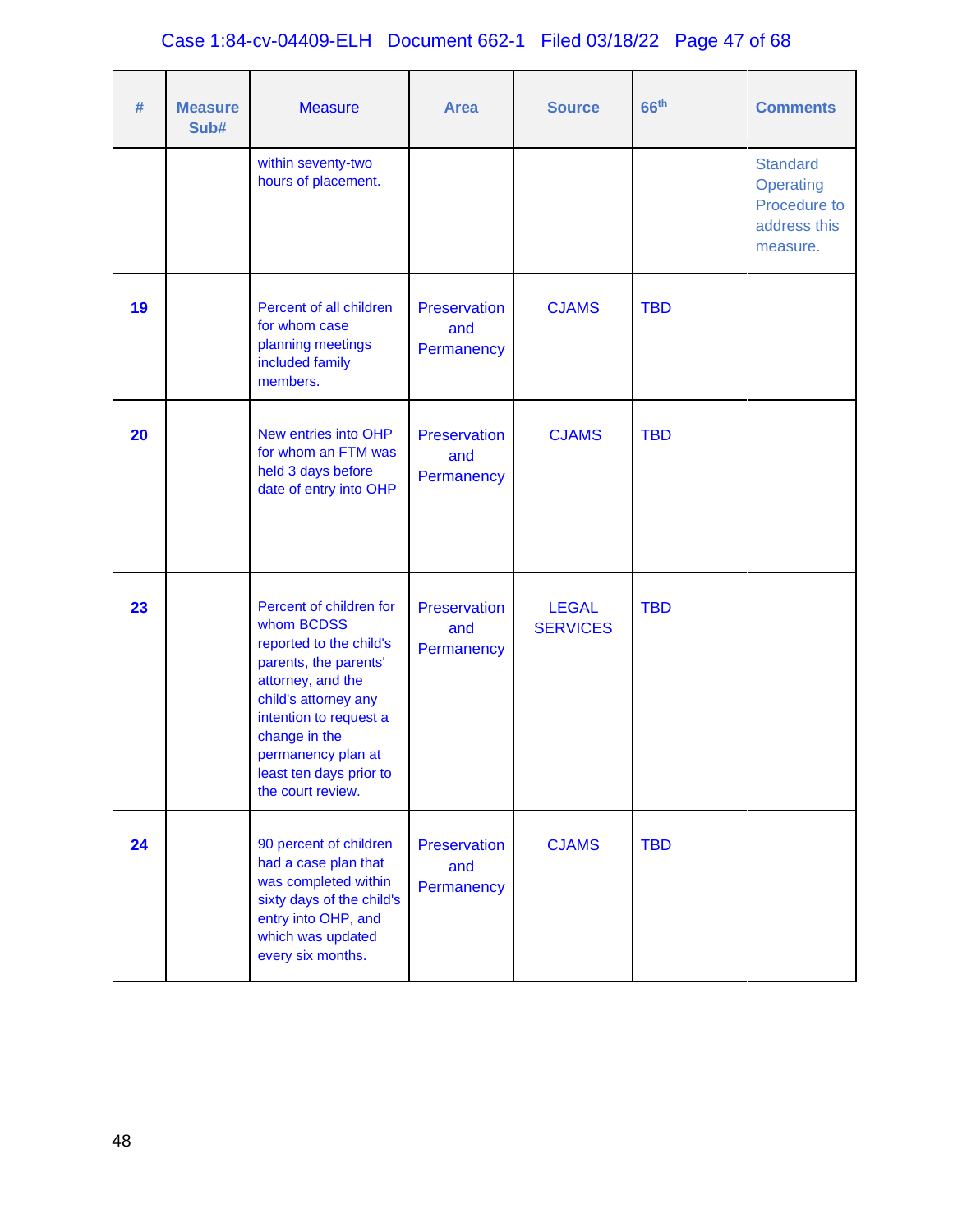| # | Measure Sub# | Measure | Area | Source | 66th | Comments |
|---|---|---|---|---|---|---|
| | | within seventy-two hours of placement. | | | | Standard Operating Procedure to address this measure. |
| 19 | | Percent of all children for whom case planning meetings included family members. | Preservation and Permanency | CJAMS | TBD | |
| 20 | | New entries into OHP for whom an FTM was held 3 days before date of entry into OHP | Preservation and Permanency | CJAMS | TBD | |
| 23 | | Percent of children for whom BCDSS reported to the child's parents, the parents' attorney, and the child's attorney any intention to request a change in the permanency plan at least ten days prior to the court review. | Preservation and Permanency | LEGAL SERVICES | TBD | |
| 24 | | 90 percent of children had a case plan that was completed within sixty days of the child's entry into OHP, and which was updated every six months. | Preservation and Permanency | CJAMS | TBD | |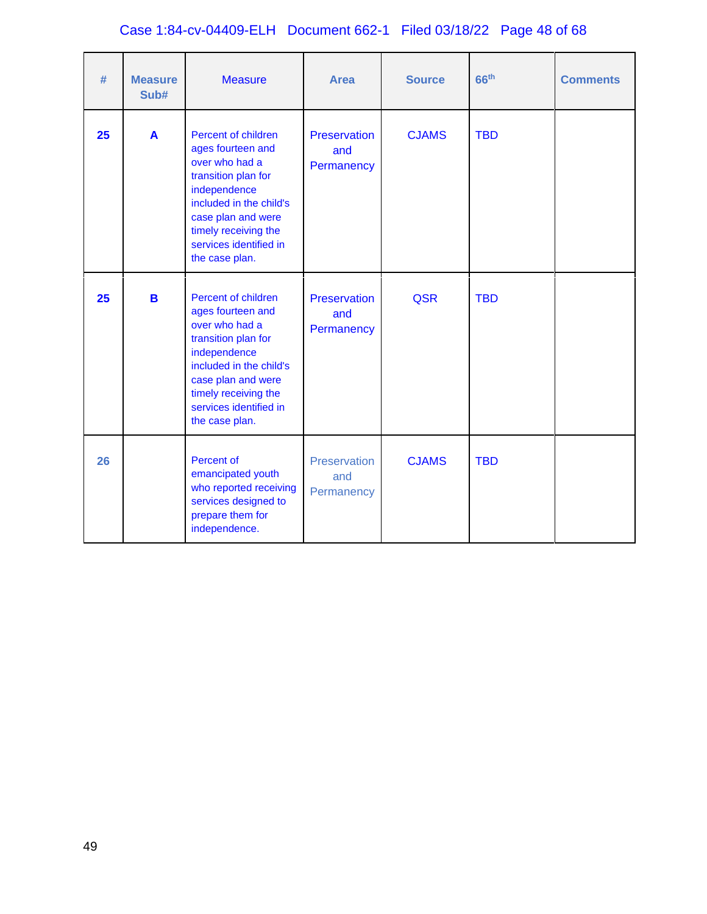| # | Measure Sub# | Measure | Area | Source | 66th | Comments |
|---|---|---|---|---|---|---|
| **25** | **A** | Percent of children ages fourteen and over who had a transition plan for independence included in the child's case plan and were timely receiving the services identified in the case plan. | Preservation and Permanency | CJAMS | TBD | |
| **25** | **B** | Percent of children ages fourteen and over who had a transition plan for independence included in the child's case plan and were timely receiving the services identified in the case plan. | Preservation and Permanency | QSR | TBD | |
| **26** | | Percent of emancipated youth who reported receiving services designed to prepare them for independence. | Preservation and Permanency | CJAMS | TBD | |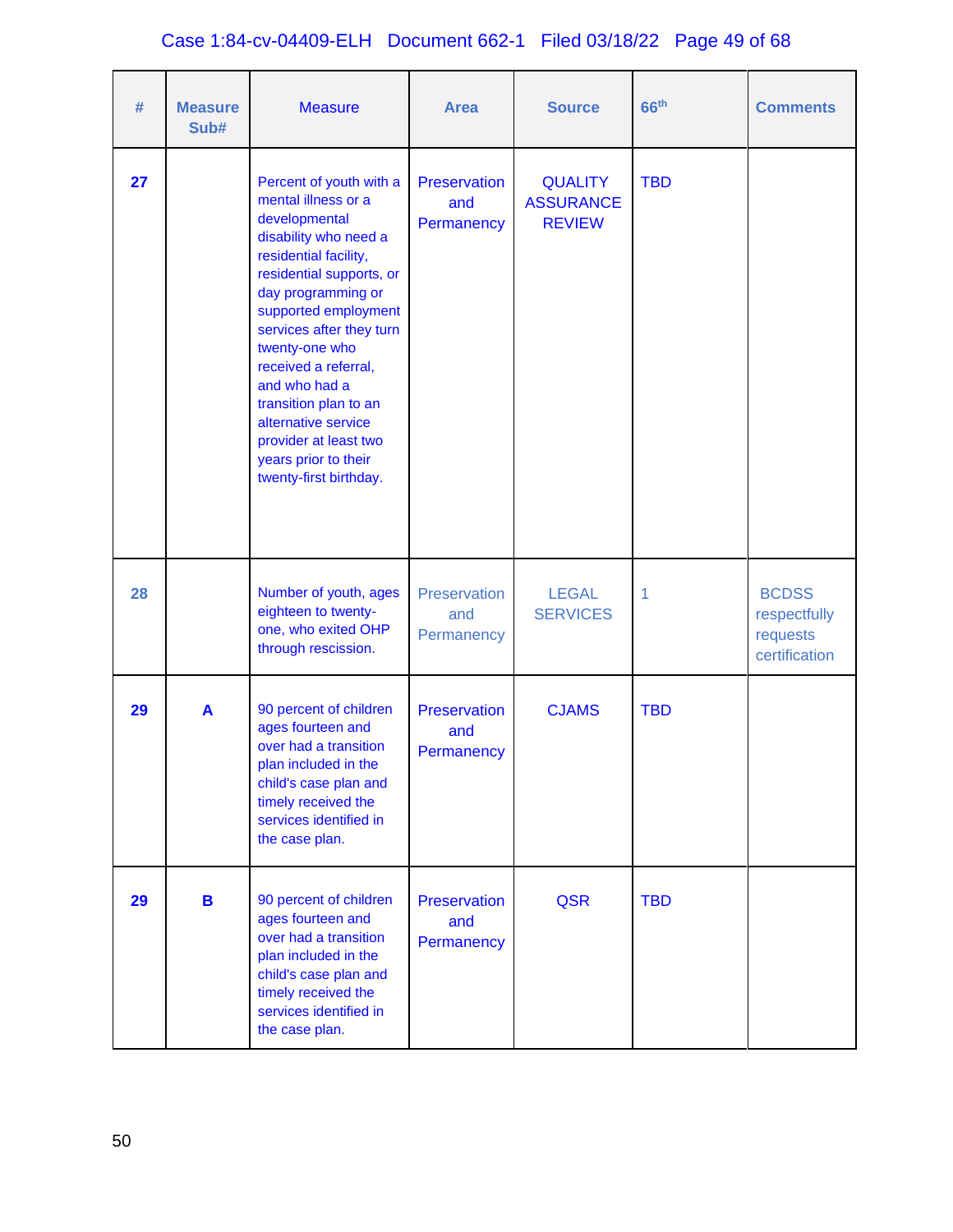| # | Measure Sub# | Measure | Area | Source | 66th | Comments |
|---|---|---|---|---|---|---|
| 27 | | Percent of youth with a mental illness or a developmental disability who need a residential facility, residential supports, or day programming or supported employment services after they turn twenty-one who received a referral, and who had a transition plan to an alternative service provider at least two years prior to their twenty-first birthday. | Preservation and Permanency | QUALITY ASSURANCE REVIEW | TBD | |
| 28 | | Number of youth, ages eighteen to twenty-one, who exited OHP through rescission. | Preservation and Permanency | LEGAL SERVICES | 1 | BCDSS respectfully requests certification |
| 29 | A | 90 percent of children ages fourteen and over had a transition plan included in the child's case plan and timely received the services identified in the case plan. | Preservation and Permanency | CJAMS | TBD | |
| 29 | B | 90 percent of children ages fourteen and over had a transition plan included in the child's case plan and timely received the services identified in the case plan. | Preservation and Permanency | QSR | TBD | |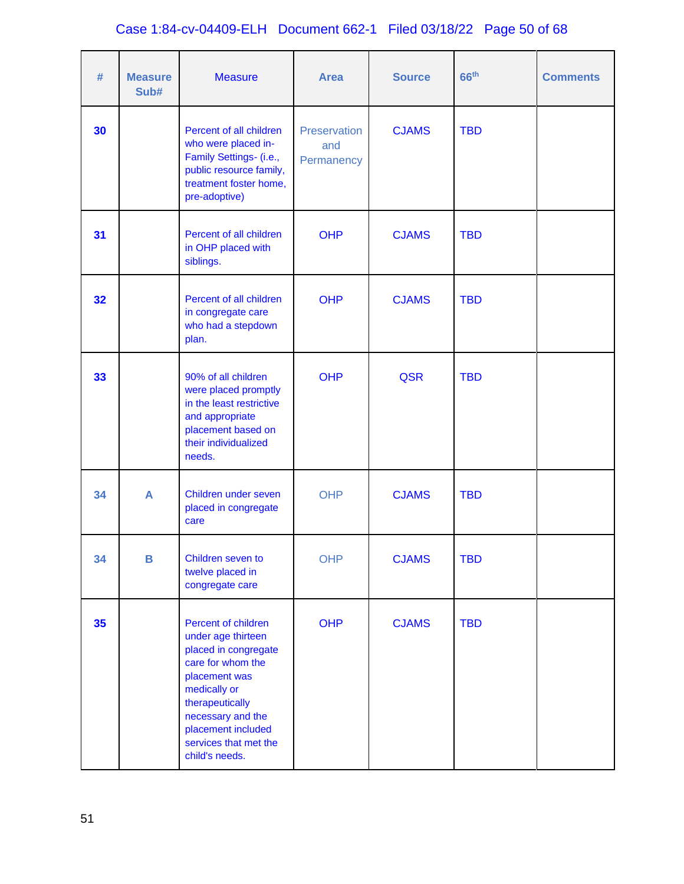| # | Measure Sub# | Measure | Area | Source | 66th | Comments |
|---|---|---|---|---|---|---|
| 30 | | Percent of all children who were placed in-Family Settings- (i.e., public resource family, treatment foster home, pre-adoptive) | Preservation and Permanency | CJAMS | TBD | |
| 31 | | Percent of all children in OHP placed with siblings. | OHP | CJAMS | TBD | |
| 32 | | Percent of all children in congregate care who had a stepdown plan. | OHP | CJAMS | TBD | |
| 33 | | 90% of all children were placed promptly in the least restrictive and appropriate placement based on their individualized needs. | OHP | QSR | TBD | |
| 34 | A | Children under seven placed in congregate care | OHP | CJAMS | TBD | |
| 34 | B | Children seven to twelve placed in congregate care | OHP | CJAMS | TBD | |
| 35 | | Percent of children under age thirteen placed in congregate care for whom the placement was medically or therapeutically necessary and the placement included services that met the child's needs. | OHP | CJAMS | TBD | |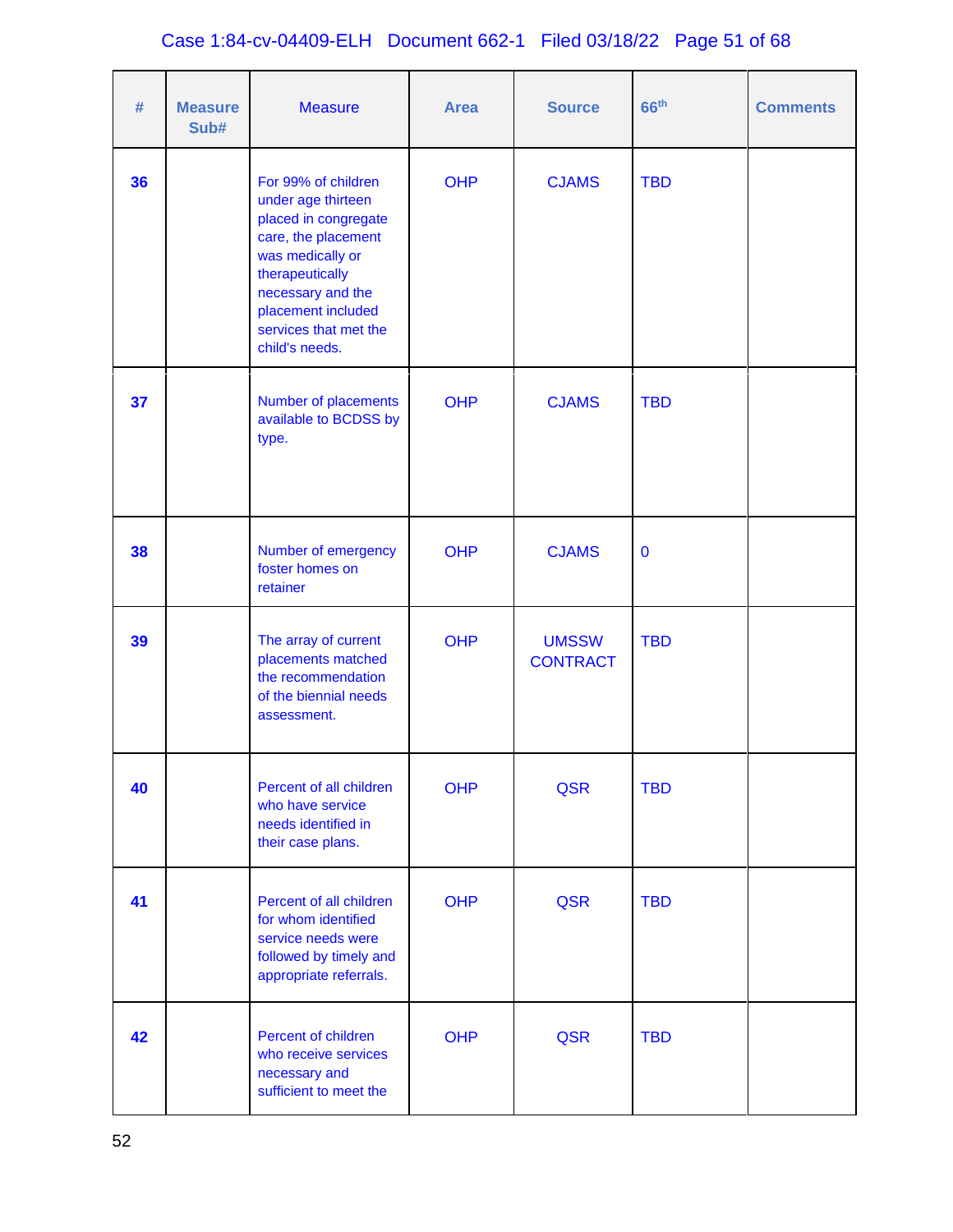| # | Measure Sub# | Measure | Area | Source | 66th | Comments |
|---|---|---|---|---|---|---|
| 36 | | For 99% of children under age thirteen placed in congregate care, the placement was medically or therapeutically necessary and the placement included services that met the child's needs. | OHP | CJAMS | TBD | |
| 37 | | Number of placements available to BCDSS by type. | OHP | CJAMS | TBD | |
| 38 | | Number of emergency foster homes on retainer | OHP | CJAMS | 0 | |
| 39 | | The array of current placements matched the recommendation of the biennial needs assessment. | OHP | UMSSW CONTRACT | TBD | |
| 40 | | Percent of all children who have service needs identified in their case plans. | OHP | QSR | TBD | |
| 41 | | Percent of all children for whom identified service needs were followed by timely and appropriate referrals. | OHP | QSR | TBD | |
| 42 | | Percent of children who receive services necessary and sufficient to meet the | OHP | QSR | TBD | |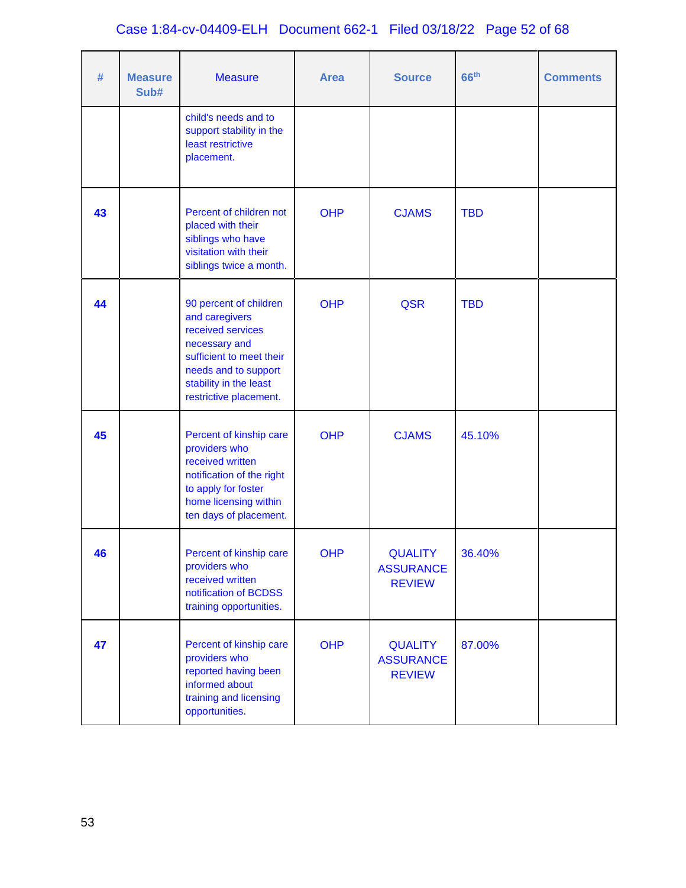| # | Measure Sub# | Measure | Area | Source | 66th | Comments |
|---|---|---|---|---|---|---|
| | | child's needs and to support stability in the least restrictive placement. | | | | |
| 43 | | Percent of children not placed with their siblings who have visitation with their siblings twice a month. | OHP | CJAMS | TBD | |
| 44 | | 90 percent of children and caregivers received services necessary and sufficient to meet their needs and to support stability in the least restrictive placement. | OHP | QSR | TBD | |
| 45 | | Percent of kinship care providers who received written notification of the right to apply for foster home licensing within ten days of placement. | OHP | CJAMS | 45.10% | |
| 46 | | Percent of kinship care providers who received written notification of BCDSS training opportunities. | OHP | QUALITY ASSURANCE REVIEW | 36.40% | |
| 47 | | Percent of kinship care providers who reported having been informed about training and licensing opportunities. | OHP | QUALITY ASSURANCE REVIEW | 87.00% | |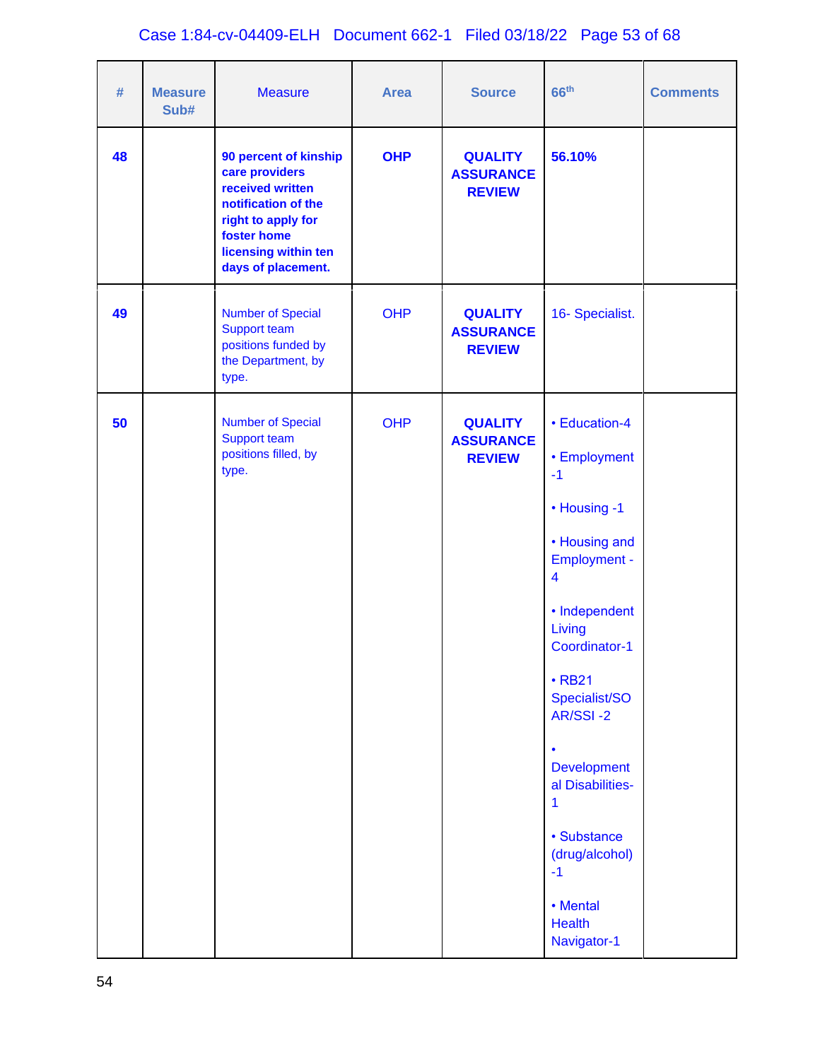| # | Measure Sub# | Measure | Area | Source | 66th | Comments |
|---|---|---|---|---|---|---|
| **48** | | **90 percent of kinship care providers received written notification of the right to apply for foster home licensing within ten days of placement.** | **OHP** | **QUALITY ASSURANCE REVIEW** | **56.10%** | |
| **49** | | Number of Special Support team positions funded by the Department, by type. | OHP | **QUALITY ASSURANCE REVIEW** | 16- Specialist. | |
| **50** | | Number of Special Support team positions filled, by type. | OHP | **QUALITY ASSURANCE REVIEW** | • Education-4<br><br>• Employment -1<br><br>• Housing -1<br><br>• Housing and Employment - 4<br><br>• Independent Living Coordinator-1<br><br>• RB21 Specialist/SOAR/SSI -2<br><br>• Developmental Disabilities-1<br><br>• Substance (drug/alcohol) -1<br><br>• Mental Health Navigator-1 | |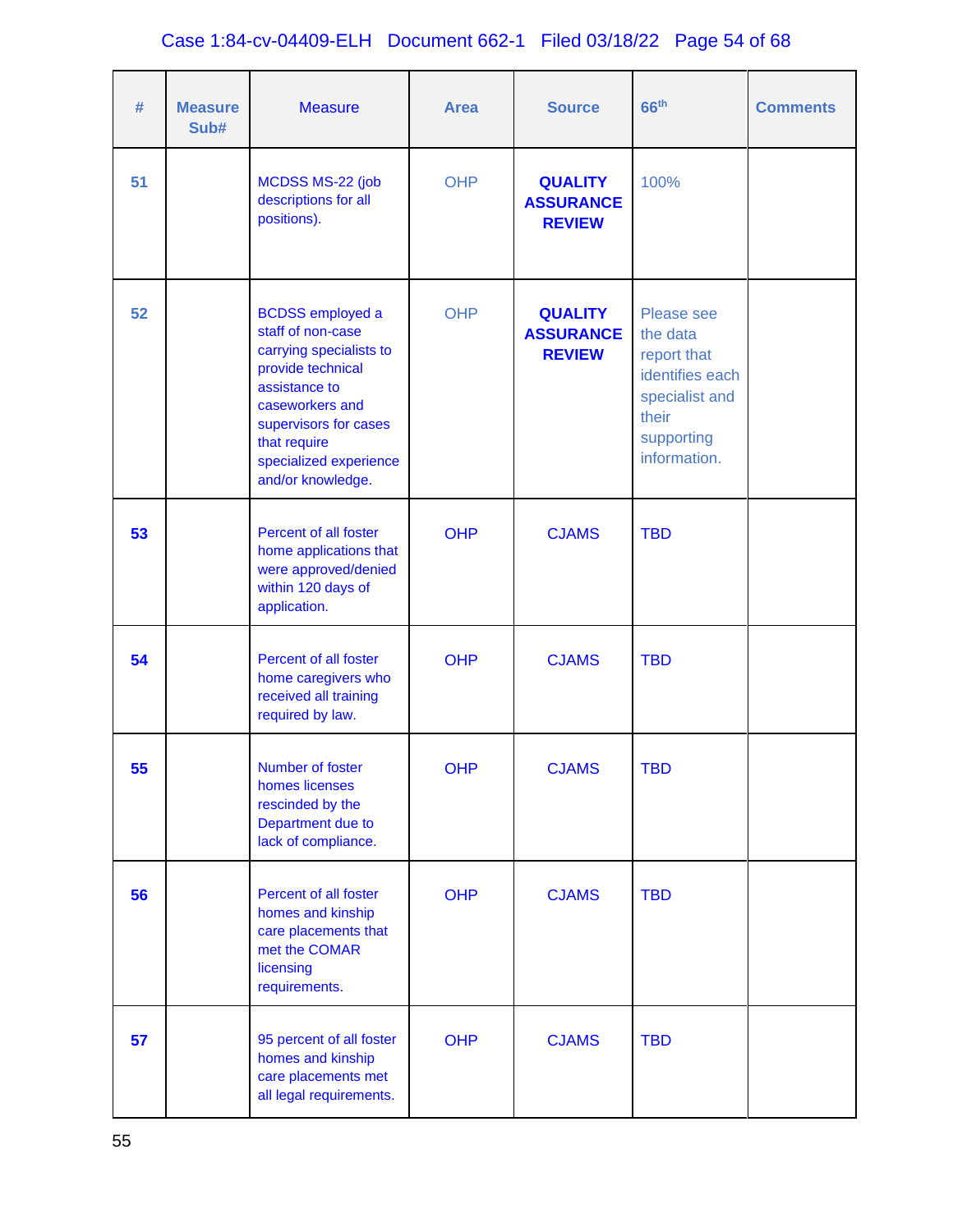| # | Measure Sub# | Measure | Area | Source | 66th | Comments |
|---|---|---|---|---|---|---|
| 51 | | MCDSS MS-22 (job descriptions for all positions). | OHP | **QUALITY ASSURANCE REVIEW** | 100% | |
| 52 | | BCDSS employed a staff of non-case carrying specialists to provide technical assistance to caseworkers and supervisors for cases that require specialized experience and/or knowledge. | OHP | **QUALITY ASSURANCE REVIEW** | Please see the data report that identifies each specialist and their supporting information. | |
| 53 | | Percent of all foster home applications that were approved/denied within 120 days of application. | OHP | CJAMS | TBD | |
| 54 | | Percent of all foster home caregivers who received all training required by law. | OHP | CJAMS | TBD | |
| 55 | | Number of foster homes licenses rescinded by the Department due to lack of compliance. | OHP | CJAMS | TBD | |
| 56 | | Percent of all foster homes and kinship care placements that met the COMAR licensing requirements. | OHP | CJAMS | TBD | |
| 57 | | 95 percent of all foster homes and kinship care placements met all legal requirements. | OHP | CJAMS | TBD | |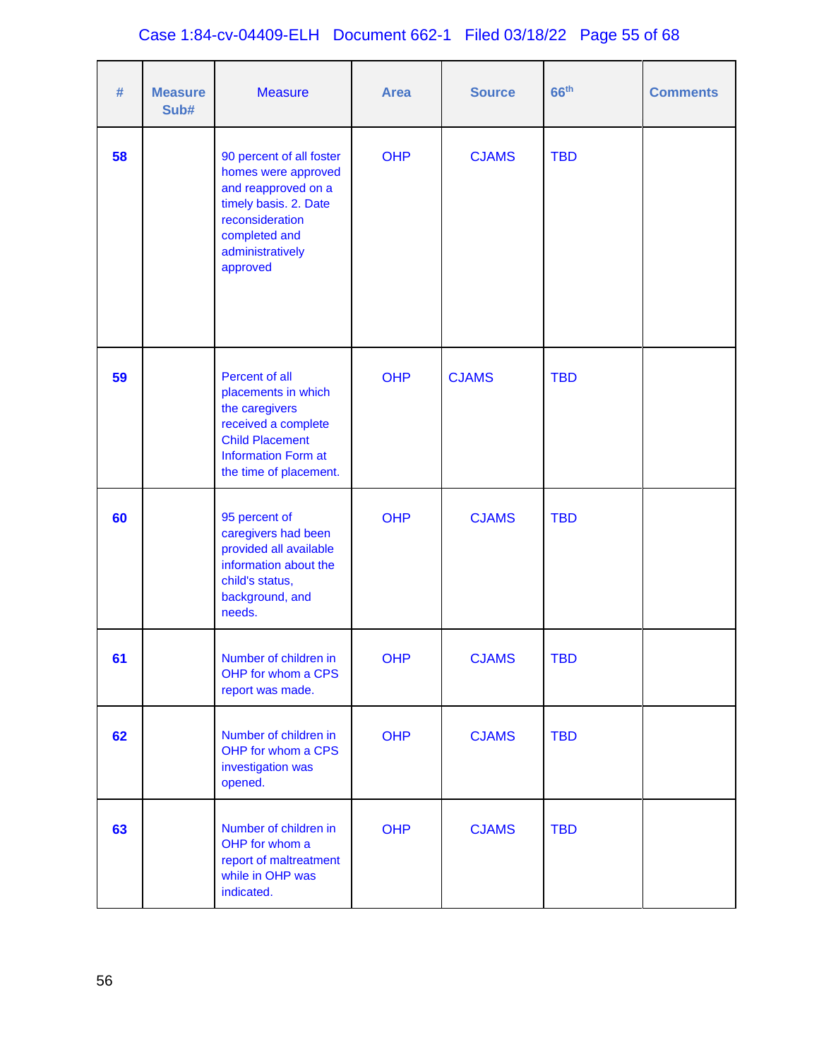| # | Measure Sub# | Measure | Area | Source | 66th | Comments |
|---|---|---|---|---|---|---|
| 58 | | 90 percent of all foster homes were approved and reapproved on a timely basis. 2. Date reconsideration completed and administratively approved | OHP | CJAMS | TBD | |
| 59 | | Percent of all placements in which the caregivers received a complete Child Placement Information Form at the time of placement. | OHP | CJAMS | TBD | |
| 60 | | 95 percent of caregivers had been provided all available information about the child's status, background, and needs. | OHP | CJAMS | TBD | |
| 61 | | Number of children in OHP for whom a CPS report was made. | OHP | CJAMS | TBD | |
| 62 | | Number of children in OHP for whom a CPS investigation was opened. | OHP | CJAMS | TBD | |
| 63 | | Number of children in OHP for whom a report of maltreatment while in OHP was indicated. | OHP | CJAMS | TBD | |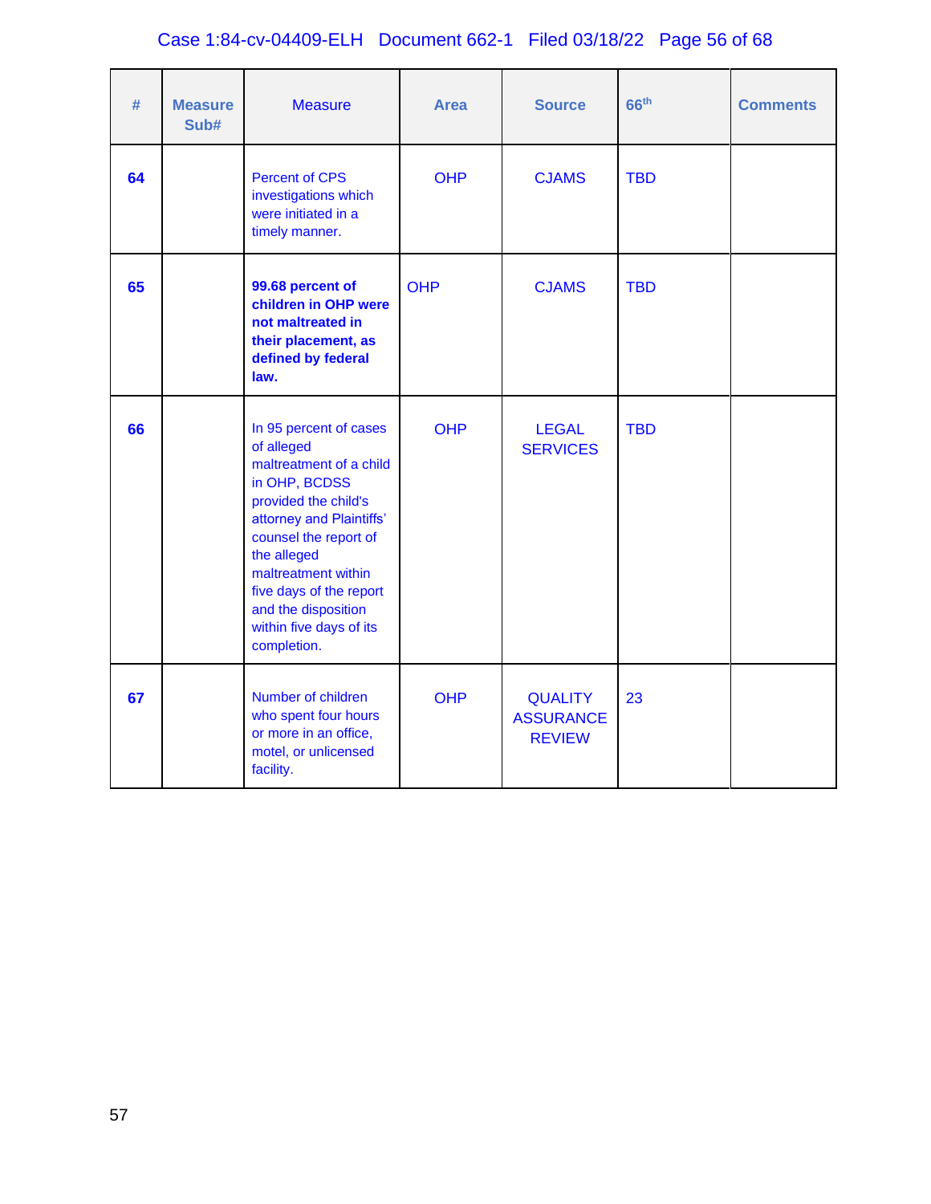| # | Measure Sub# | Measure | Area | Source | 66th | Comments |
|---|---|---|---|---|---|---|
| **64** | | Percent of CPS investigations which were initiated in a timely manner. | OHP | CJAMS | TBD | |
| **65** | | **99.68 percent of children in OHP were not maltreated in their placement, as defined by federal law.** | OHP | CJAMS | TBD | |
| **66** | | In 95 percent of cases of alleged maltreatment of a child in OHP, BCDSS provided the child's attorney and Plaintiffs' counsel the report of the alleged maltreatment within five days of the report and the disposition within five days of its completion. | OHP | LEGAL SERVICES | TBD | |
| **67** | | Number of children who spent four hours or more in an office, motel, or unlicensed facility. | OHP | QUALITY ASSURANCE REVIEW | 23 | |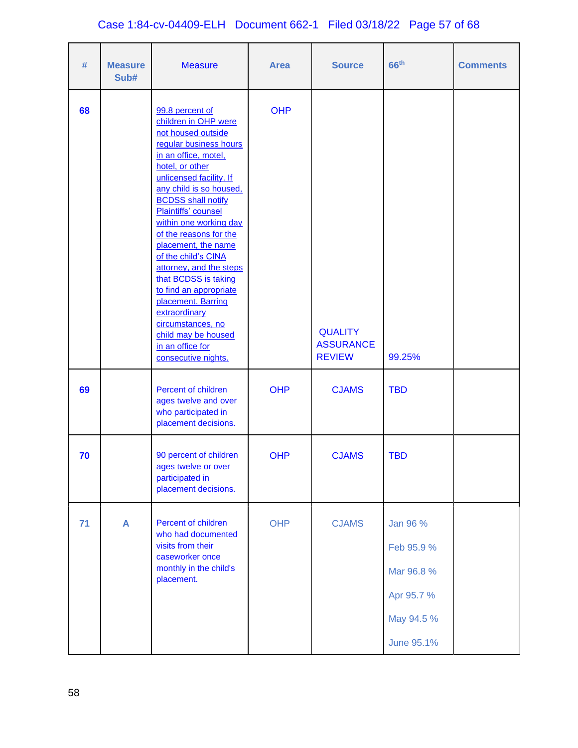| # | Measure Sub# | Measure | Area | Source | 66th | Comments |
|---|---|---|---|---|---|---|
| 68 | | 99.8 percent of children in OHP were not housed outside regular business hours in an office, motel, hotel, or other unlicensed facility. If any child is so housed, BCDSS shall notify Plaintiffs' counsel within one working day of the reasons for the placement, the name of the child's CINA attorney, and the steps that BCDSS is taking to find an appropriate placement. Barring extraordinary circumstances, no child may be housed in an office for consecutive nights. | OHP | QUALITY ASSURANCE REVIEW | 99.25% | |
| 69 | | Percent of children ages twelve and over who participated in placement decisions. | OHP | CJAMS | TBD | |
| 70 | | 90 percent of children ages twelve or over participated in placement decisions. | OHP | CJAMS | TBD | |
| 71 | A | Percent of children who had documented visits from their caseworker once monthly in the child's placement. | OHP | CJAMS | Jan 96 %<br>Feb 95.9 %<br>Mar 96.8 %<br>Apr 95.7 %<br>May 94.5 %<br>June 95.1% | |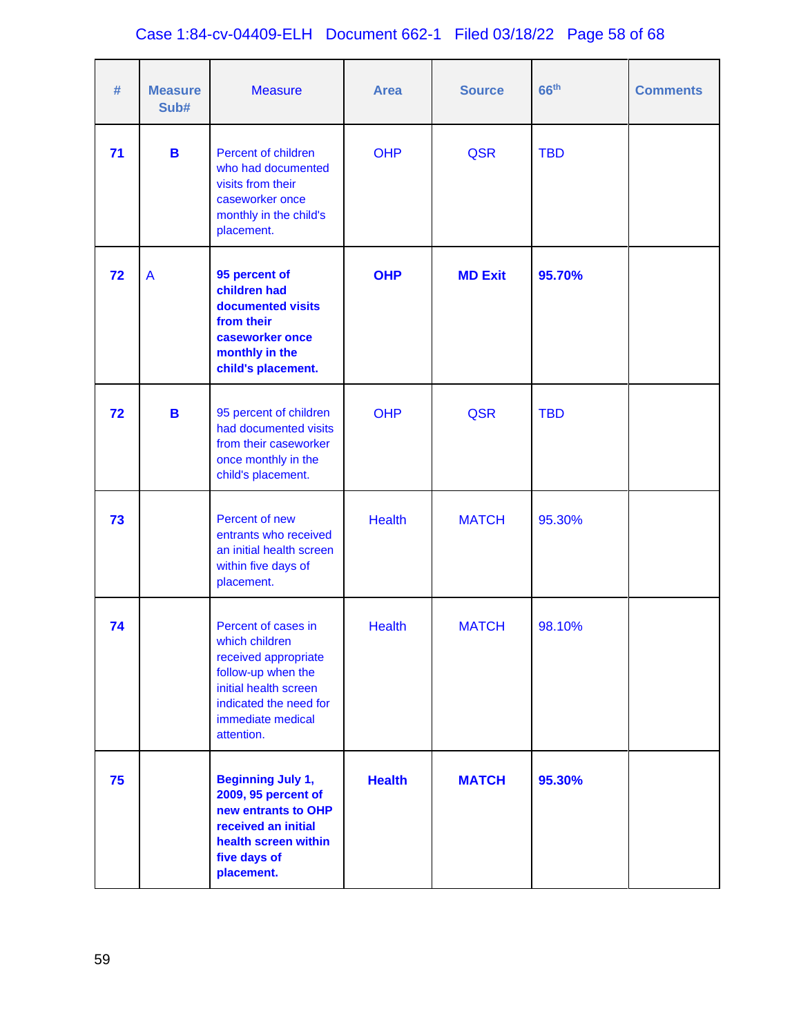| # | Measure Sub# | Measure | Area | Source | 66th | Comments |
|---|---|---|---|---|---|---|
| **71** | **B** | Percent of children who had documented visits from their caseworker once monthly in the child's placement. | OHP | QSR | TBD | |
| **72** | A | **95 percent of children had documented visits from their caseworker once monthly in the child's placement.** | **OHP** | **MD Exit** | **95.70%** | |
| **72** | **B** | 95 percent of children had documented visits from their caseworker once monthly in the child's placement. | OHP | QSR | TBD | |
| **73** | | Percent of new entrants who received an initial health screen within five days of placement. | Health | MATCH | 95.30% | |
| **74** | | Percent of cases in which children received appropriate follow-up when the initial health screen indicated the need for immediate medical attention. | Health | MATCH | 98.10% | |
| **75** | | **Beginning July 1, 2009, 95 percent of new entrants to OHP received an initial health screen within five days of placement.** | **Health** | **MATCH** | **95.30%** | |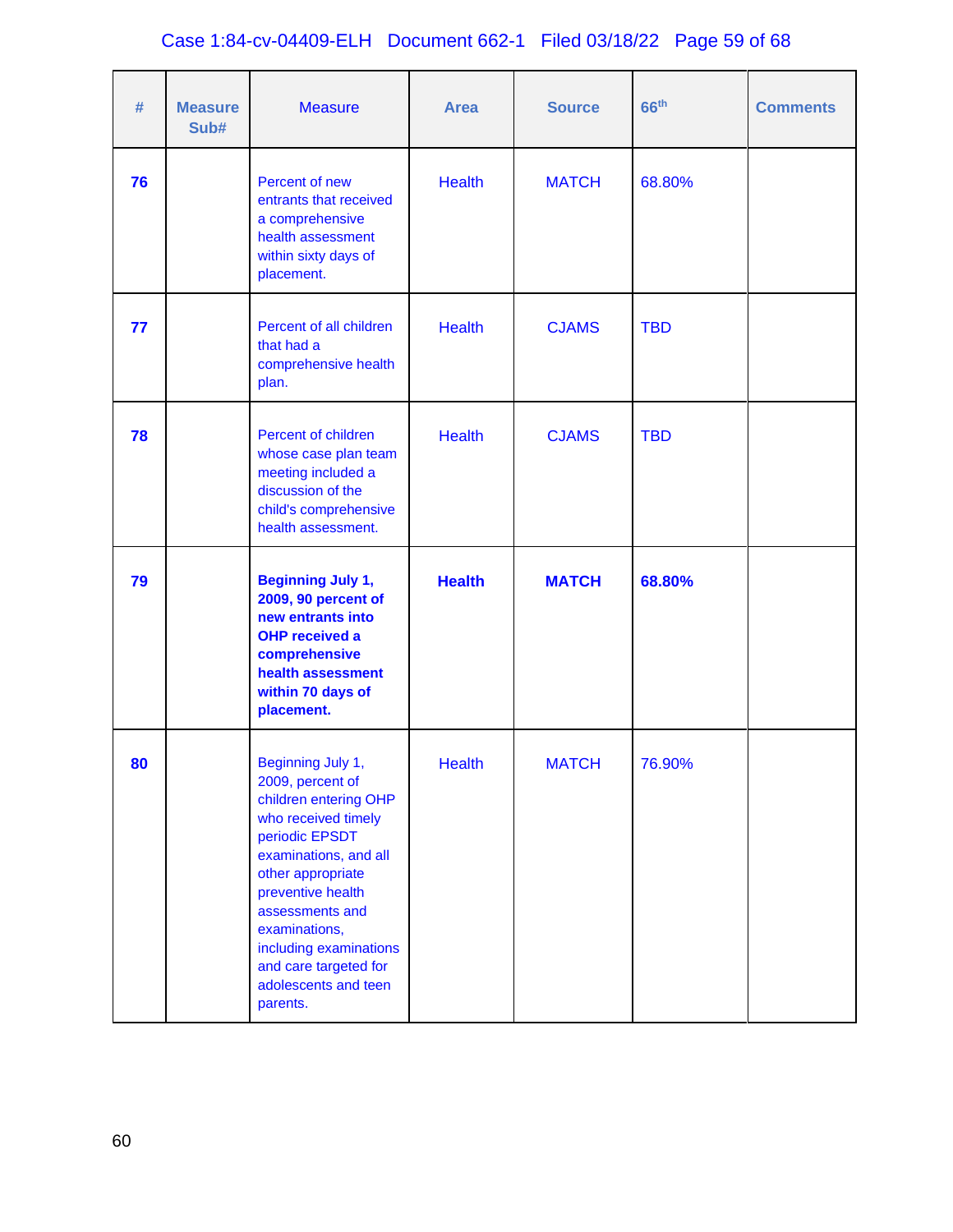| # | Measure Sub# | Measure | Area | Source | 66th | Comments |
|---|---|---|---|---|---|---|
| 76 | | Percent of new entrants that received a comprehensive health assessment within sixty days of placement. | Health | MATCH | 68.80% | |
| 77 | | Percent of all children that had a comprehensive health plan. | Health | CJAMS | TBD | |
| 78 | | Percent of children whose case plan team meeting included a discussion of the child's comprehensive health assessment. | Health | CJAMS | TBD | |
| **79** | | **Beginning July 1, 2009, 90 percent of new entrants into OHP received a comprehensive health assessment within 70 days of placement.** | **Health** | **MATCH** | **68.80%** | |
| 80 | | Beginning July 1, 2009, percent of children entering OHP who received timely periodic EPSDT examinations, and all other appropriate preventive health assessments and examinations, including examinations and care targeted for adolescents and teen parents. | Health | MATCH | 76.90% | |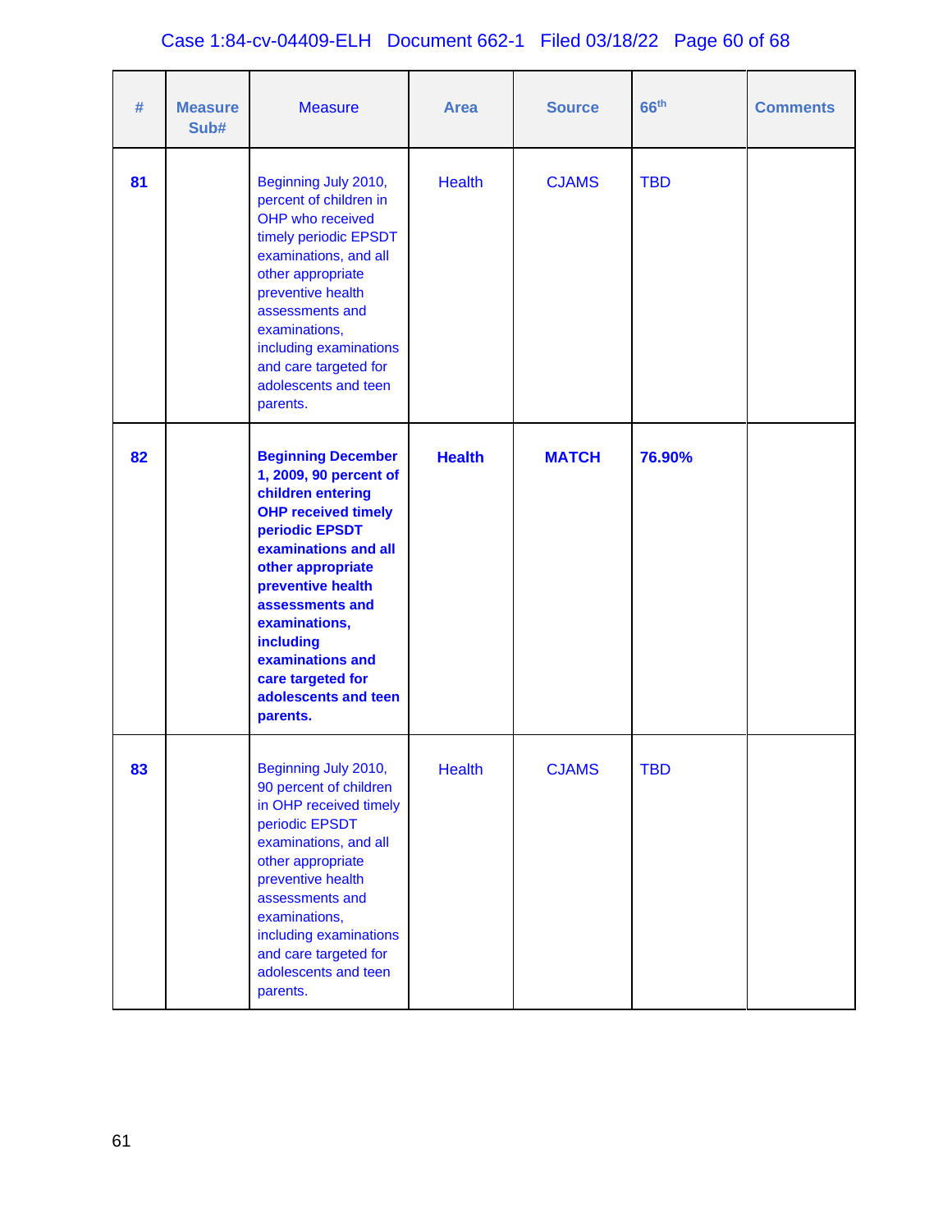| # | Measure Sub# | Measure | Area | Source | 66th | Comments |
|---|---|---|---|---|---|---|
| 81 | | Beginning July 2010, percent of children in OHP who received timely periodic EPSDT examinations, and all other appropriate preventive health assessments and examinations, including examinations and care targeted for adolescents and teen parents. | Health | CJAMS | TBD | |
| **82** | | **Beginning December 1, 2009, 90 percent of children entering OHP received timely periodic EPSDT examinations and all other appropriate preventive health assessments and examinations, including examinations and care targeted for adolescents and teen parents.** | **Health** | **MATCH** | **76.90%** | |
| 83 | | Beginning July 2010, 90 percent of children in OHP received timely periodic EPSDT examinations, and all other appropriate preventive health assessments and examinations, including examinations and care targeted for adolescents and teen parents. | Health | CJAMS | TBD | |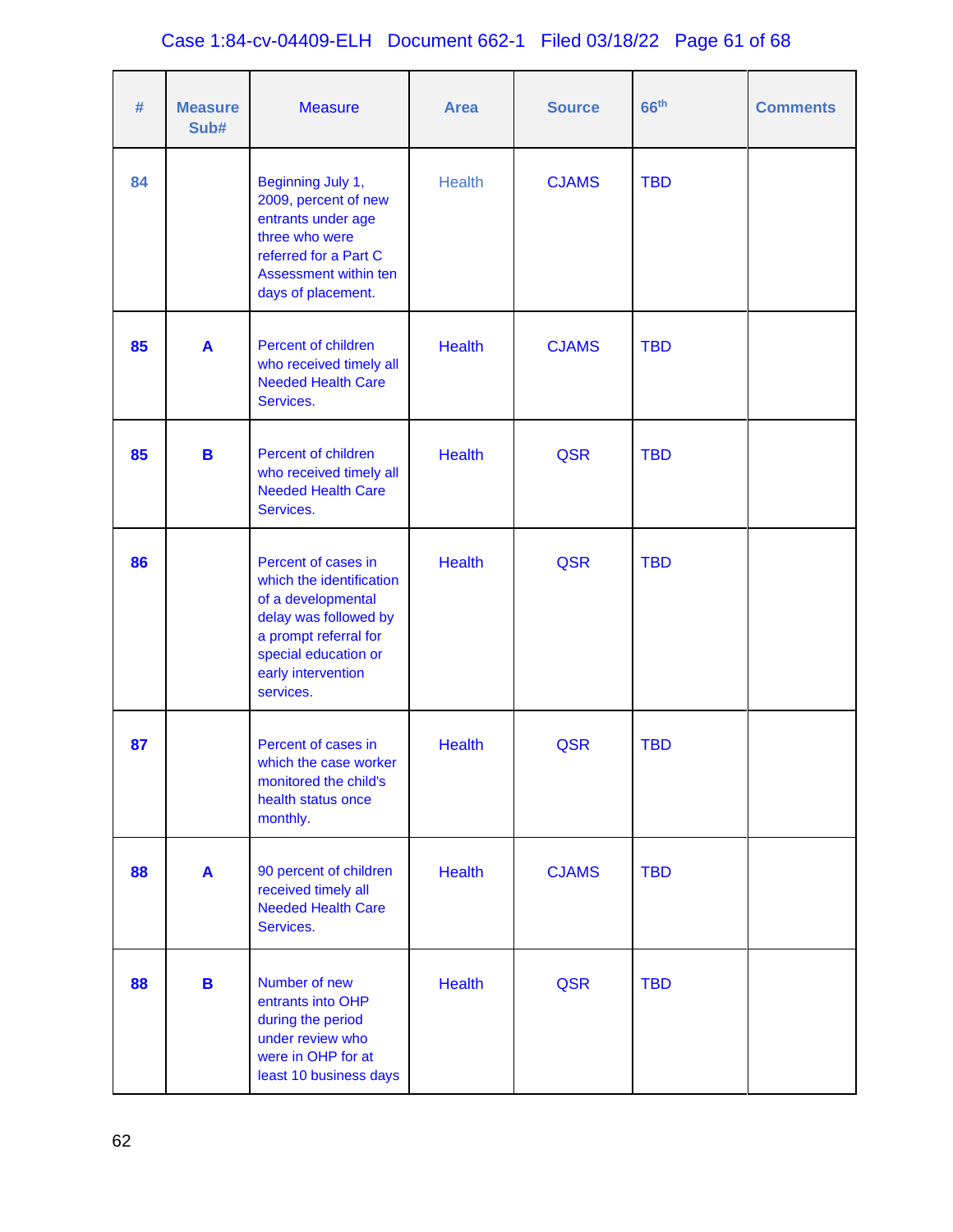| # | Measure Sub# | Measure | Area | Source | 66th | Comments |
|---|---|---|---|---|---|---|
| 84 | | Beginning July 1, 2009, percent of new entrants under age three who were referred for a Part C Assessment within ten days of placement. | Health | CJAMS | TBD | |
| 85 | A | Percent of children who received timely all Needed Health Care Services. | Health | CJAMS | TBD | |
| 85 | B | Percent of children who received timely all Needed Health Care Services. | Health | QSR | TBD | |
| 86 | | Percent of cases in which the identification of a developmental delay was followed by a prompt referral for special education or early intervention services. | Health | QSR | TBD | |
| 87 | | Percent of cases in which the case worker monitored the child's health status once monthly. | Health | QSR | TBD | |
| 88 | A | 90 percent of children received timely all Needed Health Care Services. | Health | CJAMS | TBD | |
| 88 | B | Number of new entrants into OHP during the period under review who were in OHP for at least 10 business days | Health | QSR | TBD | |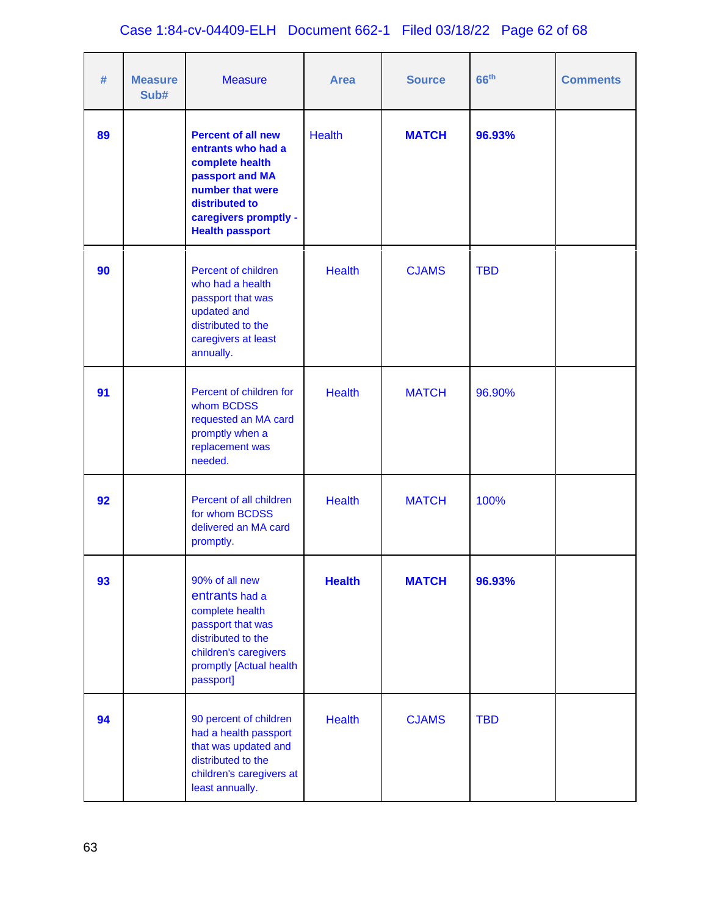| # | Measure Sub# | Measure | Area | Source | 66th | Comments |
|---|---|---|---|---|---|---|
| **89** | | **Percent of all new entrants who had a complete health passport and MA number that were distributed to caregivers promptly - Health passport** | Health | **MATCH** | **96.93%** | |
| **90** | | Percent of children who had a health passport that was updated and distributed to the caregivers at least annually. | Health | CJAMS | TBD | |
| **91** | | Percent of children for whom BCDSS requested an MA card promptly when a replacement was needed. | Health | MATCH | 96.90% | |
| **92** | | Percent of all children for whom BCDSS delivered an MA card promptly. | Health | MATCH | 100% | |
| **93** | | 90% of all new entrants had a complete health passport that was distributed to the children's caregivers promptly [Actual health passport] | **Health** | **MATCH** | **96.93%** | |
| **94** | | 90 percent of children had a health passport that was updated and distributed to the children's caregivers at least annually. | Health | CJAMS | TBD | |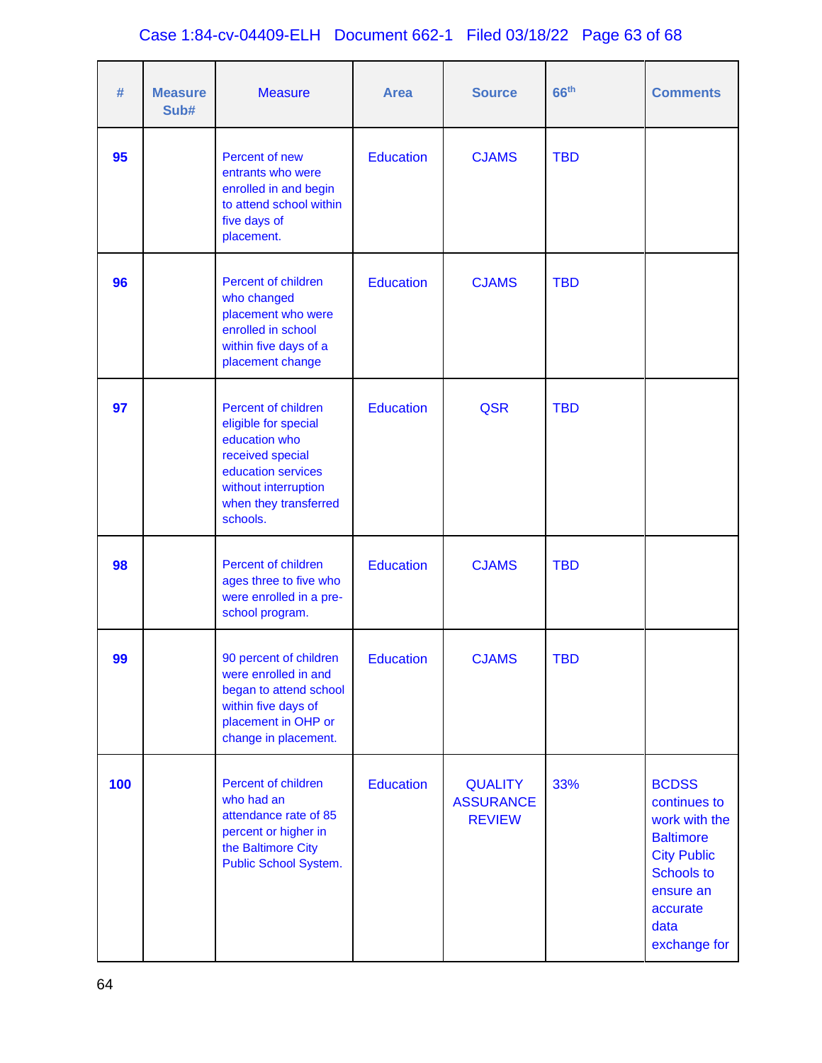| # | Measure Sub# | Measure | Area | Source | 66th | Comments |
|---|---|---|---|---|---|---|
| 95 | | Percent of new entrants who were enrolled in and begin to attend school within five days of placement. | Education | CJAMS | TBD | |
| 96 | | Percent of children who changed placement who were enrolled in school within five days of a placement change | Education | CJAMS | TBD | |
| 97 | | Percent of children eligible for special education who received special education services without interruption when they transferred schools. | Education | QSR | TBD | |
| 98 | | Percent of children ages three to five who were enrolled in a pre-school program. | Education | CJAMS | TBD | |
| 99 | | 90 percent of children were enrolled in and began to attend school within five days of placement in OHP or change in placement. | Education | CJAMS | TBD | |
| 100 | | Percent of children who had an attendance rate of 85 percent or higher in the Baltimore City Public School System. | Education | QUALITY ASSURANCE REVIEW | 33% | BCDSS continues to work with the Baltimore City Public Schools to ensure an accurate data exchange for |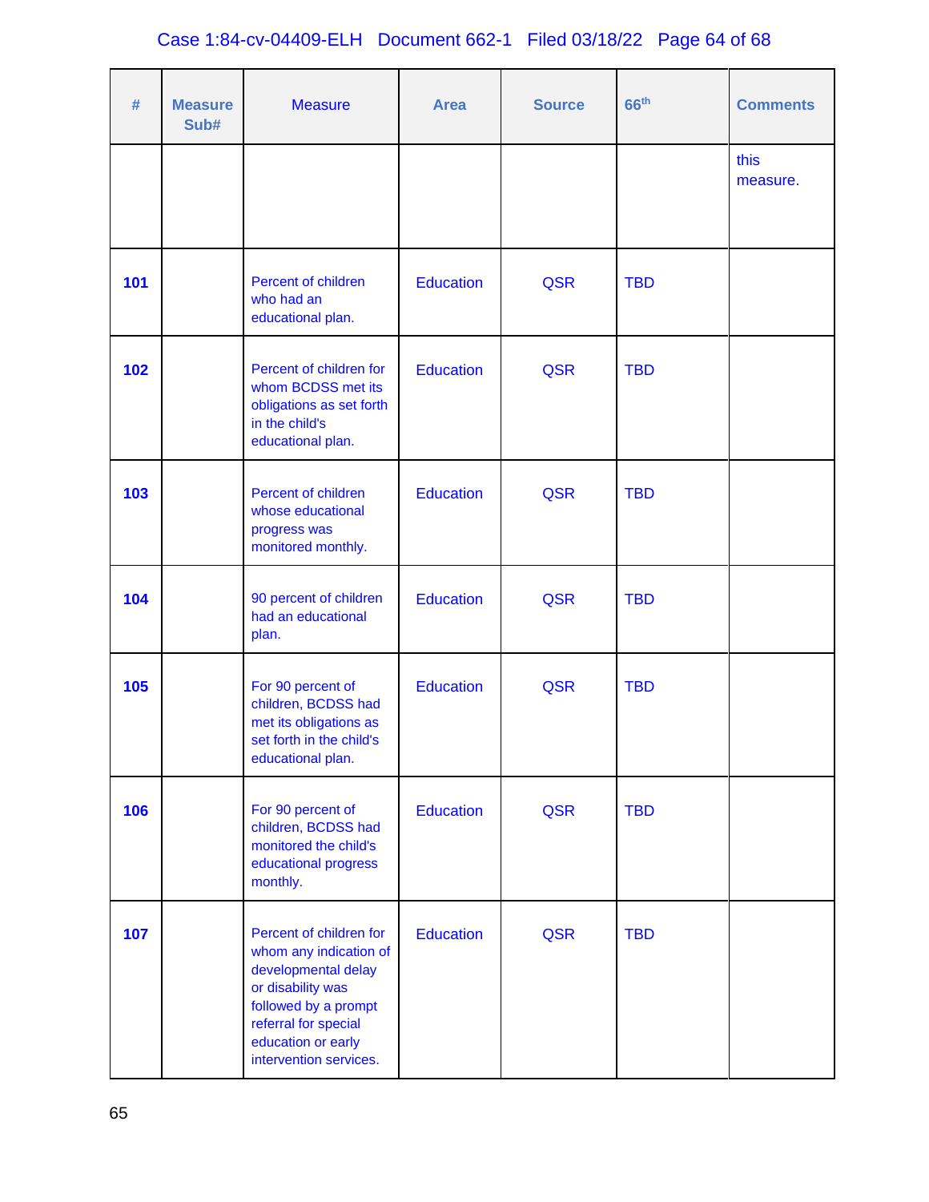| # | Measure Sub# | Measure | Area | Source | 66th | Comments |
|---|---|---|---|---|---|---|
| | | | | | | this measure. |
| 101 | | Percent of children who had an educational plan. | Education | QSR | TBD | |
| 102 | | Percent of children for whom BCDSS met its obligations as set forth in the child's educational plan. | Education | QSR | TBD | |
| 103 | | Percent of children whose educational progress was monitored monthly. | Education | QSR | TBD | |
| 104 | | 90 percent of children had an educational plan. | Education | QSR | TBD | |
| 105 | | For 90 percent of children, BCDSS had met its obligations as set forth in the child's educational plan. | Education | QSR | TBD | |
| 106 | | For 90 percent of children, BCDSS had monitored the child's educational progress monthly. | Education | QSR | TBD | |
| 107 | | Percent of children for whom any indication of developmental delay or disability was followed by a prompt referral for special education or early intervention services. | Education | QSR | TBD | |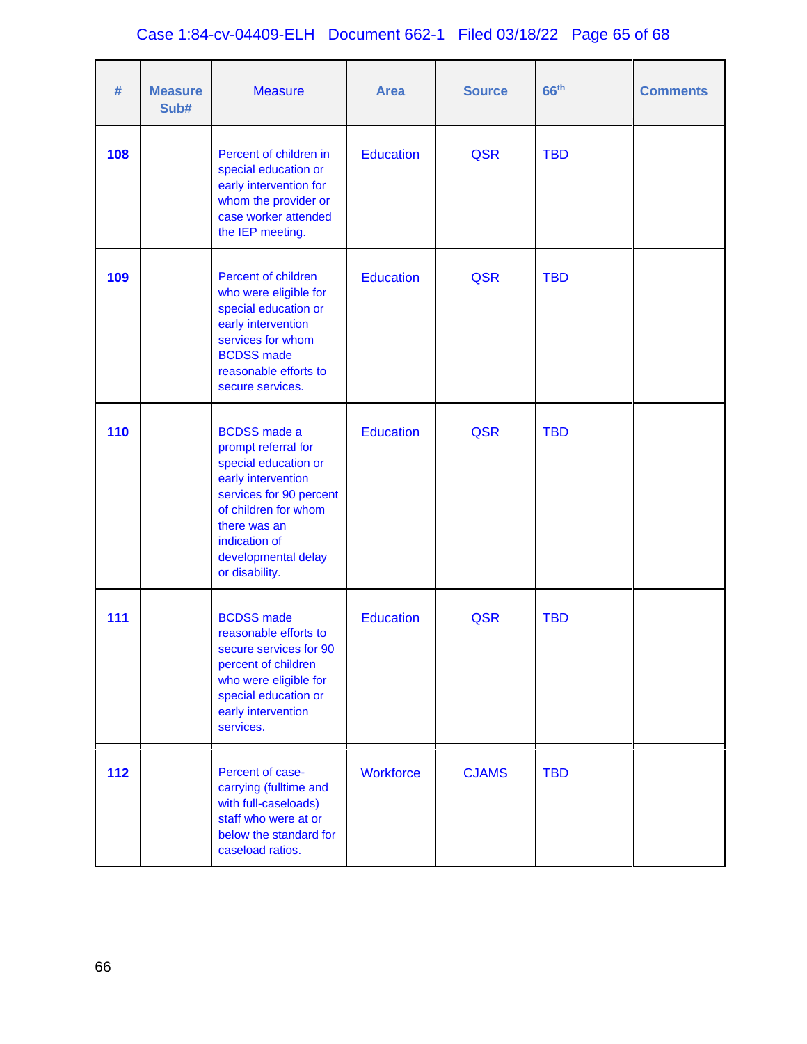| # | Measure Sub# | Measure | Area | Source | 66th | Comments |
|---|---|---|---|---|---|---|
| **108** | | Percent of children in special education or early intervention for whom the provider or case worker attended the IEP meeting. | Education | QSR | TBD | |
| **109** | | Percent of children who were eligible for special education or early intervention services for whom BCDSS made reasonable efforts to secure services. | Education | QSR | TBD | |
| **110** | | BCDSS made a prompt referral for special education or early intervention services for 90 percent of children for whom there was an indication of developmental delay or disability. | Education | QSR | TBD | |
| **111** | | BCDSS made reasonable efforts to secure services for 90 percent of children who were eligible for special education or early intervention services. | Education | QSR | TBD | |
| **112** | | Percent of case-carrying (fulltime and with full-caseloads) staff who were at or below the standard for caseload ratios. | Workforce | CJAMS | TBD | |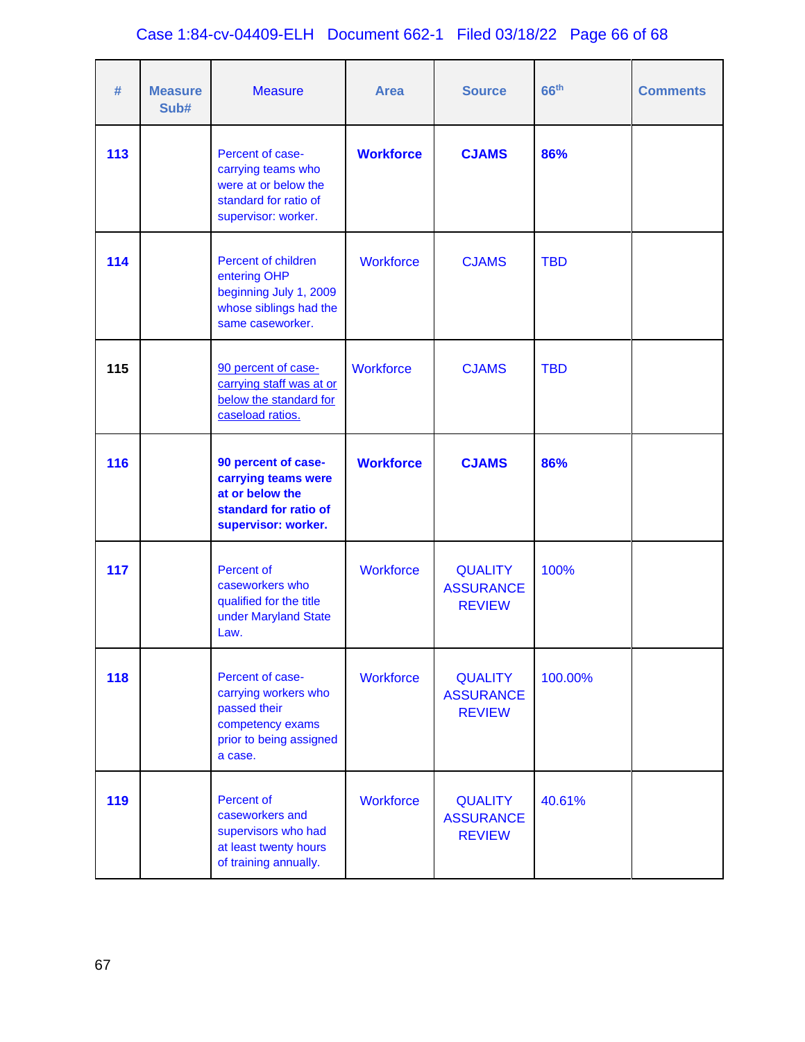| # | Measure Sub# | Measure | Area | Source | 66th | Comments |
|---|---|---|---|---|---|---|
| **113** | | Percent of case-carrying teams who were at or below the standard for ratio of supervisor: worker. | **Workforce** | **CJAMS** | **86%** | |
| **114** | | Percent of children entering OHP beginning July 1, 2009 whose siblings had the same caseworker. | Workforce | CJAMS | TBD | |
| **115** | | 90 percent of case-carrying staff was at or below the standard for caseload ratios. | Workforce | CJAMS | TBD | |
| **116** | | **90 percent of case-carrying teams were at or below the standard for ratio of supervisor: worker.** | **Workforce** | **CJAMS** | **86%** | |
| **117** | | Percent of caseworkers who qualified for the title under Maryland State Law. | Workforce | QUALITY ASSURANCE REVIEW | 100% | |
| **118** | | Percent of case-carrying workers who passed their competency exams prior to being assigned a case. | Workforce | QUALITY ASSURANCE REVIEW | 100.00% | |
| **119** | | Percent of caseworkers and supervisors who had at least twenty hours of training annually. | Workforce | QUALITY ASSURANCE REVIEW | 40.61% | |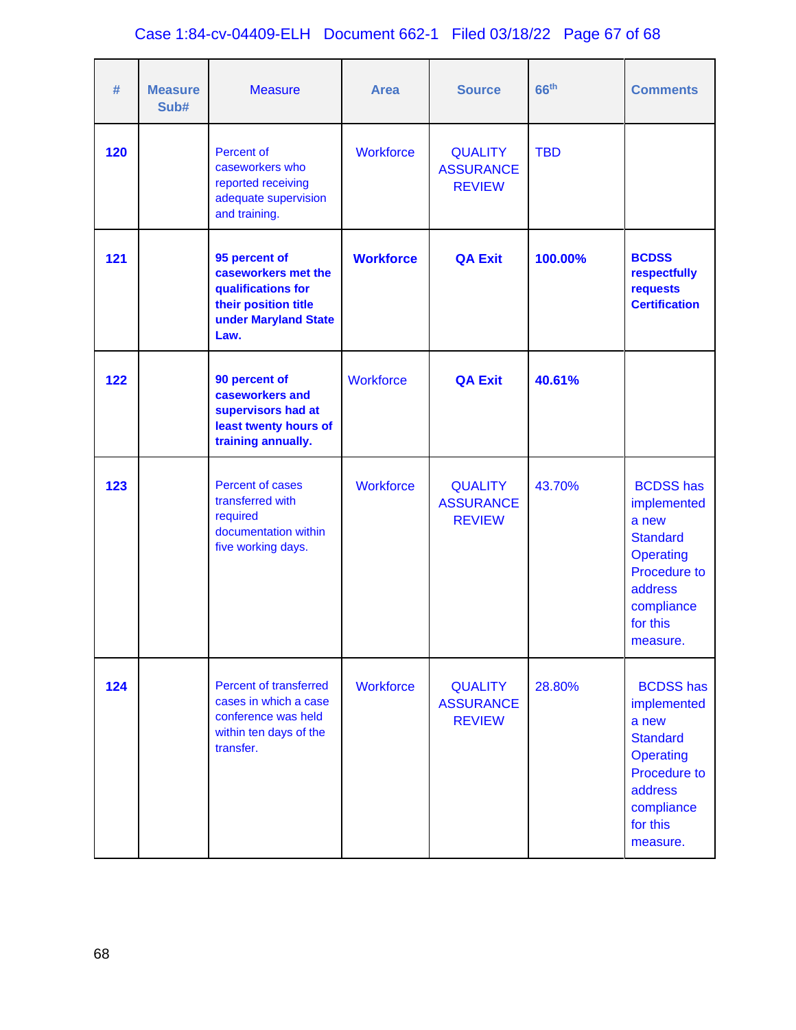| # | Measure Sub# | Measure | Area | Source | 66th | Comments |
|---|---|---|---|---|---|---|
| 120 | | Percent of caseworkers who reported receiving adequate supervision and training. | Workforce | QUALITY ASSURANCE REVIEW | TBD | |
| 121 | | **95 percent of caseworkers met the qualifications for their position title under Maryland State Law.** | **Workforce** | **QA Exit** | **100.00%** | **BCDSS respectfully requests Certification** |
| 122 | | **90 percent of caseworkers and supervisors had at least twenty hours of training annually.** | Workforce | **QA Exit** | **40.61%** | |
| 123 | | Percent of cases transferred with required documentation within five working days. | Workforce | QUALITY ASSURANCE REVIEW | 43.70% | BCDSS has implemented a new Standard Operating Procedure to address compliance for this measure. |
| 124 | | Percent of transferred cases in which a case conference was held within ten days of the transfer. | Workforce | QUALITY ASSURANCE REVIEW | 28.80% | BCDSS has implemented a new Standard Operating Procedure to address compliance for this measure. |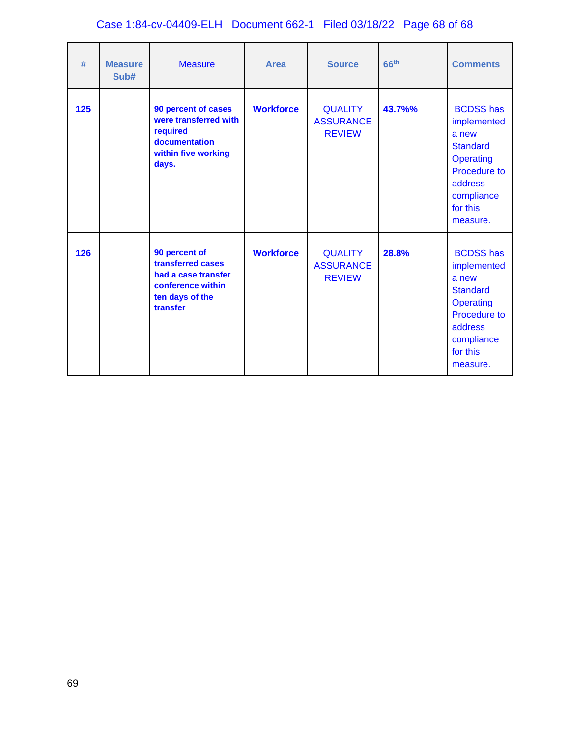| # | Measure Sub# | Measure | Area | Source | 66th | Comments |
|---|---|---|---|---|---|---|
| **125** | | **90 percent of cases were transferred with required documentation within five working days.** | **Workforce** | QUALITY ASSURANCE REVIEW | **43.7%%** | BCDSS has implemented a new Standard Operating Procedure to address compliance for this measure. |
| **126** | | **90 percent of transferred cases had a case transfer conference within ten days of the transfer** | **Workforce** | QUALITY ASSURANCE REVIEW | **28.8%** | BCDSS has implemented a new Standard Operating Procedure to address compliance for this measure. |